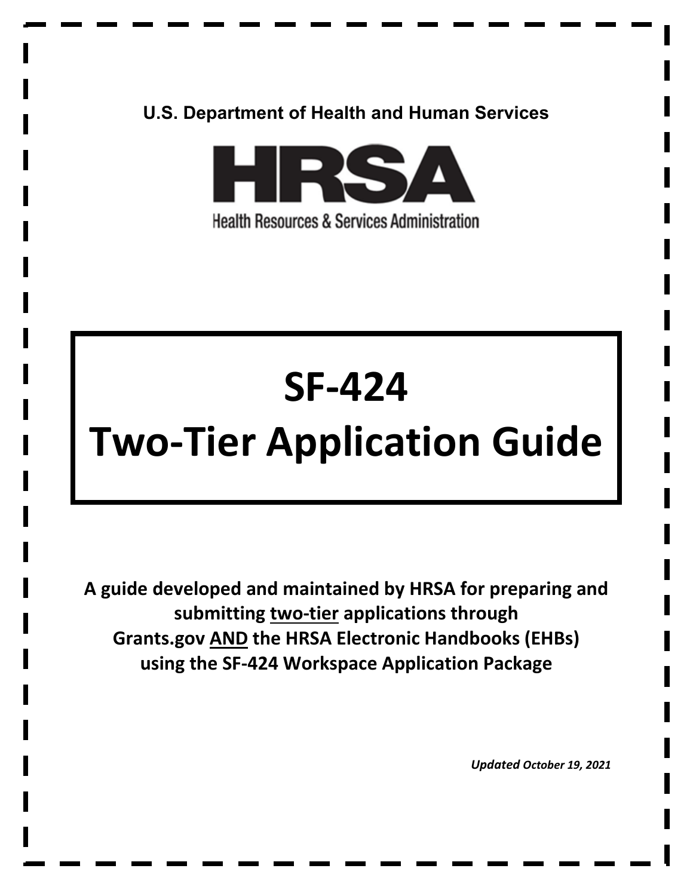U.S. Department of Health and Human Services

HRSA

Health Resources & Services Administration

# SF-424 Two-Tier Application Guide

**A guide developed and maintained by HRSA for preparing and submitting two-tier applications through Grants.gov AND the HRSA Electronic Handbooks (EHBs) using the SF-424 Workspace Application Package**

***Updated October 19, 2021***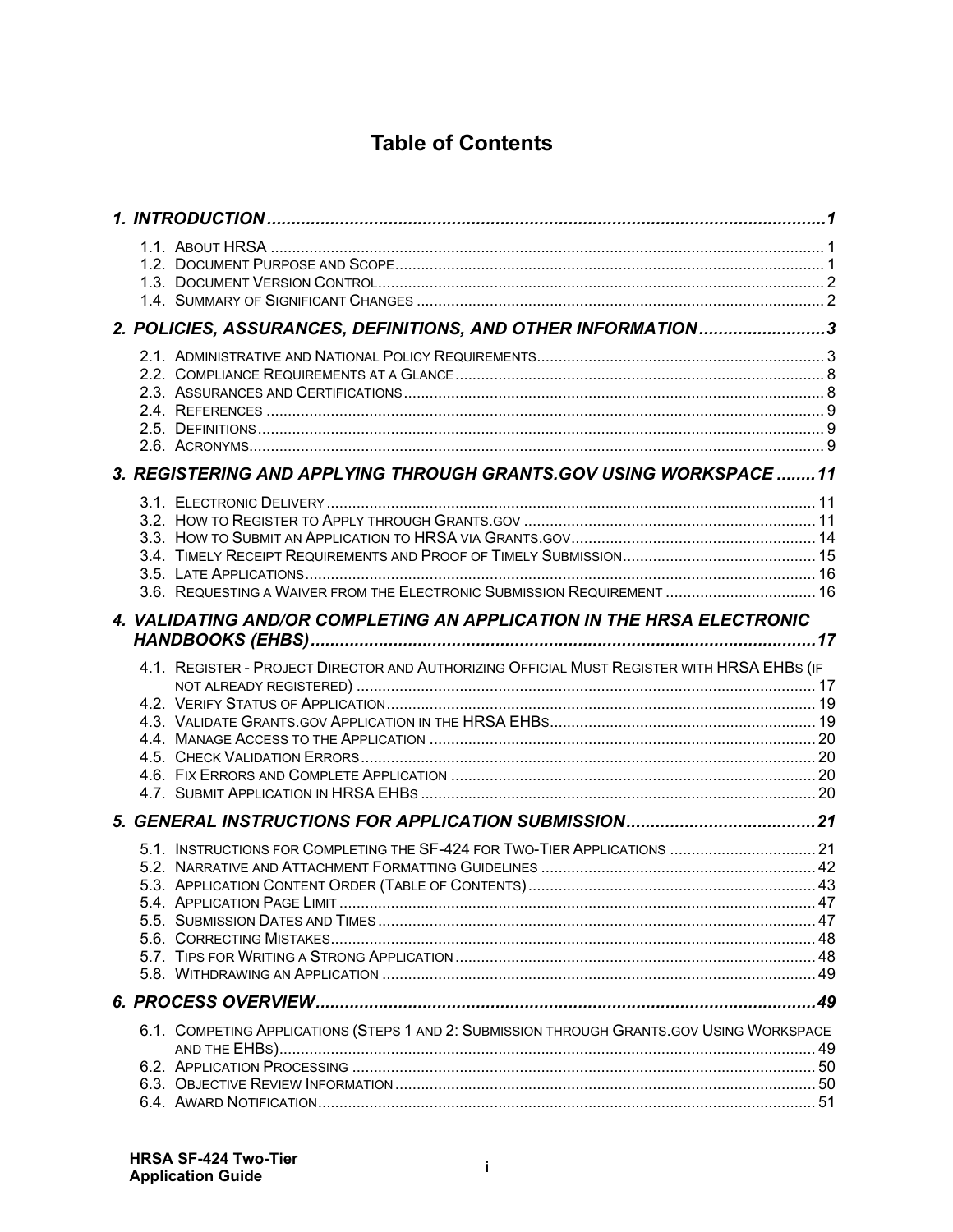# Table of Contents

**1. INTRODUCTION ..... 1**

- 1.1. About HRSA ..... 1
- 1.2. Document Purpose and Scope ..... 1
- 1.3. Document Version Control ..... 2
- 1.4. Summary of Significant Changes ..... 2

**2. POLICIES, ASSURANCES, DEFINITIONS, AND OTHER INFORMATION ..... 3**

- 2.1. Administrative and National Policy Requirements ..... 3
- 2.2. Compliance Requirements at a Glance ..... 8
- 2.3. Assurances and Certifications ..... 8
- 2.4. References ..... 9
- 2.5. Definitions ..... 9
- 2.6. Acronyms ..... 9

**3. REGISTERING AND APPLYING THROUGH GRANTS.GOV USING WORKSPACE ..... 11**

- 3.1. Electronic Delivery ..... 11
- 3.2. How to Register to Apply through Grants.gov ..... 11
- 3.3. How to Submit an Application to HRSA via Grants.gov ..... 14
- 3.4. Timely Receipt Requirements and Proof of Timely Submission ..... 15
- 3.5. Late Applications ..... 16
- 3.6. Requesting a Waiver from the Electronic Submission Requirement ..... 16

**4. VALIDATING AND/OR COMPLETING AN APPLICATION IN THE HRSA ELECTRONIC HANDBOOKS (EHBS) ..... 17**

- 4.1. Register - Project Director and Authorizing Official Must Register with HRSA EHBs (if not already registered) ..... 17
- 4.2. Verify Status of Application ..... 19
- 4.3. Validate Grants.gov Application in the HRSA EHBs ..... 19
- 4.4. Manage Access to the Application ..... 20
- 4.5. Check Validation Errors ..... 20
- 4.6. Fix Errors and Complete Application ..... 20
- 4.7. Submit Application in HRSA EHBs ..... 20

**5. GENERAL INSTRUCTIONS FOR APPLICATION SUBMISSION ..... 21**

- 5.1. Instructions for Completing the SF-424 for Two-Tier Applications ..... 21
- 5.2. Narrative and Attachment Formatting Guidelines ..... 42
- 5.3. Application Content Order (Table of Contents) ..... 43
- 5.4. Application Page Limit ..... 47
- 5.5. Submission Dates and Times ..... 47
- 5.6. Correcting Mistakes ..... 48
- 5.7. Tips for Writing a Strong Application ..... 48
- 5.8. Withdrawing an Application ..... 49

**6. PROCESS OVERVIEW ..... 49**

- 6.1. Competing Applications (Steps 1 and 2: Submission through Grants.gov Using Workspace and the EHBs) ..... 49
- 6.2. Application Processing ..... 50
- 6.3. Objective Review Information ..... 50
- 6.4. Award Notification ..... 51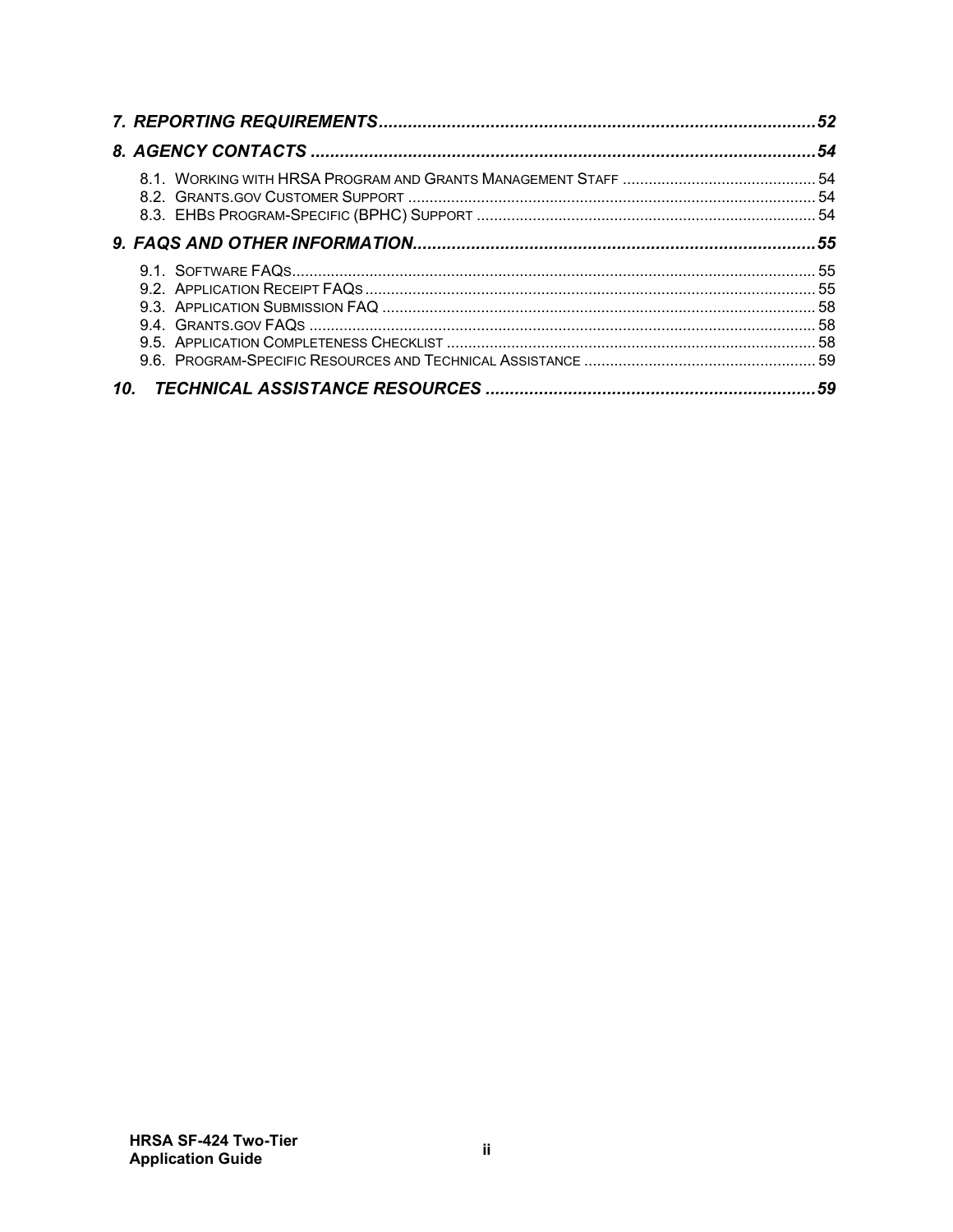**7. REPORTING REQUIREMENTS ........................................................................................ 52**

**8. AGENCY CONTACTS ........................................................................................................ 54**

- 8.1. WORKING WITH HRSA PROGRAM AND GRANTS MANAGEMENT STAFF ............................................. 54
- 8.2. GRANTS.GOV CUSTOMER SUPPORT ............................................................................................... 54
- 8.3. EHBS PROGRAM-SPECIFIC (BPHC) SUPPORT ............................................................................... 54

**9. FAQS AND OTHER INFORMATION................................................................................... 55**

- 9.1. SOFTWARE FAQS........................................................................................................................ 55
- 9.2. APPLICATION RECEIPT FAQS ........................................................................................................ 55
- 9.3. APPLICATION SUBMISSION FAQ .................................................................................................... 58
- 9.4. GRANTS.GOV FAQS ..................................................................................................................... 58
- 9.5. APPLICATION COMPLETENESS CHECKLIST ..................................................................................... 58
- 9.6. PROGRAM-SPECIFIC RESOURCES AND TECHNICAL ASSISTANCE ...................................................... 59

**10. TECHNICAL ASSISTANCE RESOURCES ................................................................... 59**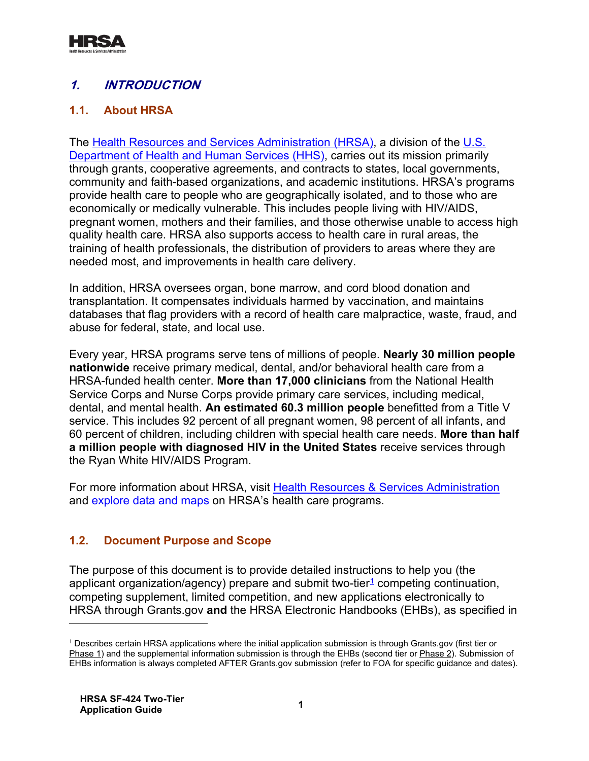# 1. INTRODUCTION

## 1.1. About HRSA

The [Health Resources and Services Administration (HRSA)](), a division of the [U.S. Department of Health and Human Services (HHS)](), carries out its mission primarily through grants, cooperative agreements, and contracts to states, local governments, community and faith-based organizations, and academic institutions. HRSA's programs provide health care to people who are geographically isolated, and to those who are economically or medically vulnerable. This includes people living with HIV/AIDS, pregnant women, mothers and their families, and those otherwise unable to access high quality health care. HRSA also supports access to health care in rural areas, the training of health professionals, the distribution of providers to areas where they are needed most, and improvements in health care delivery.

In addition, HRSA oversees organ, bone marrow, and cord blood donation and transplantation. It compensates individuals harmed by vaccination, and maintains databases that flag providers with a record of health care malpractice, waste, fraud, and abuse for federal, state, and local use.

Every year, HRSA programs serve tens of millions of people. **Nearly 30 million people nationwide** receive primary medical, dental, and/or behavioral health care from a HRSA-funded health center. **More than 17,000 clinicians** from the National Health Service Corps and Nurse Corps provide primary care services, including medical, dental, and mental health. **An estimated 60.3 million people** benefitted from a Title V service. This includes 92 percent of all pregnant women, 98 percent of all infants, and 60 percent of children, including children with special health care needs. **More than half a million people with diagnosed HIV in the United States** receive services through the Ryan White HIV/AIDS Program.

For more information about HRSA, visit [Health Resources & Services Administration]() and [explore data and maps]() on HRSA's health care programs.

## 1.2. Document Purpose and Scope

The purpose of this document is to provide detailed instructions to help you (the applicant organization/agency) prepare and submit two-tier[1] competing continuation, competing supplement, limited competition, and new applications electronically to HRSA through Grants.gov **and** the HRSA Electronic Handbooks (EHBs), as specified in

---

[1] Describes certain HRSA applications where the initial application submission is through Grants.gov (first tier or Phase 1) and the supplemental information submission is through the EHBs (second tier or Phase 2). Submission of EHBs information is always completed AFTER Grants.gov submission (refer to FOA for specific guidance and dates).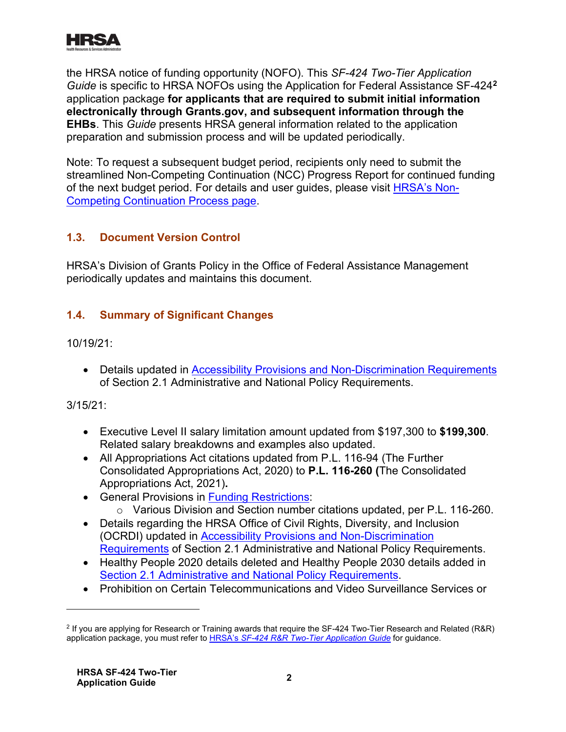the HRSA notice of funding opportunity (NOFO). This *SF-424 Two-Tier Application Guide* is specific to HRSA NOFOs using the Application for Federal Assistance SF-424[2] application package **for applicants that are required to submit initial information electronically through Grants.gov, and subsequent information through the EHBs**. This *Guide* presents HRSA general information related to the application preparation and submission process and will be updated periodically.

Note: To request a subsequent budget period, recipients only need to submit the streamlined Non-Competing Continuation (NCC) Progress Report for continued funding of the next budget period. For details and user guides, please visit [HRSA's Non-Competing Continuation Process page](#).

## 1.3. Document Version Control

HRSA's Division of Grants Policy in the Office of Federal Assistance Management periodically updates and maintains this document.

## 1.4. Summary of Significant Changes

10/19/21:

- Details updated in [Accessibility Provisions and Non-Discrimination Requirements](#) of Section 2.1 Administrative and National Policy Requirements.

3/15/21:

- Executive Level II salary limitation amount updated from $197,300 to **$199,300**. Related salary breakdowns and examples also updated.
- All Appropriations Act citations updated from P.L. 116-94 (The Further Consolidated Appropriations Act, 2020) to **P.L. 116-260 (**The Consolidated Appropriations Act, 2021)**.**
- General Provisions in [Funding Restrictions](#):
    - Various Division and Section number citations updated, per P.L. 116-260.
- Details regarding the HRSA Office of Civil Rights, Diversity, and Inclusion (OCRDI) updated in [Accessibility Provisions and Non-Discrimination Requirements](#) of Section 2.1 Administrative and National Policy Requirements.
- Healthy People 2020 details deleted and Healthy People 2030 details added in [Section 2.1 Administrative and National Policy Requirements](#).
- Prohibition on Certain Telecommunications and Video Surveillance Services or

---

[2] If you are applying for Research or Training awards that require the SF-424 Two-Tier Research and Related (R&R) application package, you must refer to [HRSA's *SF-424 R&R Two-Tier Application Guide*](#) for guidance.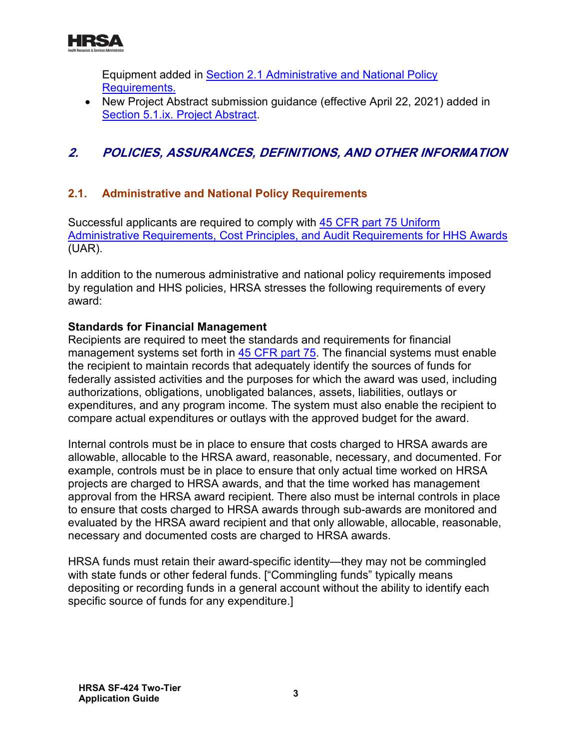Equipment added in Section 2.1 Administrative and National Policy Requirements.

- New Project Abstract submission guidance (effective April 22, 2021) added in Section 5.1.ix. Project Abstract.

# 2. POLICIES, ASSURANCES, DEFINITIONS, AND OTHER INFORMATION

## 2.1. Administrative and National Policy Requirements

Successful applicants are required to comply with 45 CFR part 75 Uniform Administrative Requirements, Cost Principles, and Audit Requirements for HHS Awards (UAR).

In addition to the numerous administrative and national policy requirements imposed by regulation and HHS policies, HRSA stresses the following requirements of every award:

**Standards for Financial Management**

Recipients are required to meet the standards and requirements for financial management systems set forth in 45 CFR part 75. The financial systems must enable the recipient to maintain records that adequately identify the sources of funds for federally assisted activities and the purposes for which the award was used, including authorizations, obligations, unobligated balances, assets, liabilities, outlays or expenditures, and any program income. The system must also enable the recipient to compare actual expenditures or outlays with the approved budget for the award.

Internal controls must be in place to ensure that costs charged to HRSA awards are allowable, allocable to the HRSA award, reasonable, necessary, and documented. For example, controls must be in place to ensure that only actual time worked on HRSA projects are charged to HRSA awards, and that the time worked has management approval from the HRSA award recipient. There also must be internal controls in place to ensure that costs charged to HRSA awards through sub-awards are monitored and evaluated by the HRSA award recipient and that only allowable, allocable, reasonable, necessary and documented costs are charged to HRSA awards.

HRSA funds must retain their award-specific identity—they may not be commingled with state funds or other federal funds. ["Commingling funds" typically means depositing or recording funds in a general account without the ability to identify each specific source of funds for any expenditure.]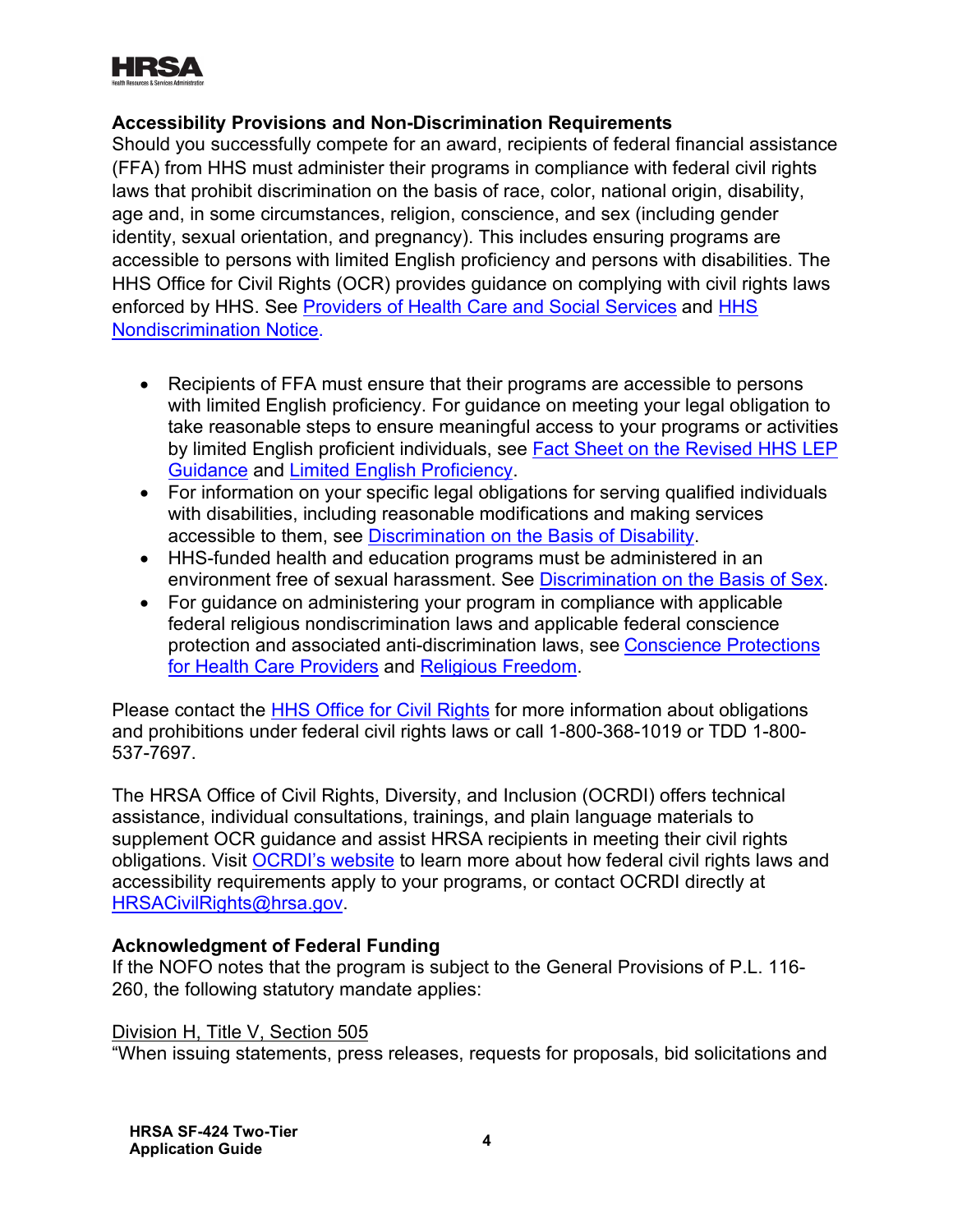### Accessibility Provisions and Non-Discrimination Requirements

Should you successfully compete for an award, recipients of federal financial assistance (FFA) from HHS must administer their programs in compliance with federal civil rights laws that prohibit discrimination on the basis of race, color, national origin, disability, age and, in some circumstances, religion, conscience, and sex (including gender identity, sexual orientation, and pregnancy). This includes ensuring programs are accessible to persons with limited English proficiency and persons with disabilities. The HHS Office for Civil Rights (OCR) provides guidance on complying with civil rights laws enforced by HHS. See Providers of Health Care and Social Services and HHS Nondiscrimination Notice.

- Recipients of FFA must ensure that their programs are accessible to persons with limited English proficiency. For guidance on meeting your legal obligation to take reasonable steps to ensure meaningful access to your programs or activities by limited English proficient individuals, see Fact Sheet on the Revised HHS LEP Guidance and Limited English Proficiency.
- For information on your specific legal obligations for serving qualified individuals with disabilities, including reasonable modifications and making services accessible to them, see Discrimination on the Basis of Disability.
- HHS-funded health and education programs must be administered in an environment free of sexual harassment. See Discrimination on the Basis of Sex.
- For guidance on administering your program in compliance with applicable federal religious nondiscrimination laws and applicable federal conscience protection and associated anti-discrimination laws, see Conscience Protections for Health Care Providers and Religious Freedom.

Please contact the HHS Office for Civil Rights for more information about obligations and prohibitions under federal civil rights laws or call 1-800-368-1019 or TDD 1-800-537-7697.

The HRSA Office of Civil Rights, Diversity, and Inclusion (OCRDI) offers technical assistance, individual consultations, trainings, and plain language materials to supplement OCR guidance and assist HRSA recipients in meeting their civil rights obligations. Visit OCRDI's website to learn more about how federal civil rights laws and accessibility requirements apply to your programs, or contact OCRDI directly at HRSACivilRights@hrsa.gov.

### Acknowledgment of Federal Funding

If the NOFO notes that the program is subject to the General Provisions of P.L. 116-260, the following statutory mandate applies:

Division H, Title V, Section 505

"When issuing statements, press releases, requests for proposals, bid solicitations and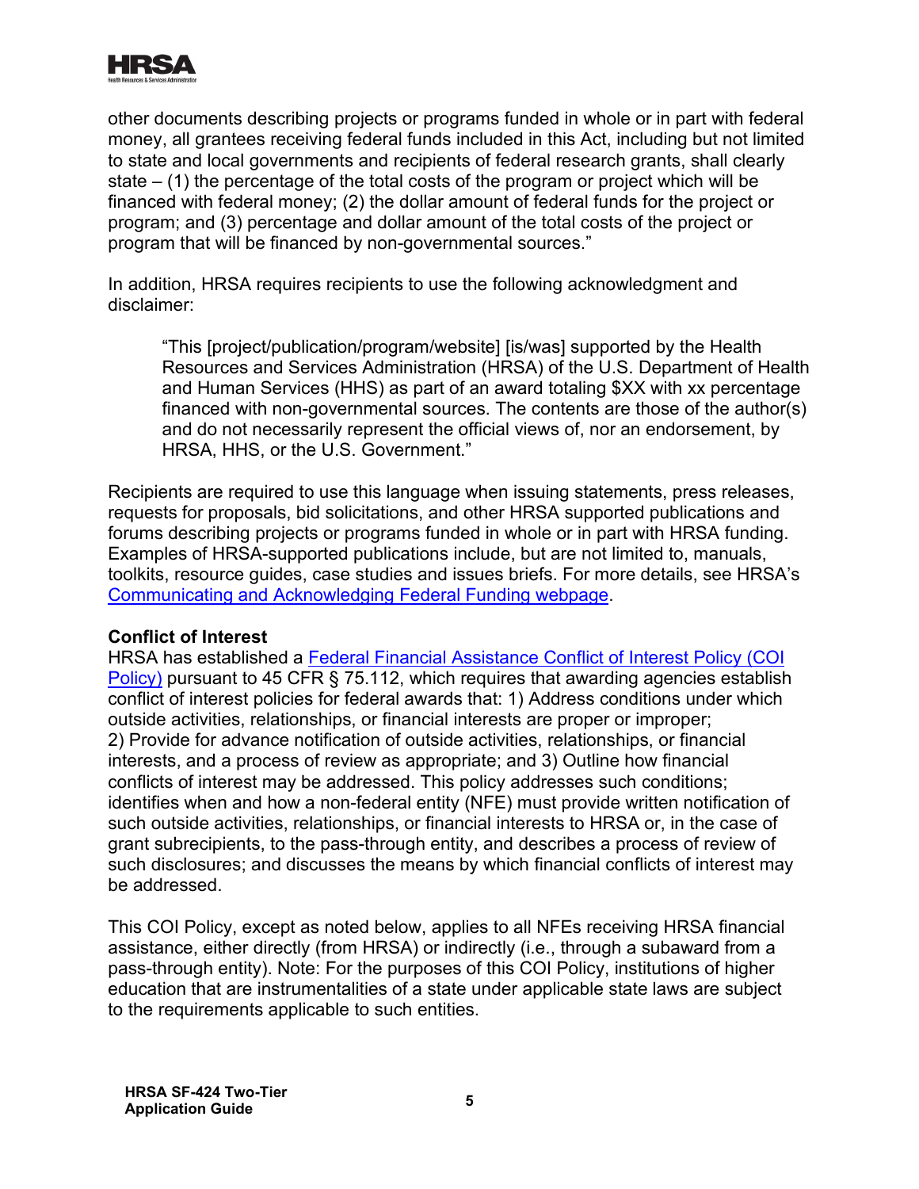other documents describing projects or programs funded in whole or in part with federal money, all grantees receiving federal funds included in this Act, including but not limited to state and local governments and recipients of federal research grants, shall clearly state – (1) the percentage of the total costs of the program or project which will be financed with federal money; (2) the dollar amount of federal funds for the project or program; and (3) percentage and dollar amount of the total costs of the project or program that will be financed by non-governmental sources."

In addition, HRSA requires recipients to use the following acknowledgment and disclaimer:

> "This [project/publication/program/website] [is/was] supported by the Health Resources and Services Administration (HRSA) of the U.S. Department of Health and Human Services (HHS) as part of an award totaling $XX with xx percentage financed with non-governmental sources. The contents are those of the author(s) and do not necessarily represent the official views of, nor an endorsement, by HRSA, HHS, or the U.S. Government."

Recipients are required to use this language when issuing statements, press releases, requests for proposals, bid solicitations, and other HRSA supported publications and forums describing projects or programs funded in whole or in part with HRSA funding. Examples of HRSA-supported publications include, but are not limited to, manuals, toolkits, resource guides, case studies and issues briefs. For more details, see HRSA's [Communicating and Acknowledging Federal Funding webpage](#).

**Conflict of Interest**

HRSA has established a [Federal Financial Assistance Conflict of Interest Policy (COI Policy)](#) pursuant to 45 CFR § 75.112, which requires that awarding agencies establish conflict of interest policies for federal awards that: 1) Address conditions under which outside activities, relationships, or financial interests are proper or improper; 2) Provide for advance notification of outside activities, relationships, or financial interests, and a process of review as appropriate; and 3) Outline how financial conflicts of interest may be addressed. This policy addresses such conditions; identifies when and how a non-federal entity (NFE) must provide written notification of such outside activities, relationships, or financial interests to HRSA or, in the case of grant subrecipients, to the pass-through entity, and describes a process of review of such disclosures; and discusses the means by which financial conflicts of interest may be addressed.

This COI Policy, except as noted below, applies to all NFEs receiving HRSA financial assistance, either directly (from HRSA) or indirectly (i.e., through a subaward from a pass-through entity). Note: For the purposes of this COI Policy, institutions of higher education that are instrumentalities of a state under applicable state laws are subject to the requirements applicable to such entities.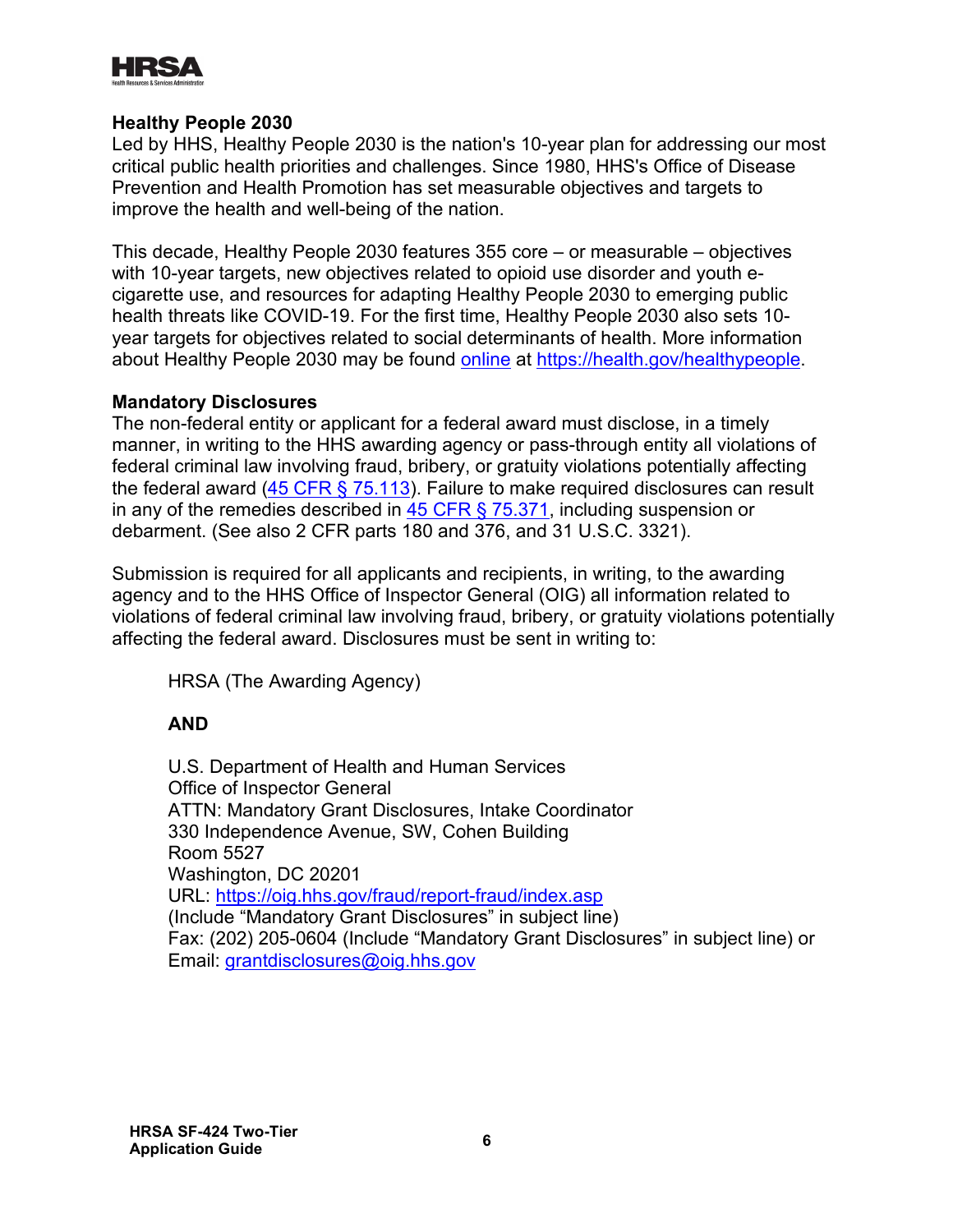### Healthy People 2030

Led by HHS, Healthy People 2030 is the nation's 10-year plan for addressing our most critical public health priorities and challenges. Since 1980, HHS's Office of Disease Prevention and Health Promotion has set measurable objectives and targets to improve the health and well-being of the nation.

This decade, Healthy People 2030 features 355 core – or measurable – objectives with 10-year targets, new objectives related to opioid use disorder and youth e-cigarette use, and resources for adapting Healthy People 2030 to emerging public health threats like COVID-19. For the first time, Healthy People 2030 also sets 10-year targets for objectives related to social determinants of health. More information about Healthy People 2030 may be found [online](https://health.gov/healthypeople) at https://health.gov/healthypeople.

### Mandatory Disclosures

The non-federal entity or applicant for a federal award must disclose, in a timely manner, in writing to the HHS awarding agency or pass-through entity all violations of federal criminal law involving fraud, bribery, or gratuity violations potentially affecting the federal award (45 CFR § 75.113). Failure to make required disclosures can result in any of the remedies described in 45 CFR § 75.371, including suspension or debarment. (See also 2 CFR parts 180 and 376, and 31 U.S.C. 3321).

Submission is required for all applicants and recipients, in writing, to the awarding agency and to the HHS Office of Inspector General (OIG) all information related to violations of federal criminal law involving fraud, bribery, or gratuity violations potentially affecting the federal award. Disclosures must be sent in writing to:

HRSA (The Awarding Agency)

**AND**

U.S. Department of Health and Human Services  
Office of Inspector General  
ATTN: Mandatory Grant Disclosures, Intake Coordinator  
330 Independence Avenue, SW, Cohen Building  
Room 5527  
Washington, DC 20201  
URL: https://oig.hhs.gov/fraud/report-fraud/index.asp  
(Include "Mandatory Grant Disclosures" in subject line)  
Fax: (202) 205-0604 (Include "Mandatory Grant Disclosures" in subject line) or  
Email: grantdisclosures@oig.hhs.gov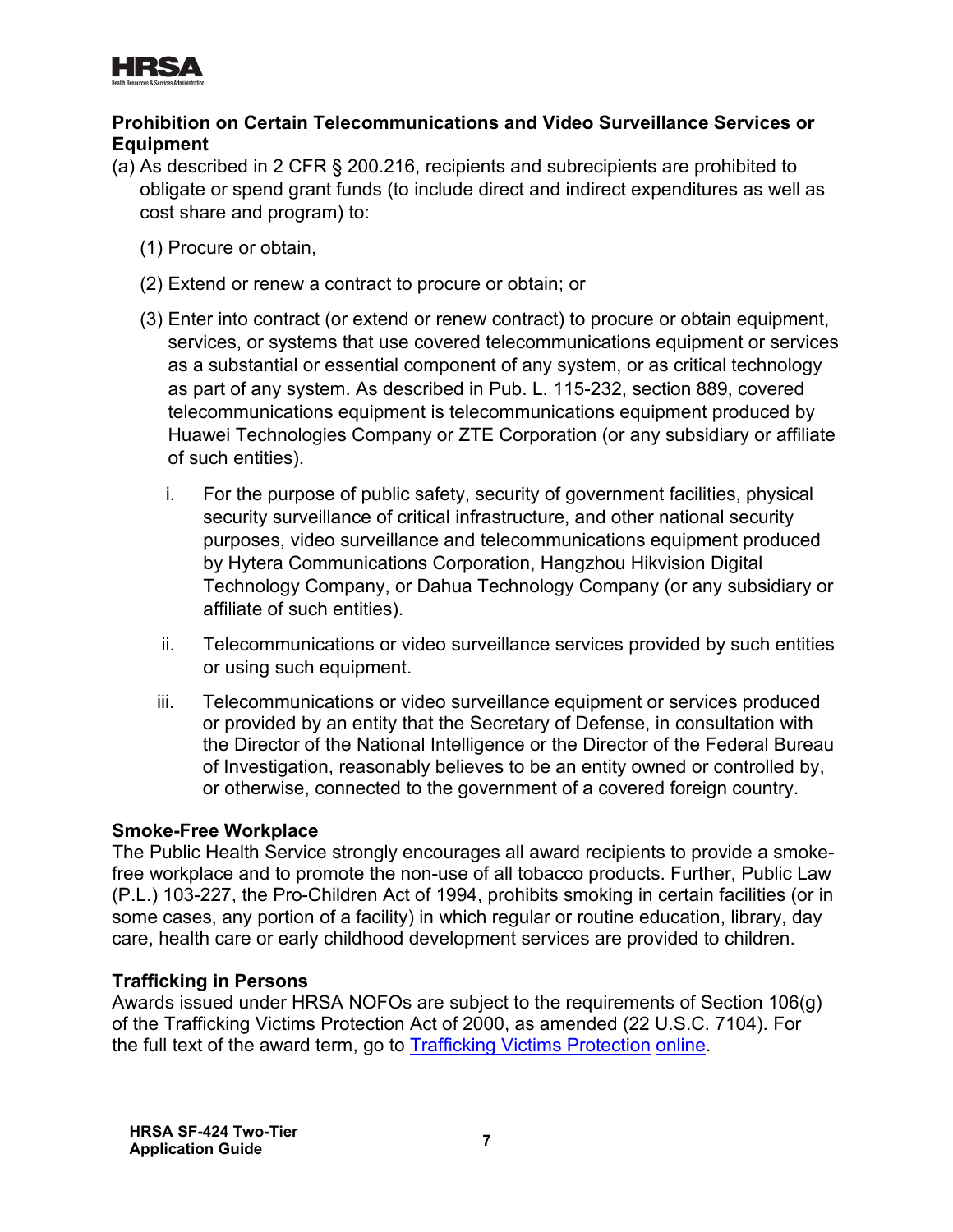### Prohibition on Certain Telecommunications and Video Surveillance Services or Equipment

(a) As described in 2 CFR § 200.216, recipients and subrecipients are prohibited to obligate or spend grant funds (to include direct and indirect expenditures as well as cost share and program) to:

(1) Procure or obtain,

(2) Extend or renew a contract to procure or obtain; or

(3) Enter into contract (or extend or renew contract) to procure or obtain equipment, services, or systems that use covered telecommunications equipment or services as a substantial or essential component of any system, or as critical technology as part of any system. As described in Pub. L. 115-232, section 889, covered telecommunications equipment is telecommunications equipment produced by Huawei Technologies Company or ZTE Corporation (or any subsidiary or affiliate of such entities).

i. For the purpose of public safety, security of government facilities, physical security surveillance of critical infrastructure, and other national security purposes, video surveillance and telecommunications equipment produced by Hytera Communications Corporation, Hangzhou Hikvision Digital Technology Company, or Dahua Technology Company (or any subsidiary or affiliate of such entities).

ii. Telecommunications or video surveillance services provided by such entities or using such equipment.

iii. Telecommunications or video surveillance equipment or services produced or provided by an entity that the Secretary of Defense, in consultation with the Director of the National Intelligence or the Director of the Federal Bureau of Investigation, reasonably believes to be an entity owned or controlled by, or otherwise, connected to the government of a covered foreign country.

### Smoke-Free Workplace

The Public Health Service strongly encourages all award recipients to provide a smoke-free workplace and to promote the non-use of all tobacco products. Further, Public Law (P.L.) 103-227, the Pro-Children Act of 1994, prohibits smoking in certain facilities (or in some cases, any portion of a facility) in which regular or routine education, library, day care, health care or early childhood development services are provided to children.

### Trafficking in Persons

Awards issued under HRSA NOFOs are subject to the requirements of Section 106(g) of the Trafficking Victims Protection Act of 2000, as amended (22 U.S.C. 7104). For the full text of the award term, go to Trafficking Victims Protection online.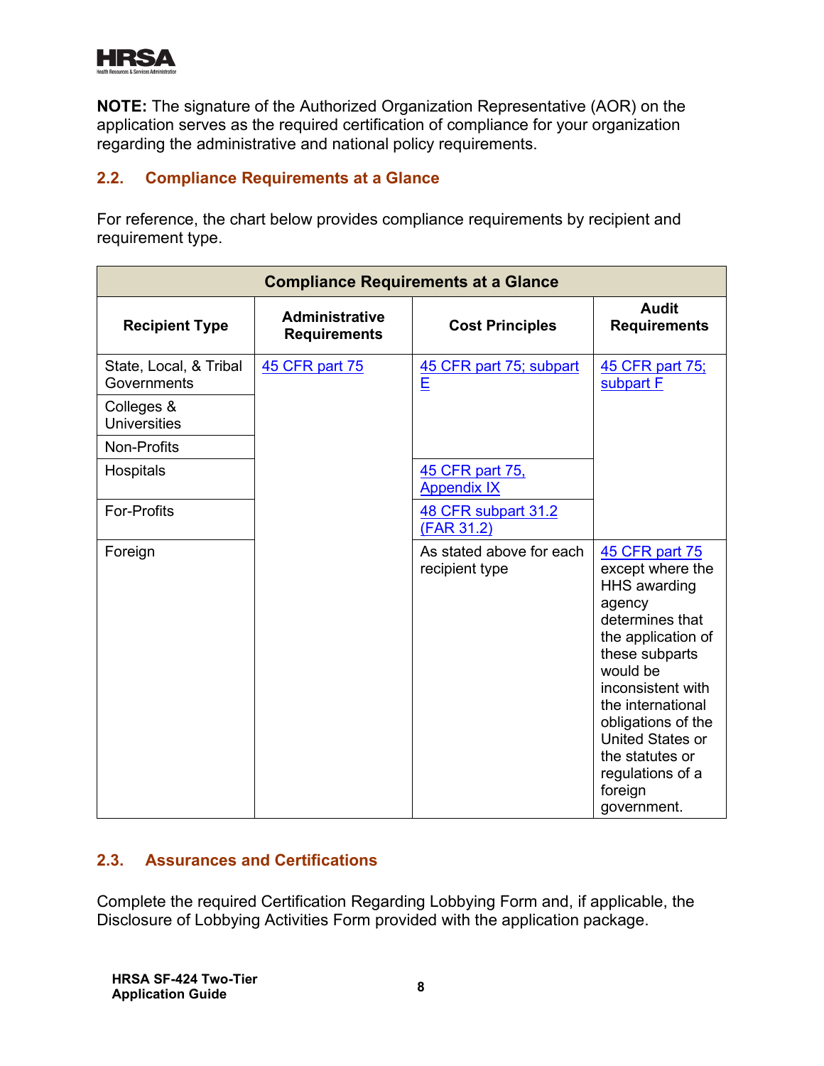**NOTE:** The signature of the Authorized Organization Representative (AOR) on the application serves as the required certification of compliance for your organization regarding the administrative and national policy requirements.

## 2.2. Compliance Requirements at a Glance

For reference, the chart below provides compliance requirements by recipient and requirement type.

| Compliance Requirements at a Glance | | | |
|---|---|---|---|
| **Recipient Type** | **Administrative Requirements** | **Cost Principles** | **Audit Requirements** |
| State, Local, & Tribal Governments | 45 CFR part 75 | 45 CFR part 75; subpart E | 45 CFR part 75; subpart F |
| Colleges & Universities | | | |
| Non-Profits | | | |
| Hospitals | | 45 CFR part 75, Appendix IX | |
| For-Profits | | 48 CFR subpart 31.2 (FAR 31.2) | |
| Foreign | | As stated above for each recipient type | 45 CFR part 75 except where the HHS awarding agency determines that the application of these subparts would be inconsistent with the international obligations of the United States or the statutes or regulations of a foreign government. |

## 2.3. Assurances and Certifications

Complete the required Certification Regarding Lobbying Form and, if applicable, the Disclosure of Lobbying Activities Form provided with the application package.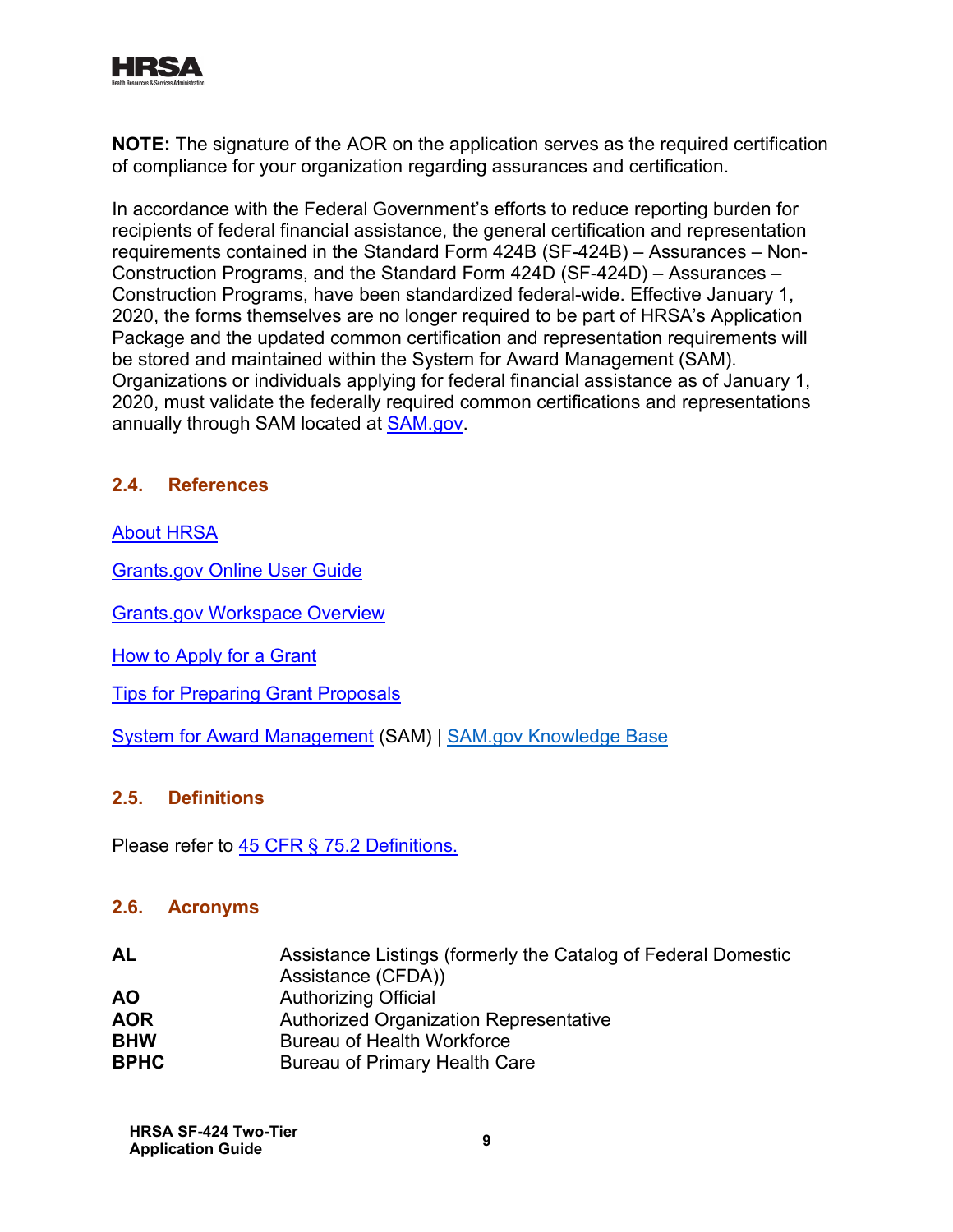**NOTE:** The signature of the AOR on the application serves as the required certification of compliance for your organization regarding assurances and certification.

In accordance with the Federal Government's efforts to reduce reporting burden for recipients of federal financial assistance, the general certification and representation requirements contained in the Standard Form 424B (SF-424B) – Assurances – Non-Construction Programs, and the Standard Form 424D (SF-424D) – Assurances – Construction Programs, have been standardized federal-wide. Effective January 1, 2020, the forms themselves are no longer required to be part of HRSA's Application Package and the updated common certification and representation requirements will be stored and maintained within the System for Award Management (SAM). Organizations or individuals applying for federal financial assistance as of January 1, 2020, must validate the federally required common certifications and representations annually through SAM located at SAM.gov.

### 2.4. References

About HRSA

Grants.gov Online User Guide

Grants.gov Workspace Overview

How to Apply for a Grant

Tips for Preparing Grant Proposals

System for Award Management (SAM) | SAM.gov Knowledge Base

### 2.5. Definitions

Please refer to 45 CFR § 75.2 Definitions.

### 2.6. Acronyms

| | |
|---|---|
| **AL** | Assistance Listings (formerly the Catalog of Federal Domestic Assistance (CFDA)) |
| **AO** | Authorizing Official |
| **AOR** | Authorized Organization Representative |
| **BHW** | Bureau of Health Workforce |
| **BPHC** | Bureau of Primary Health Care |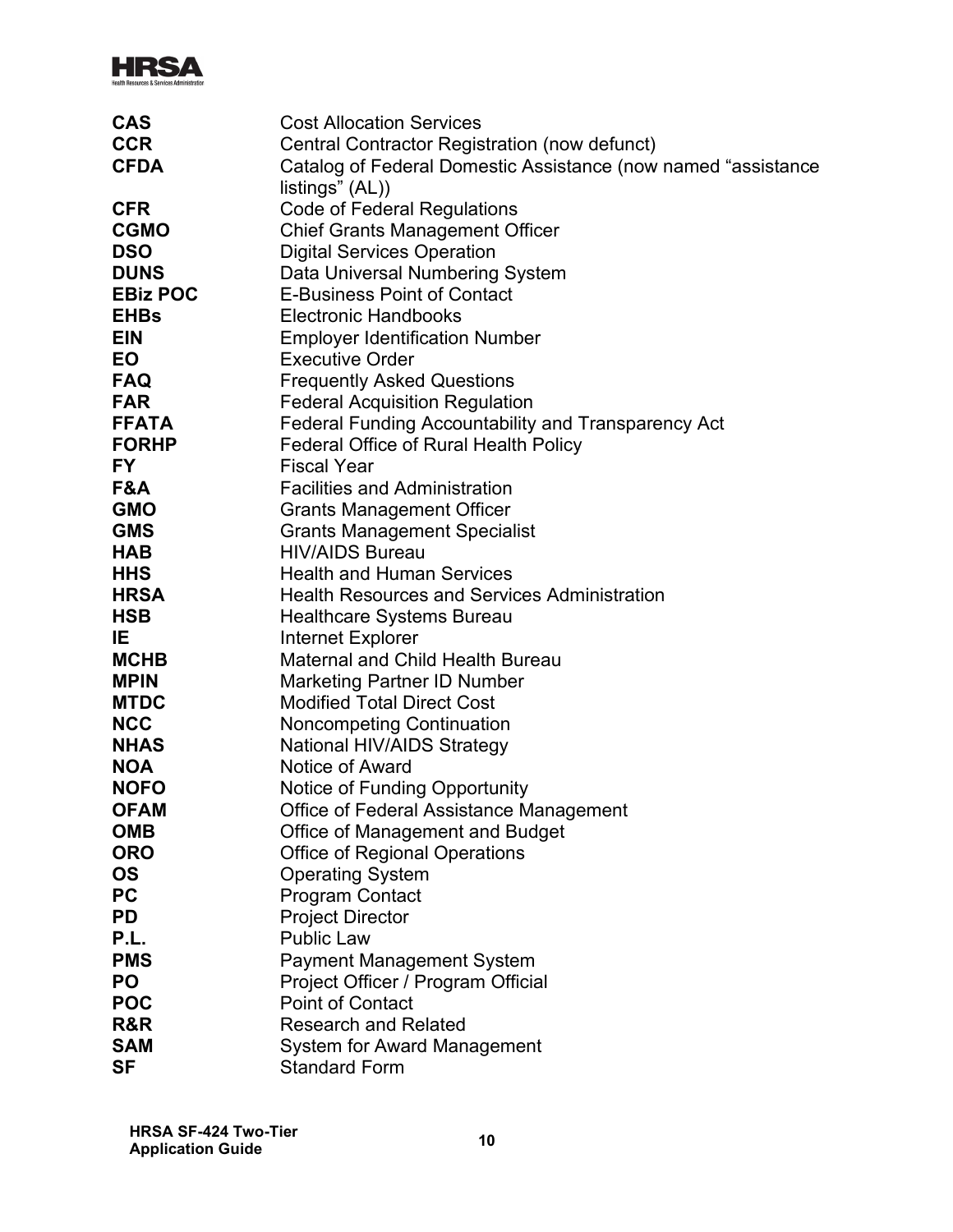| | |
|---|---|
| **CAS** | Cost Allocation Services |
| **CCR** | Central Contractor Registration (now defunct) |
| **CFDA** | Catalog of Federal Domestic Assistance (now named "assistance listings" (AL)) |
| **CFR** | Code of Federal Regulations |
| **CGMO** | Chief Grants Management Officer |
| **DSO** | Digital Services Operation |
| **DUNS** | Data Universal Numbering System |
| **EBiz POC** | E-Business Point of Contact |
| **EHBs** | Electronic Handbooks |
| **EIN** | Employer Identification Number |
| **EO** | Executive Order |
| **FAQ** | Frequently Asked Questions |
| **FAR** | Federal Acquisition Regulation |
| **FFATA** | Federal Funding Accountability and Transparency Act |
| **FORHP** | Federal Office of Rural Health Policy |
| **FY** | Fiscal Year |
| **F&A** | Facilities and Administration |
| **GMO** | Grants Management Officer |
| **GMS** | Grants Management Specialist |
| **HAB** | HIV/AIDS Bureau |
| **HHS** | Health and Human Services |
| **HRSA** | Health Resources and Services Administration |
| **HSB** | Healthcare Systems Bureau |
| **IE** | Internet Explorer |
| **MCHB** | Maternal and Child Health Bureau |
| **MPIN** | Marketing Partner ID Number |
| **MTDC** | Modified Total Direct Cost |
| **NCC** | Noncompeting Continuation |
| **NHAS** | National HIV/AIDS Strategy |
| **NOA** | Notice of Award |
| **NOFO** | Notice of Funding Opportunity |
| **OFAM** | Office of Federal Assistance Management |
| **OMB** | Office of Management and Budget |
| **ORO** | Office of Regional Operations |
| **OS** | Operating System |
| **PC** | Program Contact |
| **PD** | Project Director |
| **P.L.** | Public Law |
| **PMS** | Payment Management System |
| **PO** | Project Officer / Program Official |
| **POC** | Point of Contact |
| **R&R** | Research and Related |
| **SAM** | System for Award Management |
| **SF** | Standard Form |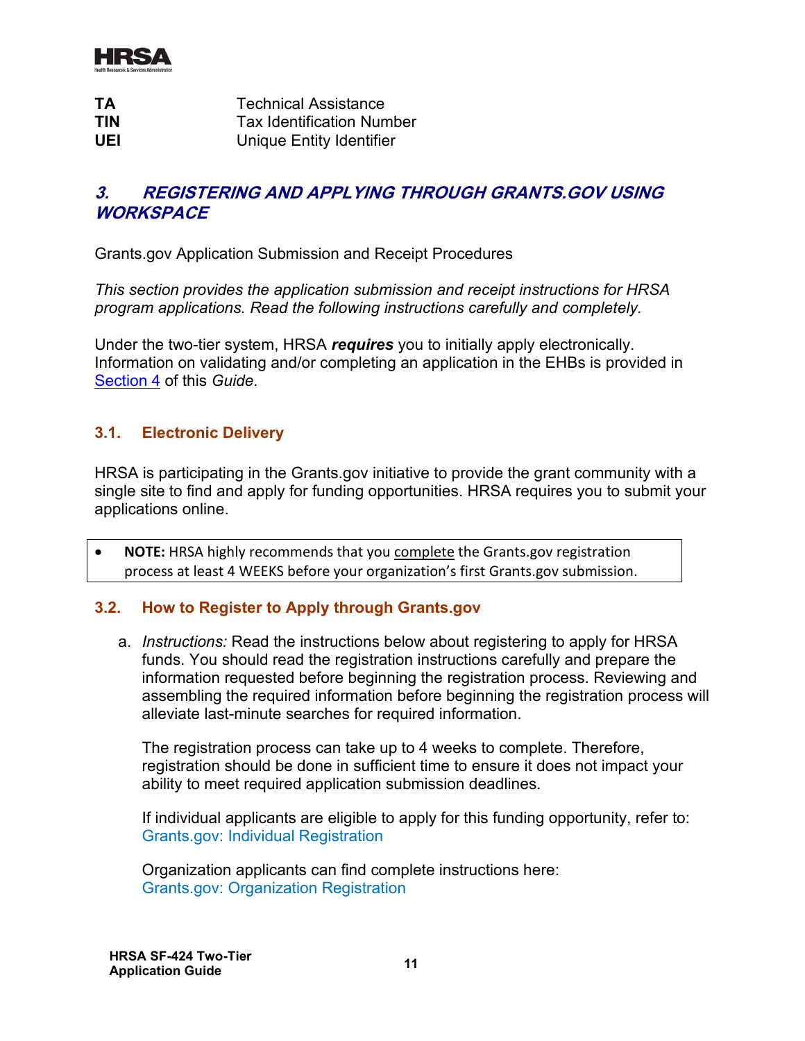| | |
|---|---|
| **TA** | Technical Assistance |
| **TIN** | Tax Identification Number |
| **UEI** | Unique Entity Identifier |

## *3. REGISTERING AND APPLYING THROUGH GRANTS.GOV USING WORKSPACE*

Grants.gov Application Submission and Receipt Procedures

*This section provides the application submission and receipt instructions for HRSA program applications. Read the following instructions carefully and completely.*

Under the two-tier system, HRSA ***requires*** you to initially apply electronically. Information on validating and/or completing an application in the EHBs is provided in Section 4 of this *Guide*.

### 3.1. Electronic Delivery

HRSA is participating in the Grants.gov initiative to provide the grant community with a single site to find and apply for funding opportunities. HRSA requires you to submit your applications online.

- **NOTE:** HRSA highly recommends that you complete the Grants.gov registration process at least 4 WEEKS before your organization's first Grants.gov submission.

### 3.2. How to Register to Apply through Grants.gov

a. *Instructions:* Read the instructions below about registering to apply for HRSA funds. You should read the registration instructions carefully and prepare the information requested before beginning the registration process. Reviewing and assembling the required information before beginning the registration process will alleviate last-minute searches for required information.

   The registration process can take up to 4 weeks to complete. Therefore, registration should be done in sufficient time to ensure it does not impact your ability to meet required application submission deadlines.

   If individual applicants are eligible to apply for this funding opportunity, refer to: Grants.gov: Individual Registration

   Organization applicants can find complete instructions here: Grants.gov: Organization Registration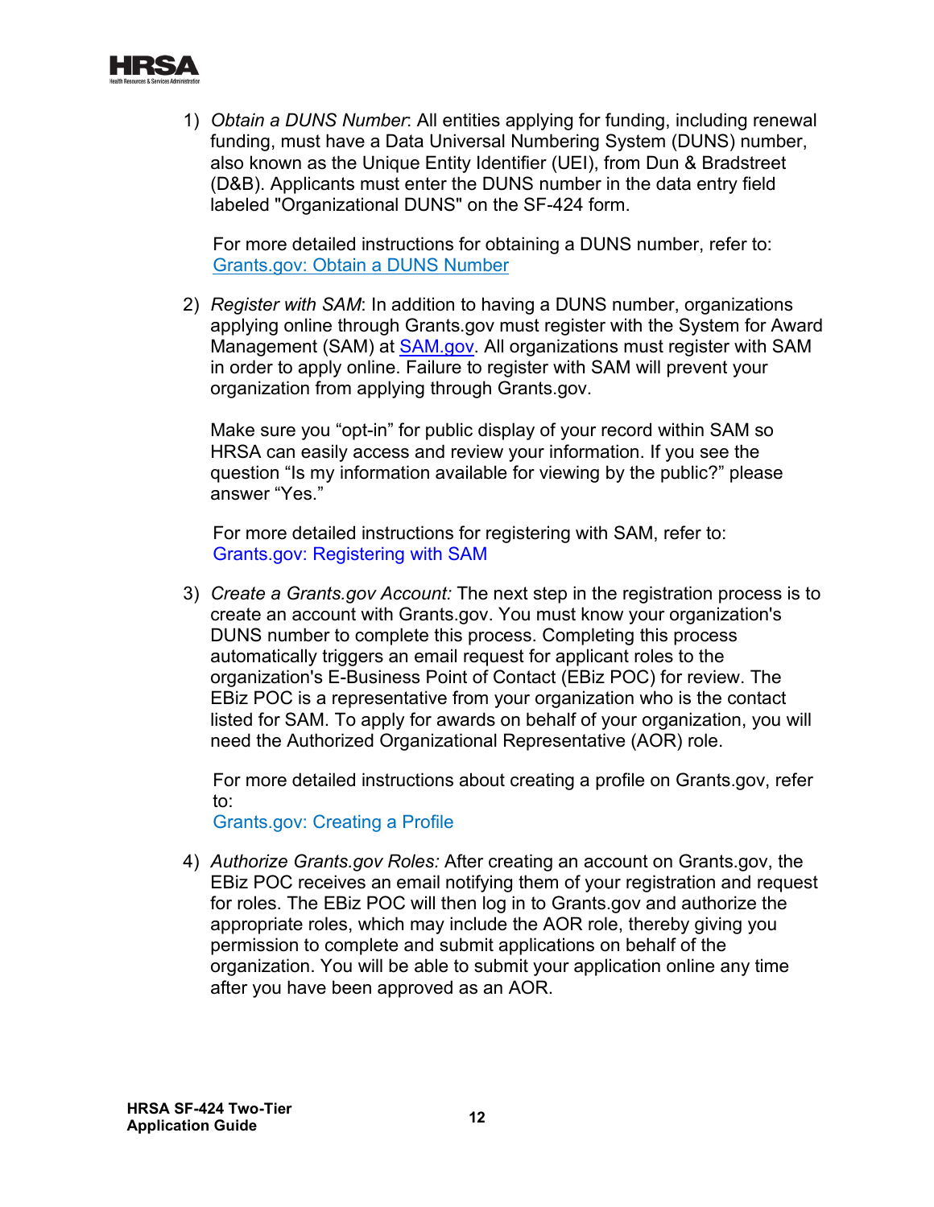1) *Obtain a DUNS Number*: All entities applying for funding, including renewal funding, must have a Data Universal Numbering System (DUNS) number, also known as the Unique Entity Identifier (UEI), from Dun & Bradstreet (D&B). Applicants must enter the DUNS number in the data entry field labeled "Organizational DUNS" on the SF-424 form.

   For more detailed instructions for obtaining a DUNS number, refer to: [Grants.gov: Obtain a DUNS Number]

2) *Register with SAM*: In addition to having a DUNS number, organizations applying online through Grants.gov must register with the System for Award Management (SAM) at [SAM.gov]. All organizations must register with SAM in order to apply online. Failure to register with SAM will prevent your organization from applying through Grants.gov.

   Make sure you "opt-in" for public display of your record within SAM so HRSA can easily access and review your information. If you see the question "Is my information available for viewing by the public?" please answer "Yes."

   For more detailed instructions for registering with SAM, refer to: Grants.gov: Registering with SAM

3) *Create a Grants.gov Account:* The next step in the registration process is to create an account with Grants.gov. You must know your organization's DUNS number to complete this process. Completing this process automatically triggers an email request for applicant roles to the organization's E-Business Point of Contact (EBiz POC) for review. The EBiz POC is a representative from your organization who is the contact listed for SAM. To apply for awards on behalf of your organization, you will need the Authorized Organizational Representative (AOR) role.

   For more detailed instructions about creating a profile on Grants.gov, refer to:
   Grants.gov: Creating a Profile

4) *Authorize Grants.gov Roles:* After creating an account on Grants.gov, the EBiz POC receives an email notifying them of your registration and request for roles. The EBiz POC will then log in to Grants.gov and authorize the appropriate roles, which may include the AOR role, thereby giving you permission to complete and submit applications on behalf of the organization. You will be able to submit your application online any time after you have been approved as an AOR.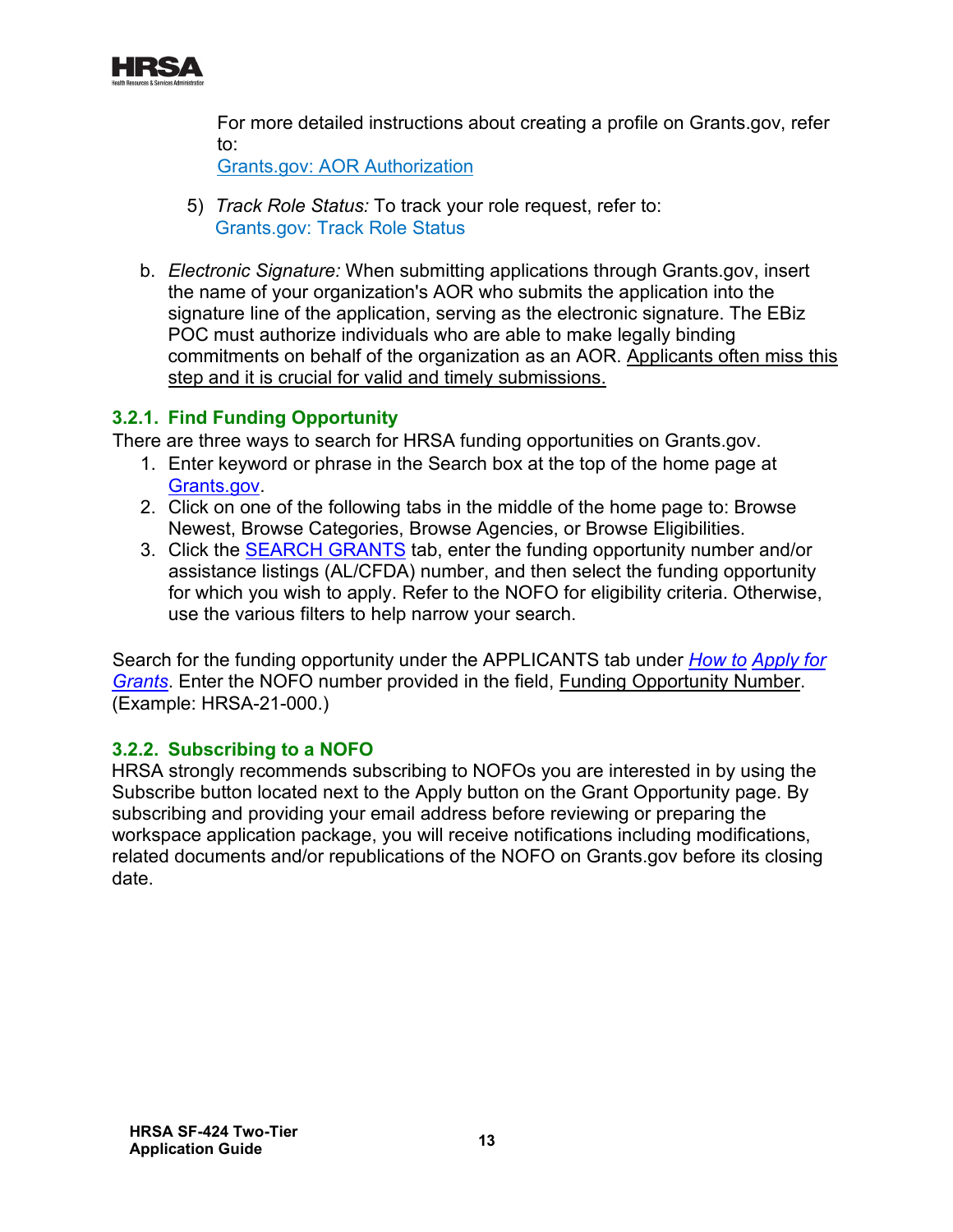For more detailed instructions about creating a profile on Grants.gov, refer to:
[Grants.gov: AOR Authorization]

5) *Track Role Status:* To track your role request, refer to:
   [Grants.gov: Track Role Status]

b. *Electronic Signature:* When submitting applications through Grants.gov, insert the name of your organization's AOR who submits the application into the signature line of the application, serving as the electronic signature. The EBiz POC must authorize individuals who are able to make legally binding commitments on behalf of the organization as an AOR. Applicants often miss this step and it is crucial for valid and timely submissions.

### 3.2.1. Find Funding Opportunity

There are three ways to search for HRSA funding opportunities on Grants.gov.

1. Enter keyword or phrase in the Search box at the top of the home page at Grants.gov.
2. Click on one of the following tabs in the middle of the home page to: Browse Newest, Browse Categories, Browse Agencies, or Browse Eligibilities.
3. Click the SEARCH GRANTS tab, enter the funding opportunity number and/or assistance listings (AL/CFDA) number, and then select the funding opportunity for which you wish to apply. Refer to the NOFO for eligibility criteria. Otherwise, use the various filters to help narrow your search.

Search for the funding opportunity under the APPLICANTS tab under *How to Apply for Grants*. Enter the NOFO number provided in the field, Funding Opportunity Number. (Example: HRSA-21-000.)

### 3.2.2. Subscribing to a NOFO

HRSA strongly recommends subscribing to NOFOs you are interested in by using the Subscribe button located next to the Apply button on the Grant Opportunity page. By subscribing and providing your email address before reviewing or preparing the workspace application package, you will receive notifications including modifications, related documents and/or republications of the NOFO on Grants.gov before its closing date.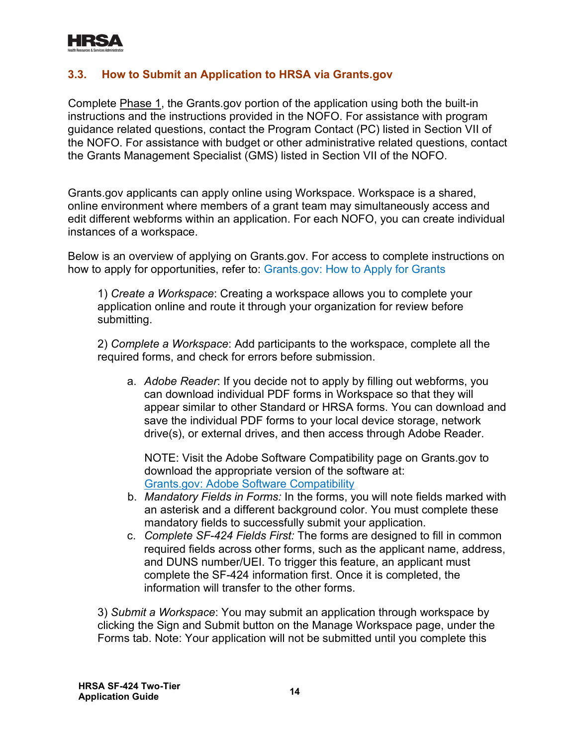## 3.3. How to Submit an Application to HRSA via Grants.gov

Complete Phase 1, the Grants.gov portion of the application using both the built-in instructions and the instructions provided in the NOFO. For assistance with program guidance related questions, contact the Program Contact (PC) listed in Section VII of the NOFO. For assistance with budget or other administrative related questions, contact the Grants Management Specialist (GMS) listed in Section VII of the NOFO.

Grants.gov applicants can apply online using Workspace. Workspace is a shared, online environment where members of a grant team may simultaneously access and edit different webforms within an application. For each NOFO, you can create individual instances of a workspace.

Below is an overview of applying on Grants.gov. For access to complete instructions on how to apply for opportunities, refer to: Grants.gov: How to Apply for Grants

1) *Create a Workspace*: Creating a workspace allows you to complete your application online and route it through your organization for review before submitting.

2) *Complete a Workspace*: Add participants to the workspace, complete all the required forms, and check for errors before submission.

   a. *Adobe Reader*: If you decide not to apply by filling out webforms, you can download individual PDF forms in Workspace so that they will appear similar to other Standard or HRSA forms. You can download and save the individual PDF forms to your local device storage, network drive(s), or external drives, and then access through Adobe Reader.

      NOTE: Visit the Adobe Software Compatibility page on Grants.gov to download the appropriate version of the software at: Grants.gov: Adobe Software Compatibility

   b. *Mandatory Fields in Forms:* In the forms, you will note fields marked with an asterisk and a different background color. You must complete these mandatory fields to successfully submit your application.

   c. *Complete SF-424 Fields First:* The forms are designed to fill in common required fields across other forms, such as the applicant name, address, and DUNS number/UEI. To trigger this feature, an applicant must complete the SF-424 information first. Once it is completed, the information will transfer to the other forms.

3) *Submit a Workspace*: You may submit an application through workspace by clicking the Sign and Submit button on the Manage Workspace page, under the Forms tab. Note: Your application will not be submitted until you complete this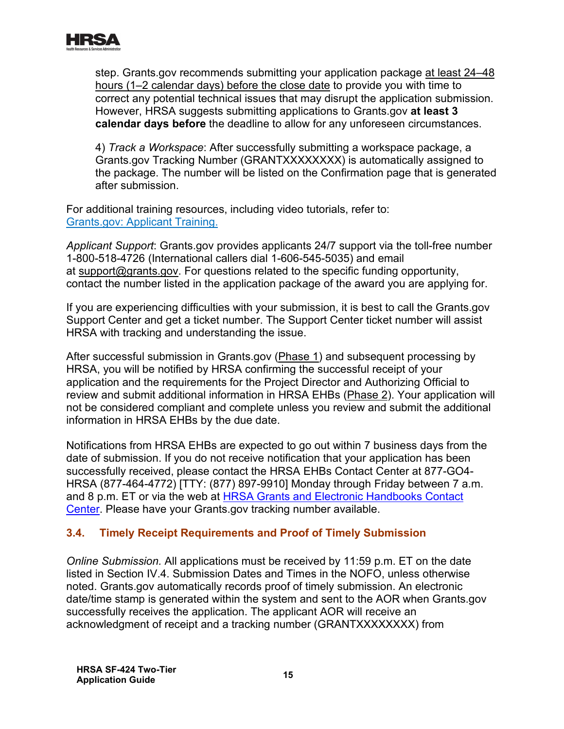step. Grants.gov recommends submitting your application package at least 24–48 hours (1–2 calendar days) before the close date to provide you with time to correct any potential technical issues that may disrupt the application submission. However, HRSA suggests submitting applications to Grants.gov **at least 3 calendar days before** the deadline to allow for any unforeseen circumstances.

4) *Track a Workspace*: After successfully submitting a workspace package, a Grants.gov Tracking Number (GRANTXXXXXXXX) is automatically assigned to the package. The number will be listed on the Confirmation page that is generated after submission.

For additional training resources, including video tutorials, refer to: [Grants.gov: Applicant Training.](#)

*Applicant Support*: Grants.gov provides applicants 24/7 support via the toll-free number 1-800-518-4726 (International callers dial 1-606-545-5035) and email at support@grants.gov. For questions related to the specific funding opportunity, contact the number listed in the application package of the award you are applying for.

If you are experiencing difficulties with your submission, it is best to call the Grants.gov Support Center and get a ticket number. The Support Center ticket number will assist HRSA with tracking and understanding the issue.

After successful submission in Grants.gov (Phase 1) and subsequent processing by HRSA, you will be notified by HRSA confirming the successful receipt of your application and the requirements for the Project Director and Authorizing Official to review and submit additional information in HRSA EHBs (Phase 2). Your application will not be considered compliant and complete unless you review and submit the additional information in HRSA EHBs by the due date.

Notifications from HRSA EHBs are expected to go out within 7 business days from the date of submission. If you do not receive notification that your application has been successfully received, please contact the HRSA EHBs Contact Center at 877-GO4-HRSA (877-464-4772) [TTY: (877) 897-9910] Monday through Friday between 7 a.m. and 8 p.m. ET or via the web at [HRSA Grants and Electronic Handbooks Contact Center](#). Please have your Grants.gov tracking number available.

### 3.4. Timely Receipt Requirements and Proof of Timely Submission

*Online Submission.* All applications must be received by 11:59 p.m. ET on the date listed in Section IV.4. Submission Dates and Times in the NOFO, unless otherwise noted. Grants.gov automatically records proof of timely submission. An electronic date/time stamp is generated within the system and sent to the AOR when Grants.gov successfully receives the application. The applicant AOR will receive an acknowledgment of receipt and a tracking number (GRANTXXXXXXXX) from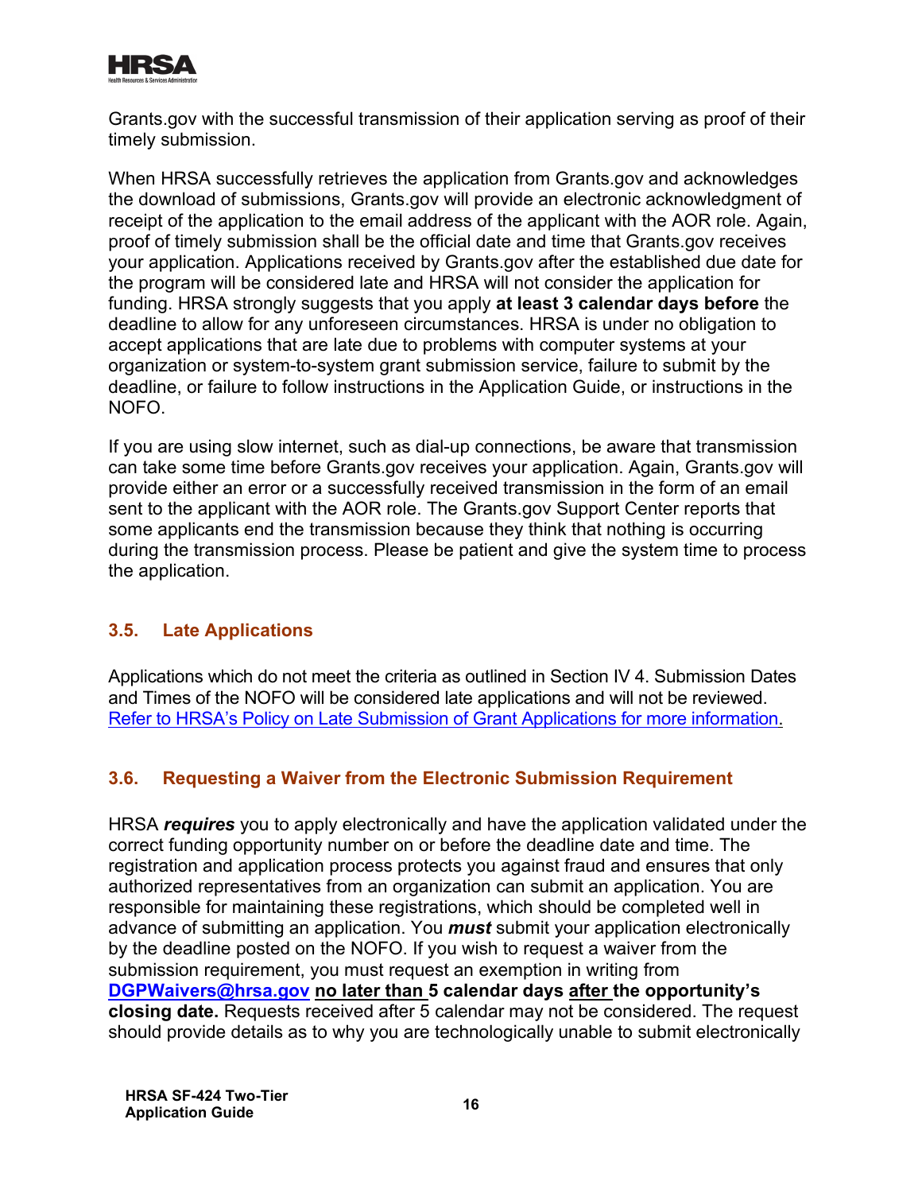Grants.gov with the successful transmission of their application serving as proof of their timely submission.

When HRSA successfully retrieves the application from Grants.gov and acknowledges the download of submissions, Grants.gov will provide an electronic acknowledgment of receipt of the application to the email address of the applicant with the AOR role. Again, proof of timely submission shall be the official date and time that Grants.gov receives your application. Applications received by Grants.gov after the established due date for the program will be considered late and HRSA will not consider the application for funding. HRSA strongly suggests that you apply **at least 3 calendar days before** the deadline to allow for any unforeseen circumstances. HRSA is under no obligation to accept applications that are late due to problems with computer systems at your organization or system-to-system grant submission service, failure to submit by the deadline, or failure to follow instructions in the Application Guide, or instructions in the NOFO.

If you are using slow internet, such as dial-up connections, be aware that transmission can take some time before Grants.gov receives your application. Again, Grants.gov will provide either an error or a successfully received transmission in the form of an email sent to the applicant with the AOR role. The Grants.gov Support Center reports that some applicants end the transmission because they think that nothing is occurring during the transmission process. Please be patient and give the system time to process the application.

### 3.5. Late Applications

Applications which do not meet the criteria as outlined in Section IV 4. Submission Dates and Times of the NOFO will be considered late applications and will not be reviewed. [Refer to HRSA's Policy on Late Submission of Grant Applications for more information.]()

### 3.6. Requesting a Waiver from the Electronic Submission Requirement

HRSA ***requires*** you to apply electronically and have the application validated under the correct funding opportunity number on or before the deadline date and time. The registration and application process protects you against fraud and ensures that only authorized representatives from an organization can submit an application. You are responsible for maintaining these registrations, which should be completed well in advance of submitting an application. You ***must*** submit your application electronically by the deadline posted on the NOFO. If you wish to request a waiver from the submission requirement, you must request an exemption in writing from **DGPWaivers@hrsa.gov** **no later than 5 calendar days after the opportunity's closing date.** Requests received after 5 calendar may not be considered. The request should provide details as to why you are technologically unable to submit electronically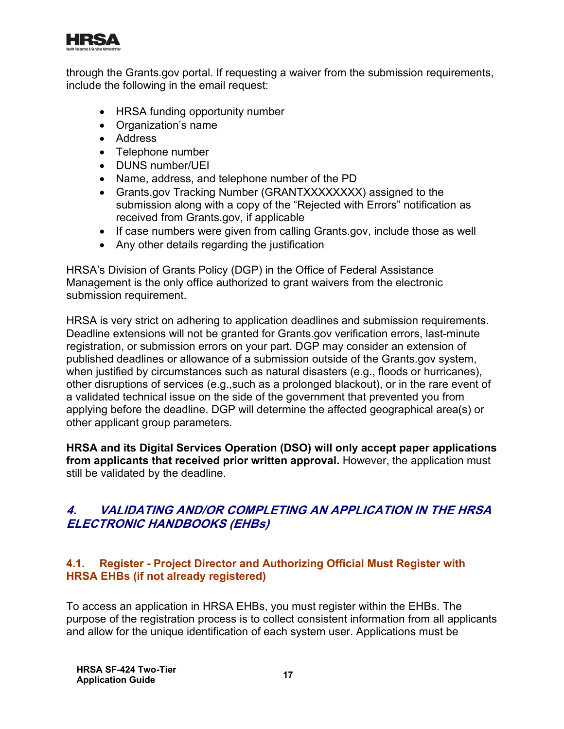through the Grants.gov portal. If requesting a waiver from the submission requirements, include the following in the email request:

- HRSA funding opportunity number
- Organization's name
- Address
- Telephone number
- DUNS number/UEI
- Name, address, and telephone number of the PD
- Grants.gov Tracking Number (GRANTXXXXXXXX) assigned to the submission along with a copy of the "Rejected with Errors" notification as received from Grants.gov, if applicable
- If case numbers were given from calling Grants.gov, include those as well
- Any other details regarding the justification

HRSA's Division of Grants Policy (DGP) in the Office of Federal Assistance Management is the only office authorized to grant waivers from the electronic submission requirement.

HRSA is very strict on adhering to application deadlines and submission requirements. Deadline extensions will not be granted for Grants.gov verification errors, last-minute registration, or submission errors on your part. DGP may consider an extension of published deadlines or allowance of a submission outside of the Grants.gov system, when justified by circumstances such as natural disasters (e.g., floods or hurricanes), other disruptions of services (e.g.,such as a prolonged blackout), or in the rare event of a validated technical issue on the side of the government that prevented you from applying before the deadline. DGP will determine the affected geographical area(s) or other applicant group parameters.

**HRSA and its Digital Services Operation (DSO) will only accept paper applications from applicants that received prior written approval.** However, the application must still be validated by the deadline.

## 4. VALIDATING AND/OR COMPLETING AN APPLICATION IN THE HRSA ELECTRONIC HANDBOOKS (EHBs)

### 4.1. Register - Project Director and Authorizing Official Must Register with HRSA EHBs (if not already registered)

To access an application in HRSA EHBs, you must register within the EHBs. The purpose of the registration process is to collect consistent information from all applicants and allow for the unique identification of each system user. Applications must be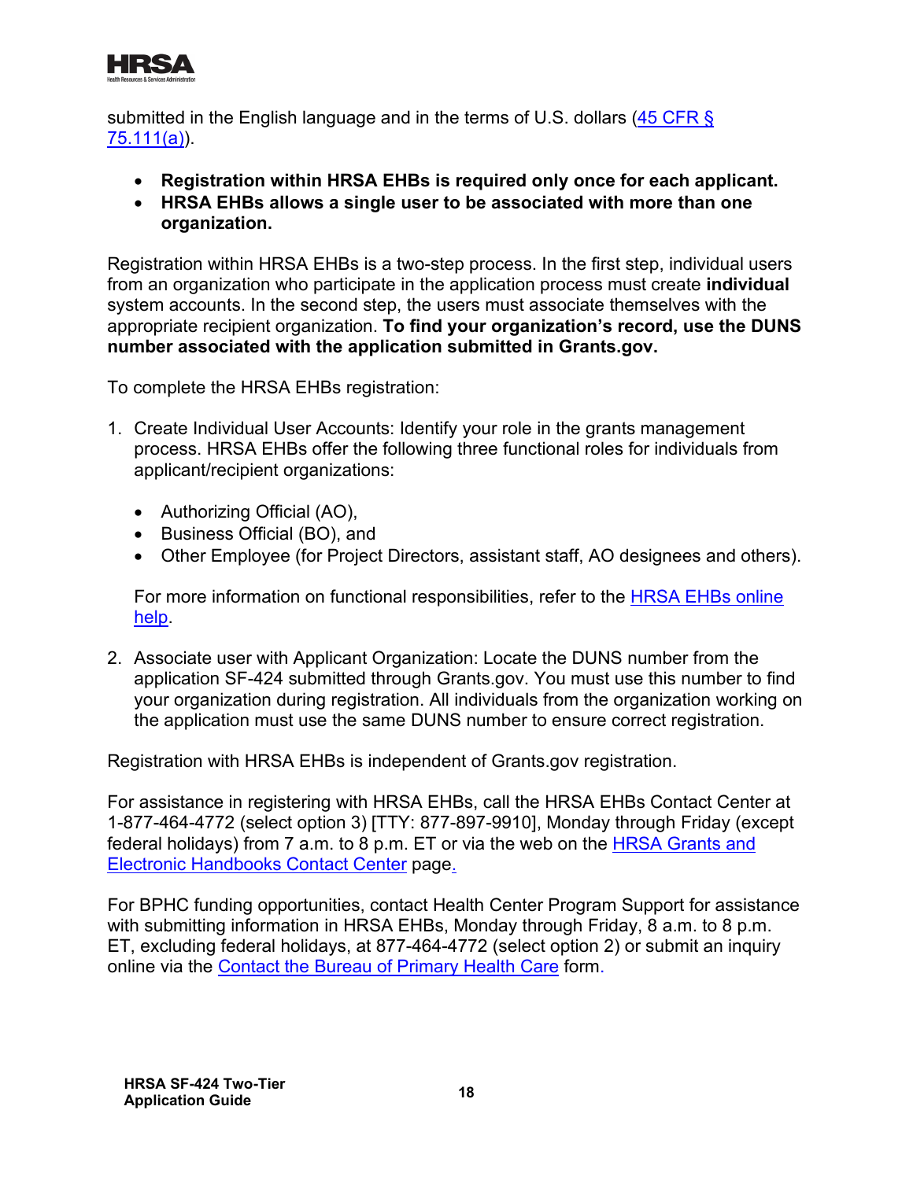submitted in the English language and in the terms of U.S. dollars (45 CFR § 75.111(a)).

- **Registration within HRSA EHBs is required only once for each applicant.**
- **HRSA EHBs allows a single user to be associated with more than one organization.**

Registration within HRSA EHBs is a two-step process. In the first step, individual users from an organization who participate in the application process must create **individual** system accounts. In the second step, the users must associate themselves with the appropriate recipient organization. **To find your organization's record, use the DUNS number associated with the application submitted in Grants.gov.**

To complete the HRSA EHBs registration:

1. Create Individual User Accounts: Identify your role in the grants management process. HRSA EHBs offer the following three functional roles for individuals from applicant/recipient organizations:

    - Authorizing Official (AO),
    - Business Official (BO), and
    - Other Employee (for Project Directors, assistant staff, AO designees and others).

    For more information on functional responsibilities, refer to the HRSA EHBs online help.

2. Associate user with Applicant Organization: Locate the DUNS number from the application SF-424 submitted through Grants.gov. You must use this number to find your organization during registration. All individuals from the organization working on the application must use the same DUNS number to ensure correct registration.

Registration with HRSA EHBs is independent of Grants.gov registration.

For assistance in registering with HRSA EHBs, call the HRSA EHBs Contact Center at 1-877-464-4772 (select option 3) [TTY: 877-897-9910], Monday through Friday (except federal holidays) from 7 a.m. to 8 p.m. ET or via the web on the HRSA Grants and Electronic Handbooks Contact Center page.

For BPHC funding opportunities, contact Health Center Program Support for assistance with submitting information in HRSA EHBs, Monday through Friday, 8 a.m. to 8 p.m. ET, excluding federal holidays, at 877-464-4772 (select option 2) or submit an inquiry online via the Contact the Bureau of Primary Health Care form.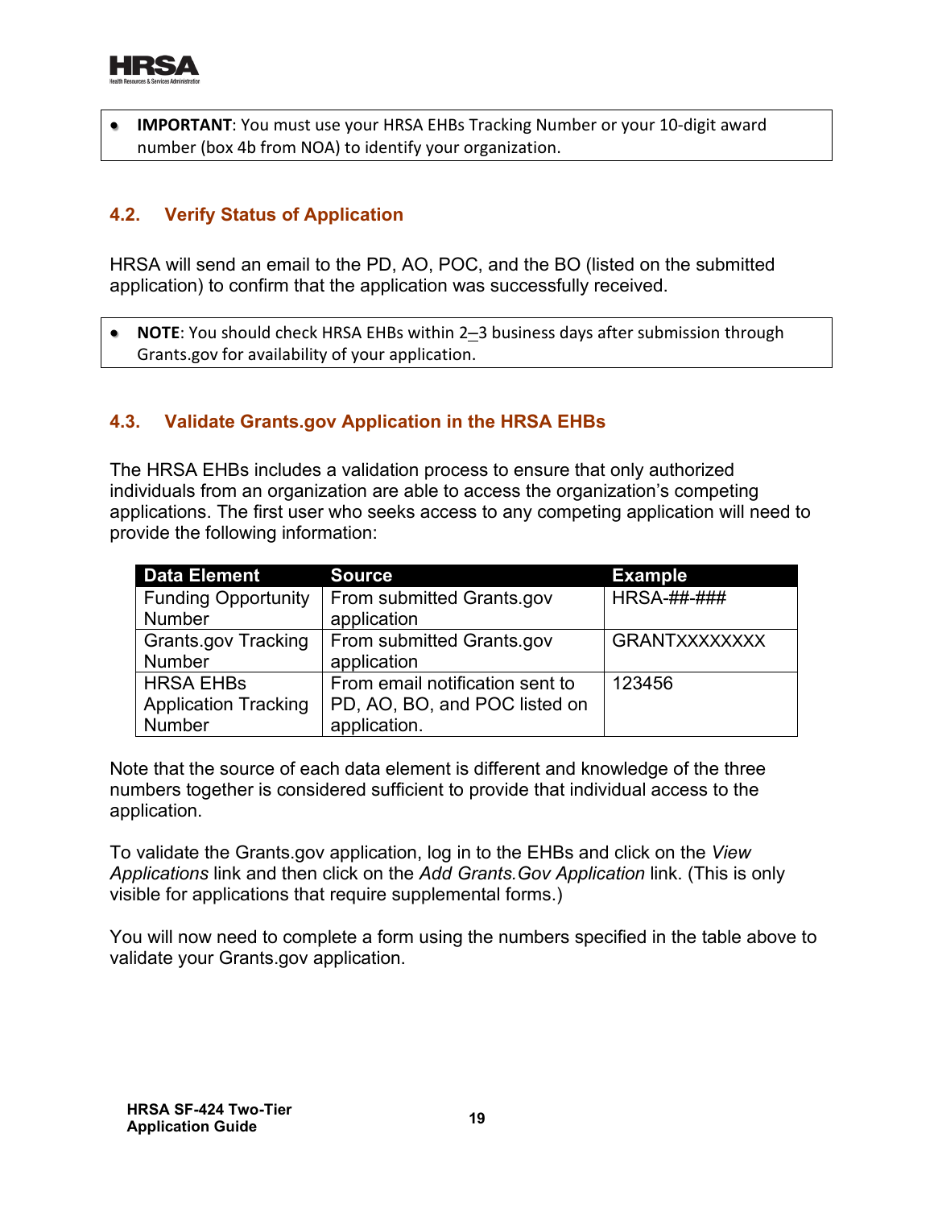- **IMPORTANT**: You must use your HRSA EHBs Tracking Number or your 10-digit award number (box 4b from NOA) to identify your organization.

### 4.2. Verify Status of Application

HRSA will send an email to the PD, AO, POC, and the BO (listed on the submitted application) to confirm that the application was successfully received.

- **NOTE**: You should check HRSA EHBs within 2–3 business days after submission through Grants.gov for availability of your application.

### 4.3. Validate Grants.gov Application in the HRSA EHBs

The HRSA EHBs includes a validation process to ensure that only authorized individuals from an organization are able to access the organization's competing applications. The first user who seeks access to any competing application will need to provide the following information:

| Data Element | Source | Example |
|---|---|---|
| Funding Opportunity Number | From submitted Grants.gov application | HRSA-##-### |
| Grants.gov Tracking Number | From submitted Grants.gov application | GRANTXXXXXXXX |
| HRSA EHBs Application Tracking Number | From email notification sent to PD, AO, BO, and POC listed on application. | 123456 |

Note that the source of each data element is different and knowledge of the three numbers together is considered sufficient to provide that individual access to the application.

To validate the Grants.gov application, log in to the EHBs and click on the *View Applications* link and then click on the *Add Grants.Gov Application* link. (This is only visible for applications that require supplemental forms.)

You will now need to complete a form using the numbers specified in the table above to validate your Grants.gov application.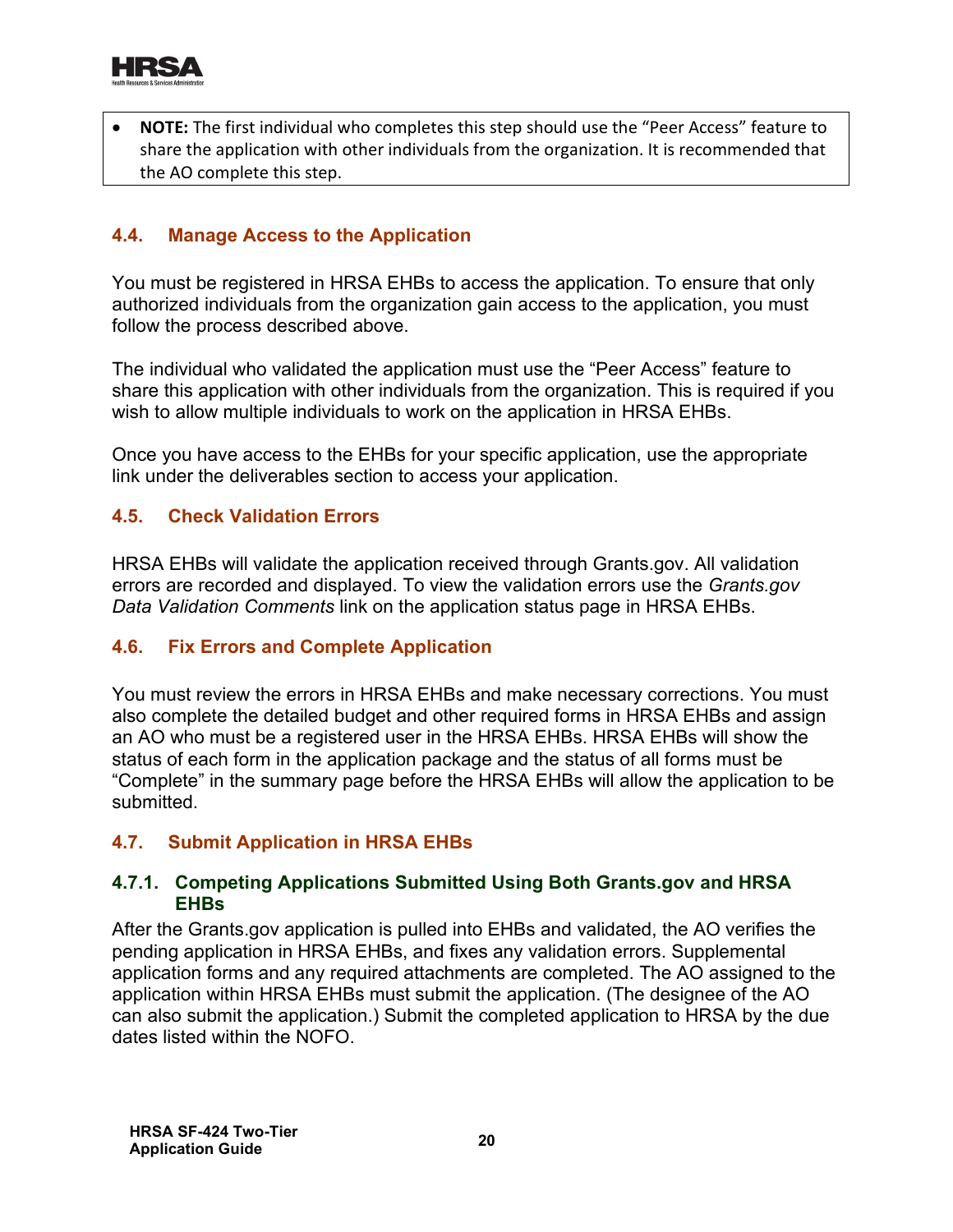- **NOTE:** The first individual who completes this step should use the "Peer Access" feature to share the application with other individuals from the organization. It is recommended that the AO complete this step.

### 4.4. Manage Access to the Application

You must be registered in HRSA EHBs to access the application. To ensure that only authorized individuals from the organization gain access to the application, you must follow the process described above.

The individual who validated the application must use the "Peer Access" feature to share this application with other individuals from the organization. This is required if you wish to allow multiple individuals to work on the application in HRSA EHBs.

Once you have access to the EHBs for your specific application, use the appropriate link under the deliverables section to access your application.

### 4.5. Check Validation Errors

HRSA EHBs will validate the application received through Grants.gov. All validation errors are recorded and displayed. To view the validation errors use the *Grants.gov Data Validation Comments* link on the application status page in HRSA EHBs.

### 4.6. Fix Errors and Complete Application

You must review the errors in HRSA EHBs and make necessary corrections. You must also complete the detailed budget and other required forms in HRSA EHBs and assign an AO who must be a registered user in the HRSA EHBs. HRSA EHBs will show the status of each form in the application package and the status of all forms must be "Complete" in the summary page before the HRSA EHBs will allow the application to be submitted.

### 4.7. Submit Application in HRSA EHBs

#### 4.7.1. Competing Applications Submitted Using Both Grants.gov and HRSA EHBs

After the Grants.gov application is pulled into EHBs and validated, the AO verifies the pending application in HRSA EHBs, and fixes any validation errors. Supplemental application forms and any required attachments are completed. The AO assigned to the application within HRSA EHBs must submit the application. (The designee of the AO can also submit the application.) Submit the completed application to HRSA by the due dates listed within the NOFO.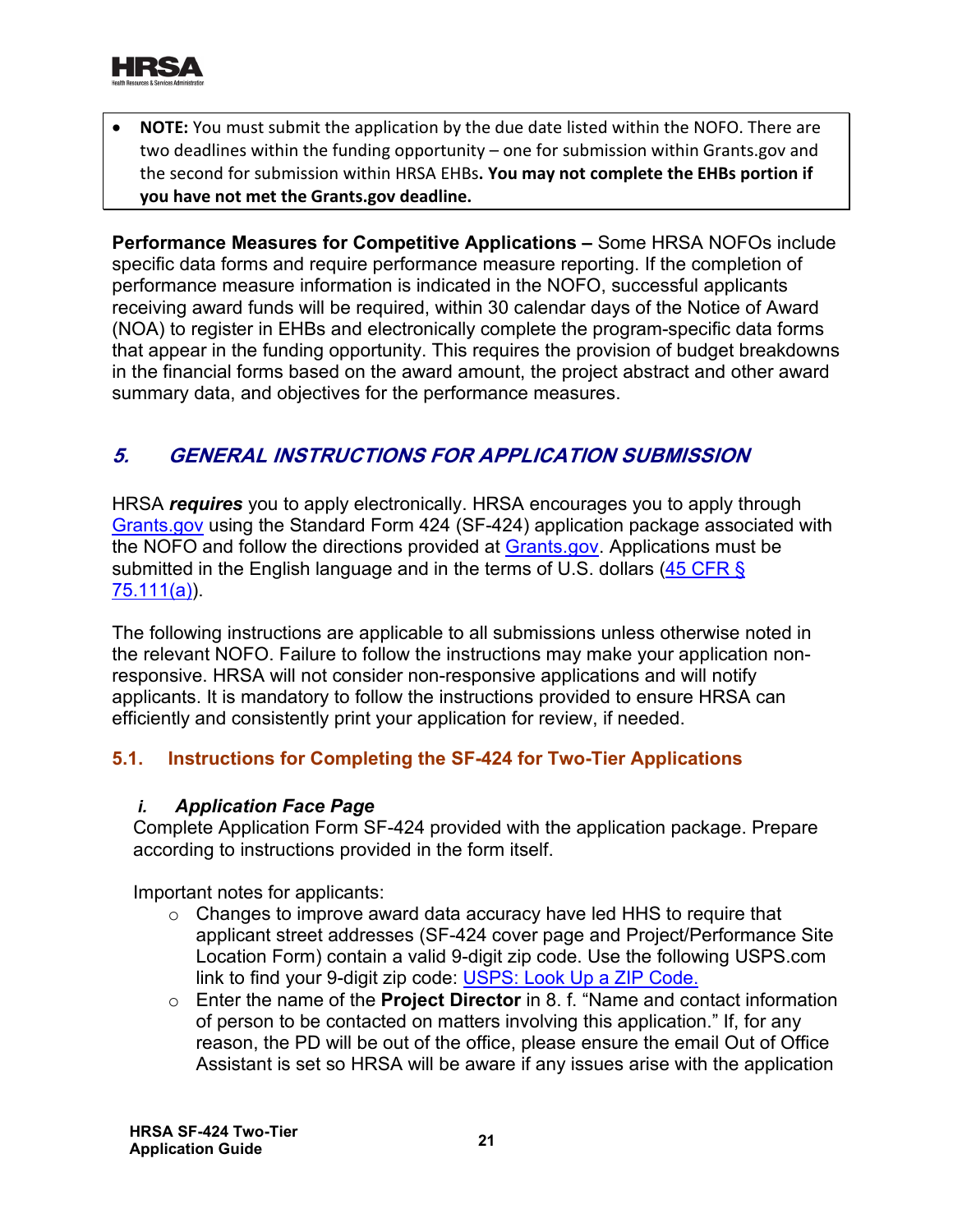- **NOTE:** You must submit the application by the due date listed within the NOFO. There are two deadlines within the funding opportunity – one for submission within Grants.gov and the second for submission within HRSA EHBs**. You may not complete the EHBs portion if you have not met the Grants.gov deadline.**

**Performance Measures for Competitive Applications –** Some HRSA NOFOs include specific data forms and require performance measure reporting. If the completion of performance measure information is indicated in the NOFO, successful applicants receiving award funds will be required, within 30 calendar days of the Notice of Award (NOA) to register in EHBs and electronically complete the program-specific data forms that appear in the funding opportunity. This requires the provision of budget breakdowns in the financial forms based on the award amount, the project abstract and other award summary data, and objectives for the performance measures.

## *5. GENERAL INSTRUCTIONS FOR APPLICATION SUBMISSION*

HRSA ***requires*** you to apply electronically. HRSA encourages you to apply through Grants.gov using the Standard Form 424 (SF-424) application package associated with the NOFO and follow the directions provided at Grants.gov. Applications must be submitted in the English language and in the terms of U.S. dollars (45 CFR § 75.111(a)).

The following instructions are applicable to all submissions unless otherwise noted in the relevant NOFO. Failure to follow the instructions may make your application non-responsive. HRSA will not consider non-responsive applications and will notify applicants. It is mandatory to follow the instructions provided to ensure HRSA can efficiently and consistently print your application for review, if needed.

### 5.1. Instructions for Completing the SF-424 for Two-Tier Applications

#### *i. Application Face Page*

Complete Application Form SF-424 provided with the application package. Prepare according to instructions provided in the form itself.

Important notes for applicants:

- Changes to improve award data accuracy have led HHS to require that applicant street addresses (SF-424 cover page and Project/Performance Site Location Form) contain a valid 9-digit zip code. Use the following USPS.com link to find your 9-digit zip code: USPS: Look Up a ZIP Code.
- Enter the name of the **Project Director** in 8. f. "Name and contact information of person to be contacted on matters involving this application." If, for any reason, the PD will be out of the office, please ensure the email Out of Office Assistant is set so HRSA will be aware if any issues arise with the application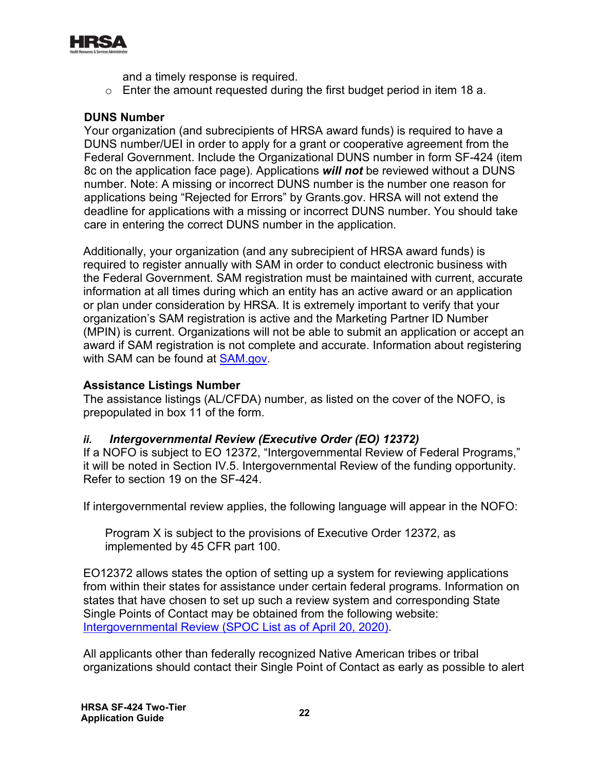and a timely response is required.

- Enter the amount requested during the first budget period in item 18 a.

**DUNS Number**

Your organization (and subrecipients of HRSA award funds) is required to have a DUNS number/UEI in order to apply for a grant or cooperative agreement from the Federal Government. Include the Organizational DUNS number in form SF-424 (item 8c on the application face page). Applications ***will not*** be reviewed without a DUNS number. Note: A missing or incorrect DUNS number is the number one reason for applications being "Rejected for Errors" by Grants.gov. HRSA will not extend the deadline for applications with a missing or incorrect DUNS number. You should take care in entering the correct DUNS number in the application.

Additionally, your organization (and any subrecipient of HRSA award funds) is required to register annually with SAM in order to conduct electronic business with the Federal Government. SAM registration must be maintained with current, accurate information at all times during which an entity has an active award or an application or plan under consideration by HRSA. It is extremely important to verify that your organization's SAM registration is active and the Marketing Partner ID Number (MPIN) is current. Organizations will not be able to submit an application or accept an award if SAM registration is not complete and accurate. Information about registering with SAM can be found at SAM.gov.

**Assistance Listings Number**

The assistance listings (AL/CFDA) number, as listed on the cover of the NOFO, is prepopulated in box 11 of the form.

### *ii. Intergovernmental Review (Executive Order (EO) 12372)*

If a NOFO is subject to EO 12372, "Intergovernmental Review of Federal Programs," it will be noted in Section IV.5. Intergovernmental Review of the funding opportunity. Refer to section 19 on the SF-424.

If intergovernmental review applies, the following language will appear in the NOFO:

> Program X is subject to the provisions of Executive Order 12372, as implemented by 45 CFR part 100.

EO12372 allows states the option of setting up a system for reviewing applications from within their states for assistance under certain federal programs. Information on states that have chosen to set up such a review system and corresponding State Single Points of Contact may be obtained from the following website: Intergovernmental Review (SPOC List as of April 20, 2020).

All applicants other than federally recognized Native American tribes or tribal organizations should contact their Single Point of Contact as early as possible to alert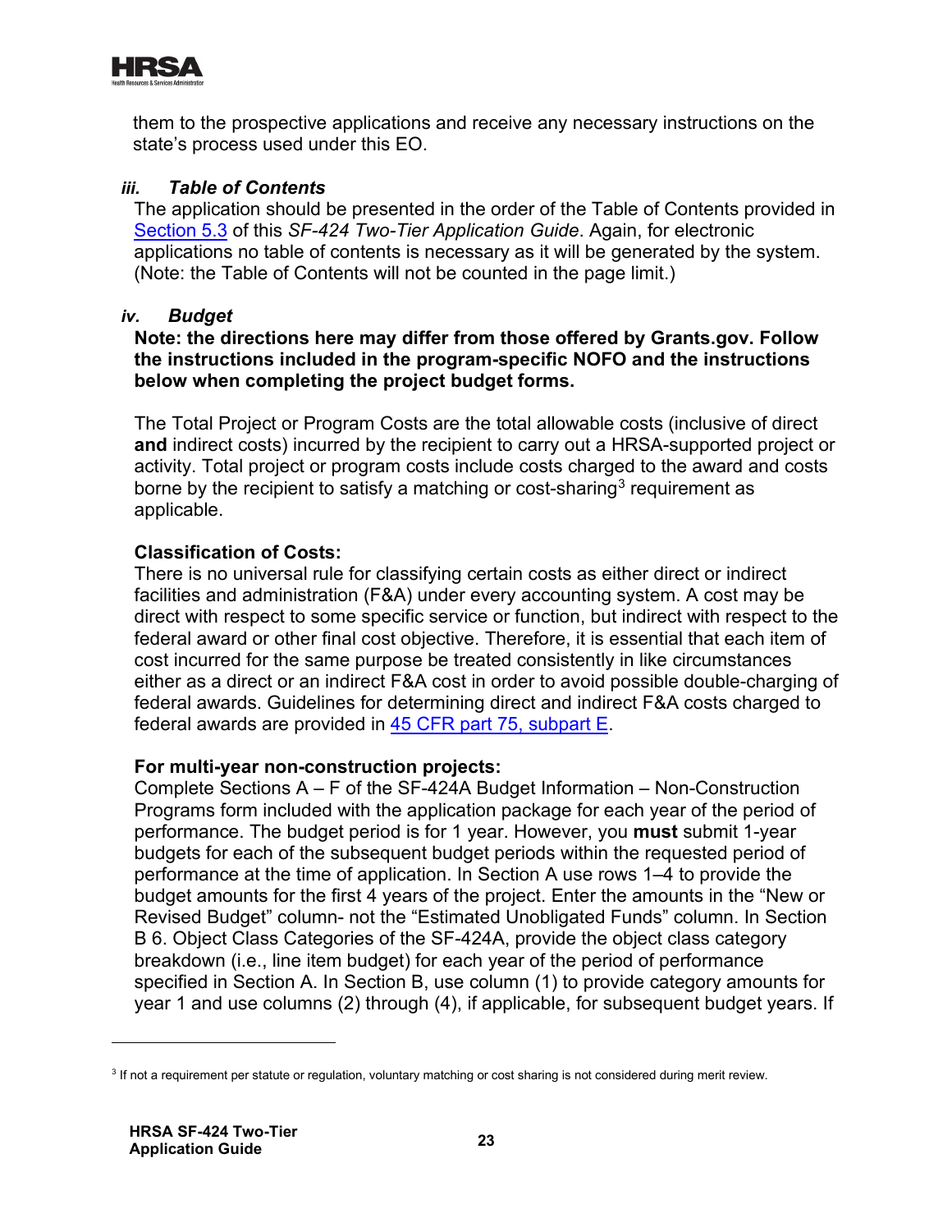them to the prospective applications and receive any necessary instructions on the state's process used under this EO.

### *iii. Table of Contents*

The application should be presented in the order of the Table of Contents provided in Section 5.3 of this *SF-424 Two-Tier Application Guide*. Again, for electronic applications no table of contents is necessary as it will be generated by the system. (Note: the Table of Contents will not be counted in the page limit.)

### *iv. Budget*

**Note: the directions here may differ from those offered by Grants.gov. Follow the instructions included in the program-specific NOFO and the instructions below when completing the project budget forms.**

The Total Project or Program Costs are the total allowable costs (inclusive of direct **and** indirect costs) incurred by the recipient to carry out a HRSA-supported project or activity. Total project or program costs include costs charged to the award and costs borne by the recipient to satisfy a matching or cost-sharing[3] requirement as applicable.

**Classification of Costs:**

There is no universal rule for classifying certain costs as either direct or indirect facilities and administration (F&A) under every accounting system. A cost may be direct with respect to some specific service or function, but indirect with respect to the federal award or other final cost objective. Therefore, it is essential that each item of cost incurred for the same purpose be treated consistently in like circumstances either as a direct or an indirect F&A cost in order to avoid possible double-charging of federal awards. Guidelines for determining direct and indirect F&A costs charged to federal awards are provided in 45 CFR part 75, subpart E.

**For multi-year non-construction projects:**

Complete Sections A – F of the SF-424A Budget Information – Non-Construction Programs form included with the application package for each year of the period of performance. The budget period is for 1 year. However, you **must** submit 1-year budgets for each of the subsequent budget periods within the requested period of performance at the time of application. In Section A use rows 1–4 to provide the budget amounts for the first 4 years of the project. Enter the amounts in the "New or Revised Budget" column- not the "Estimated Unobligated Funds" column. In Section B 6. Object Class Categories of the SF-424A, provide the object class category breakdown (i.e., line item budget) for each year of the period of performance specified in Section A. In Section B, use column (1) to provide category amounts for year 1 and use columns (2) through (4), if applicable, for subsequent budget years. If

---

[3] If not a requirement per statute or regulation, voluntary matching or cost sharing is not considered during merit review.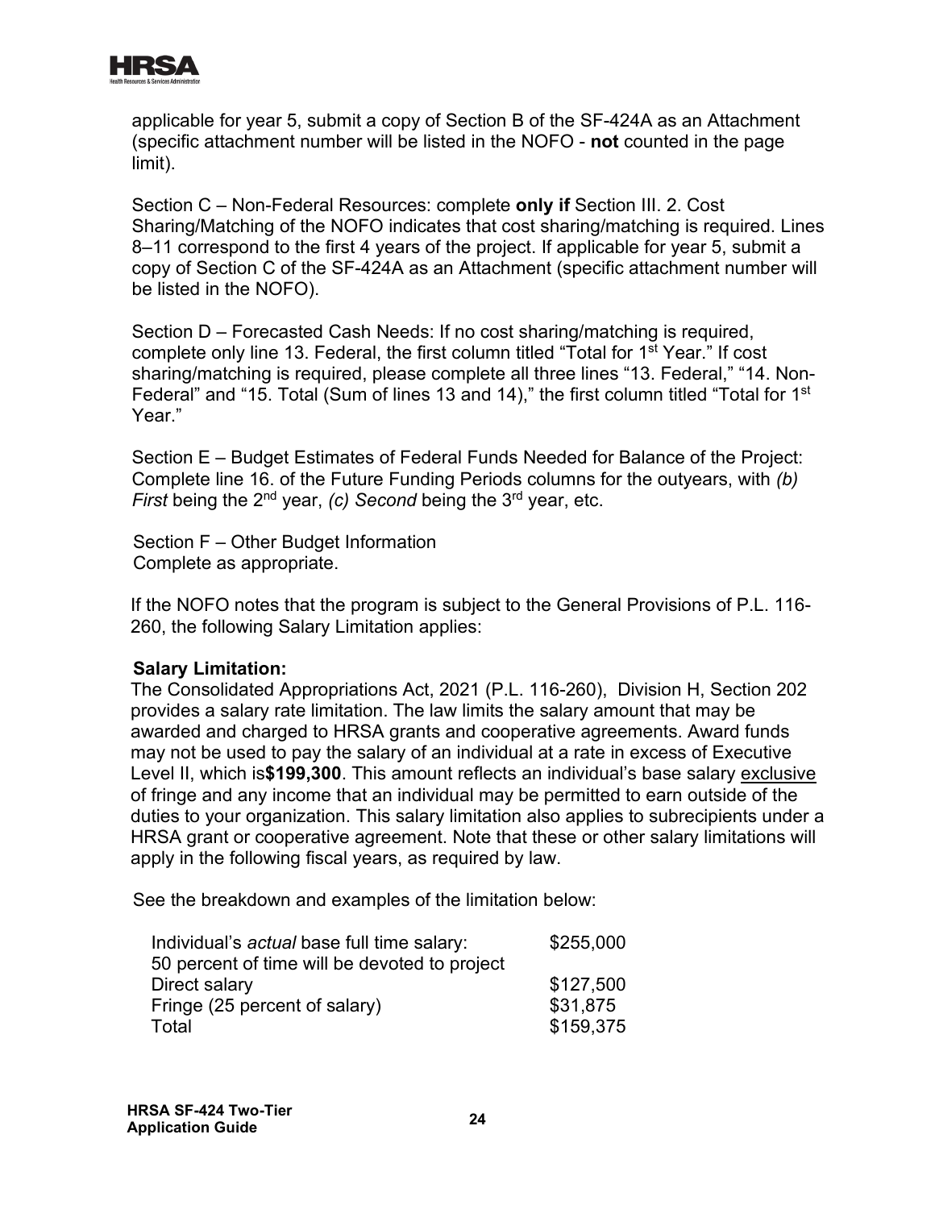applicable for year 5, submit a copy of Section B of the SF-424A as an Attachment (specific attachment number will be listed in the NOFO - **not** counted in the page limit).

Section C – Non-Federal Resources: complete **only if** Section III. 2. Cost Sharing/Matching of the NOFO indicates that cost sharing/matching is required. Lines 8–11 correspond to the first 4 years of the project. If applicable for year 5, submit a copy of Section C of the SF-424A as an Attachment (specific attachment number will be listed in the NOFO).

Section D – Forecasted Cash Needs: If no cost sharing/matching is required, complete only line 13. Federal, the first column titled "Total for 1st Year." If cost sharing/matching is required, please complete all three lines "13. Federal," "14. Non-Federal" and "15. Total (Sum of lines 13 and 14)," the first column titled "Total for 1st Year."

Section E – Budget Estimates of Federal Funds Needed for Balance of the Project: Complete line 16. of the Future Funding Periods columns for the outyears, with *(b) First* being the 2nd year, *(c) Second* being the 3rd year, etc.

Section F – Other Budget Information
Complete as appropriate.

If the NOFO notes that the program is subject to the General Provisions of P.L. 116-260, the following Salary Limitation applies:

**Salary Limitation:**
The Consolidated Appropriations Act, 2021 (P.L. 116-260), Division H, Section 202 provides a salary rate limitation. The law limits the salary amount that may be awarded and charged to HRSA grants and cooperative agreements. Award funds may not be used to pay the salary of an individual at a rate in excess of Executive Level II, which is **$199,300**. This amount reflects an individual's base salary exclusive of fringe and any income that an individual may be permitted to earn outside of the duties to your organization. This salary limitation also applies to subrecipients under a HRSA grant or cooperative agreement. Note that these or other salary limitations will apply in the following fiscal years, as required by law.

See the breakdown and examples of the limitation below:

| | |
|---|---|
| Individual's *actual* base full time salary: | $255,000 |
| 50 percent of time will be devoted to project | |
| Direct salary | $127,500 |
| Fringe (25 percent of salary) | $31,875 |
| Total | $159,375 |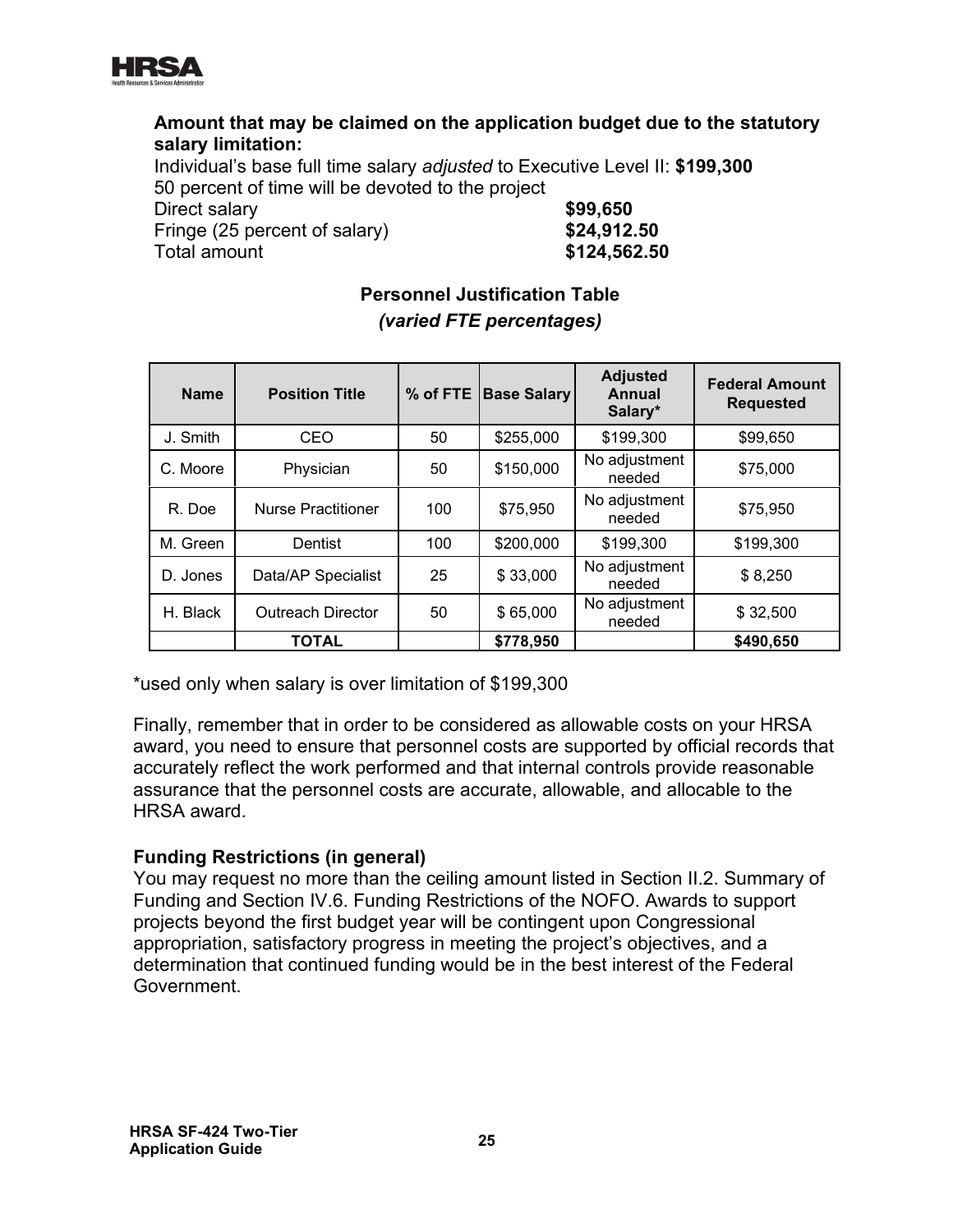**Amount that may be claimed on the application budget due to the statutory salary limitation:**

Individual's base full time salary *adjusted* to Executive Level II: **$199,300**
50 percent of time will be devoted to the project

Direct salary **$99,650**
Fringe (25 percent of salary) **$24,912.50**
Total amount **$124,562.50**

**Personnel Justification Table**
***(varied FTE percentages)***

| Name | Position Title | % of FTE | Base Salary | Adjusted Annual Salary* | Federal Amount Requested |
|---|---|---|---|---|---|
| J. Smith | CEO | 50 | $255,000 | $199,300 | $99,650 |
| C. Moore | Physician | 50 | $150,000 | No adjustment needed | $75,000 |
| R. Doe | Nurse Practitioner | 100 | $75,950 | No adjustment needed | $75,950 |
| M. Green | Dentist | 100 | $200,000 | $199,300 | $199,300 |
| D. Jones | Data/AP Specialist | 25 | $ 33,000 | No adjustment needed | $ 8,250 |
| H. Black | Outreach Director | 50 | $ 65,000 | No adjustment needed | $ 32,500 |
| | **TOTAL** | | **$778,950** | | **$490,650** |

*used only when salary is over limitation of $199,300

Finally, remember that in order to be considered as allowable costs on your HRSA award, you need to ensure that personnel costs are supported by official records that accurately reflect the work performed and that internal controls provide reasonable assurance that the personnel costs are accurate, allowable, and allocable to the HRSA award.

**Funding Restrictions (in general)**

You may request no more than the ceiling amount listed in Section II.2. Summary of Funding and Section IV.6. Funding Restrictions of the NOFO. Awards to support projects beyond the first budget year will be contingent upon Congressional appropriation, satisfactory progress in meeting the project's objectives, and a determination that continued funding would be in the best interest of the Federal Government.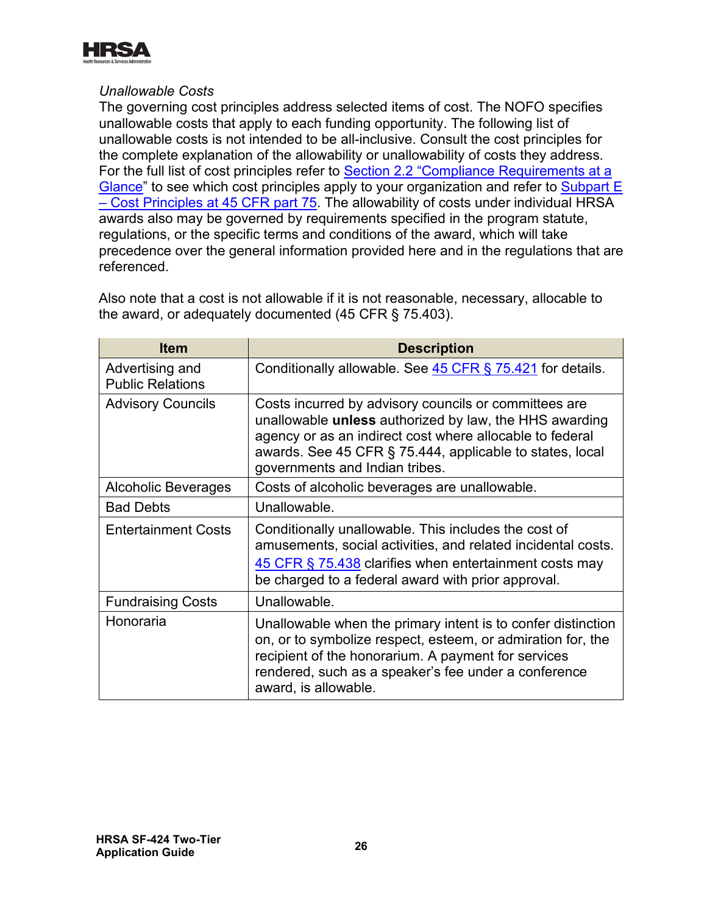*Unallowable Costs*

The governing cost principles address selected items of cost. The NOFO specifies unallowable costs that apply to each funding opportunity. The following list of unallowable costs is not intended to be all-inclusive. Consult the cost principles for the complete explanation of the allowability or unallowability of costs they address. For the full list of cost principles refer to Section 2.2 "Compliance Requirements at a Glance" to see which cost principles apply to your organization and refer to Subpart E – Cost Principles at 45 CFR part 75. The allowability of costs under individual HRSA awards also may be governed by requirements specified in the program statute, regulations, or the specific terms and conditions of the award, which will take precedence over the general information provided here and in the regulations that are referenced.

Also note that a cost is not allowable if it is not reasonable, necessary, allocable to the award, or adequately documented (45 CFR § 75.403).

| Item | Description |
| --- | --- |
| Advertising and Public Relations | Conditionally allowable. See 45 CFR § 75.421 for details. |
| Advisory Councils | Costs incurred by advisory councils or committees are unallowable **unless** authorized by law, the HHS awarding agency or as an indirect cost where allocable to federal awards. See 45 CFR § 75.444, applicable to states, local governments and Indian tribes. |
| Alcoholic Beverages | Costs of alcoholic beverages are unallowable. |
| Bad Debts | Unallowable. |
| Entertainment Costs | Conditionally unallowable. This includes the cost of amusements, social activities, and related incidental costs. 45 CFR § 75.438 clarifies when entertainment costs may be charged to a federal award with prior approval. |
| Fundraising Costs | Unallowable. |
| Honoraria | Unallowable when the primary intent is to confer distinction on, or to symbolize respect, esteem, or admiration for, the recipient of the honorarium. A payment for services rendered, such as a speaker's fee under a conference award, is allowable. |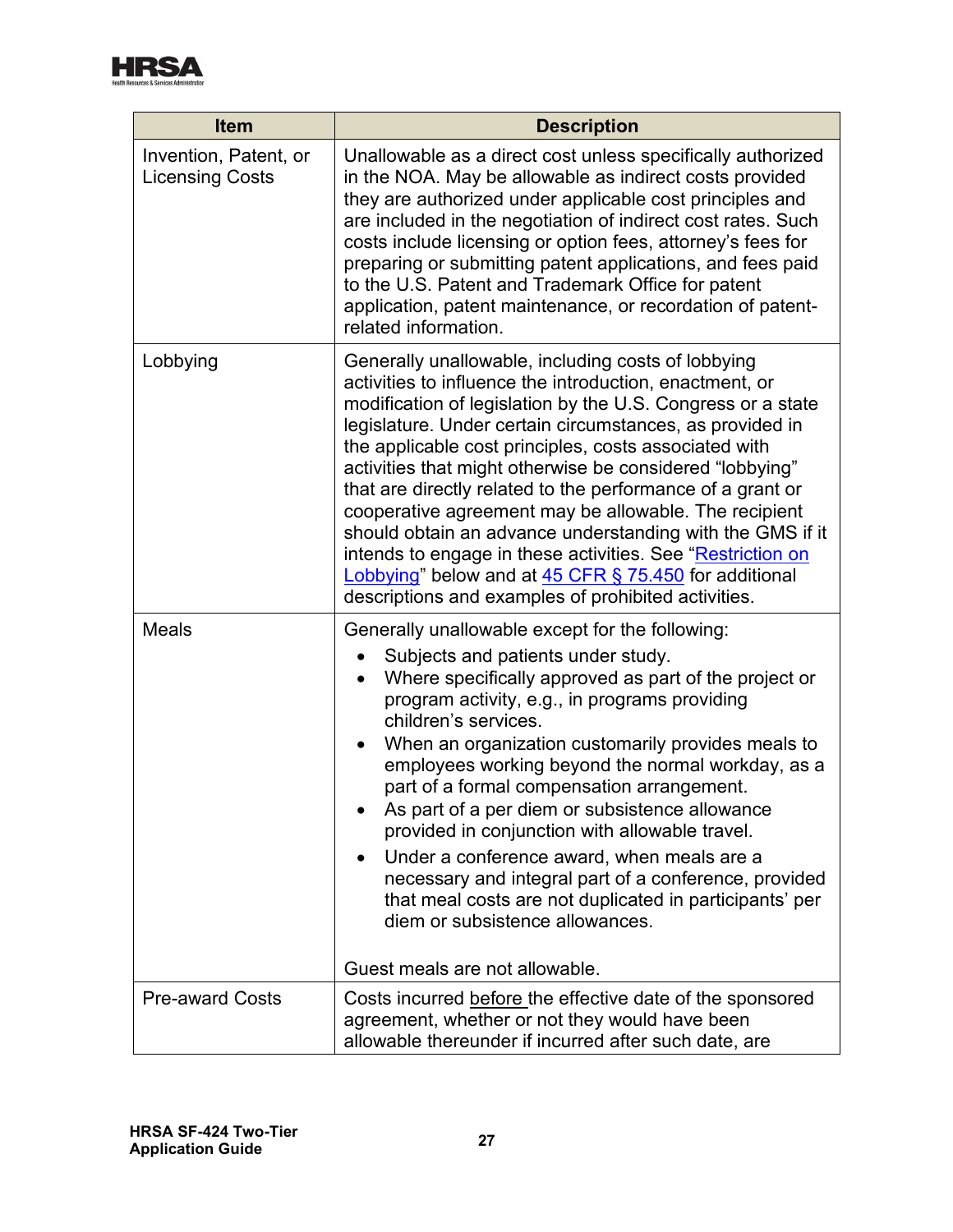| Item | Description |
| --- | --- |
| Invention, Patent, or Licensing Costs | Unallowable as a direct cost unless specifically authorized in the NOA. May be allowable as indirect costs provided they are authorized under applicable cost principles and are included in the negotiation of indirect cost rates. Such costs include licensing or option fees, attorney's fees for preparing or submitting patent applications, and fees paid to the U.S. Patent and Trademark Office for patent application, patent maintenance, or recordation of patent-related information. |
| Lobbying | Generally unallowable, including costs of lobbying activities to influence the introduction, enactment, or modification of legislation by the U.S. Congress or a state legislature. Under certain circumstances, as provided in the applicable cost principles, costs associated with activities that might otherwise be considered "lobbying" that are directly related to the performance of a grant or cooperative agreement may be allowable. The recipient should obtain an advance understanding with the GMS if it intends to engage in these activities. See "Restriction on Lobbying" below and at 45 CFR § 75.450 for additional descriptions and examples of prohibited activities. |
| Meals | Generally unallowable except for the following:<br>• Subjects and patients under study.<br>• Where specifically approved as part of the project or program activity, e.g., in programs providing children's services.<br>• When an organization customarily provides meals to employees working beyond the normal workday, as a part of a formal compensation arrangement.<br>• As part of a per diem or subsistence allowance provided in conjunction with allowable travel.<br>• Under a conference award, when meals are a necessary and integral part of a conference, provided that meal costs are not duplicated in participants' per diem or subsistence allowances.<br><br>Guest meals are not allowable. |
| Pre-award Costs | Costs incurred before the effective date of the sponsored agreement, whether or not they would have been allowable thereunder if incurred after such date, are |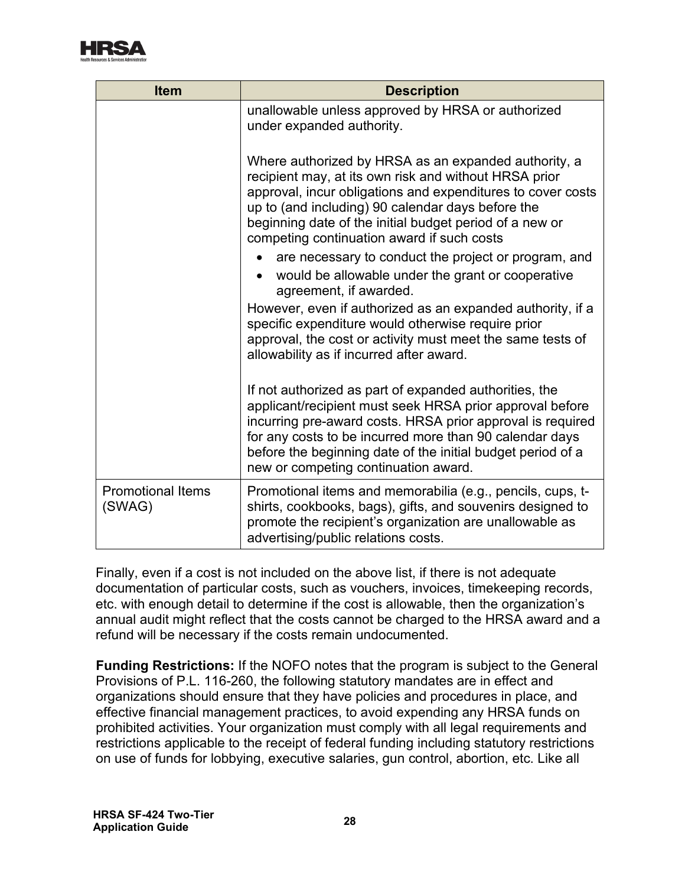| Item | Description |
|---|---|
| | unallowable unless approved by HRSA or authorized under expanded authority.<br><br>Where authorized by HRSA as an expanded authority, a recipient may, at its own risk and without HRSA prior approval, incur obligations and expenditures to cover costs up to (and including) 90 calendar days before the beginning date of the initial budget period of a new or competing continuation award if such costs<br>• are necessary to conduct the project or program, and<br>• would be allowable under the grant or cooperative agreement, if awarded.<br>However, even if authorized as an expanded authority, if a specific expenditure would otherwise require prior approval, the cost or activity must meet the same tests of allowability as if incurred after award.<br><br>If not authorized as part of expanded authorities, the applicant/recipient must seek HRSA prior approval before incurring pre-award costs. HRSA prior approval is required for any costs to be incurred more than 90 calendar days before the beginning date of the initial budget period of a new or competing continuation award. |
| Promotional Items (SWAG) | Promotional items and memorabilia (e.g., pencils, cups, t-shirts, cookbooks, bags), gifts, and souvenirs designed to promote the recipient's organization are unallowable as advertising/public relations costs. |

Finally, even if a cost is not included on the above list, if there is not adequate documentation of particular costs, such as vouchers, invoices, timekeeping records, etc. with enough detail to determine if the cost is allowable, then the organization's annual audit might reflect that the costs cannot be charged to the HRSA award and a refund will be necessary if the costs remain undocumented.

**Funding Restrictions:** If the NOFO notes that the program is subject to the General Provisions of P.L. 116-260, the following statutory mandates are in effect and organizations should ensure that they have policies and procedures in place, and effective financial management practices, to avoid expending any HRSA funds on prohibited activities. Your organization must comply with all legal requirements and restrictions applicable to the receipt of federal funding including statutory restrictions on use of funds for lobbying, executive salaries, gun control, abortion, etc. Like all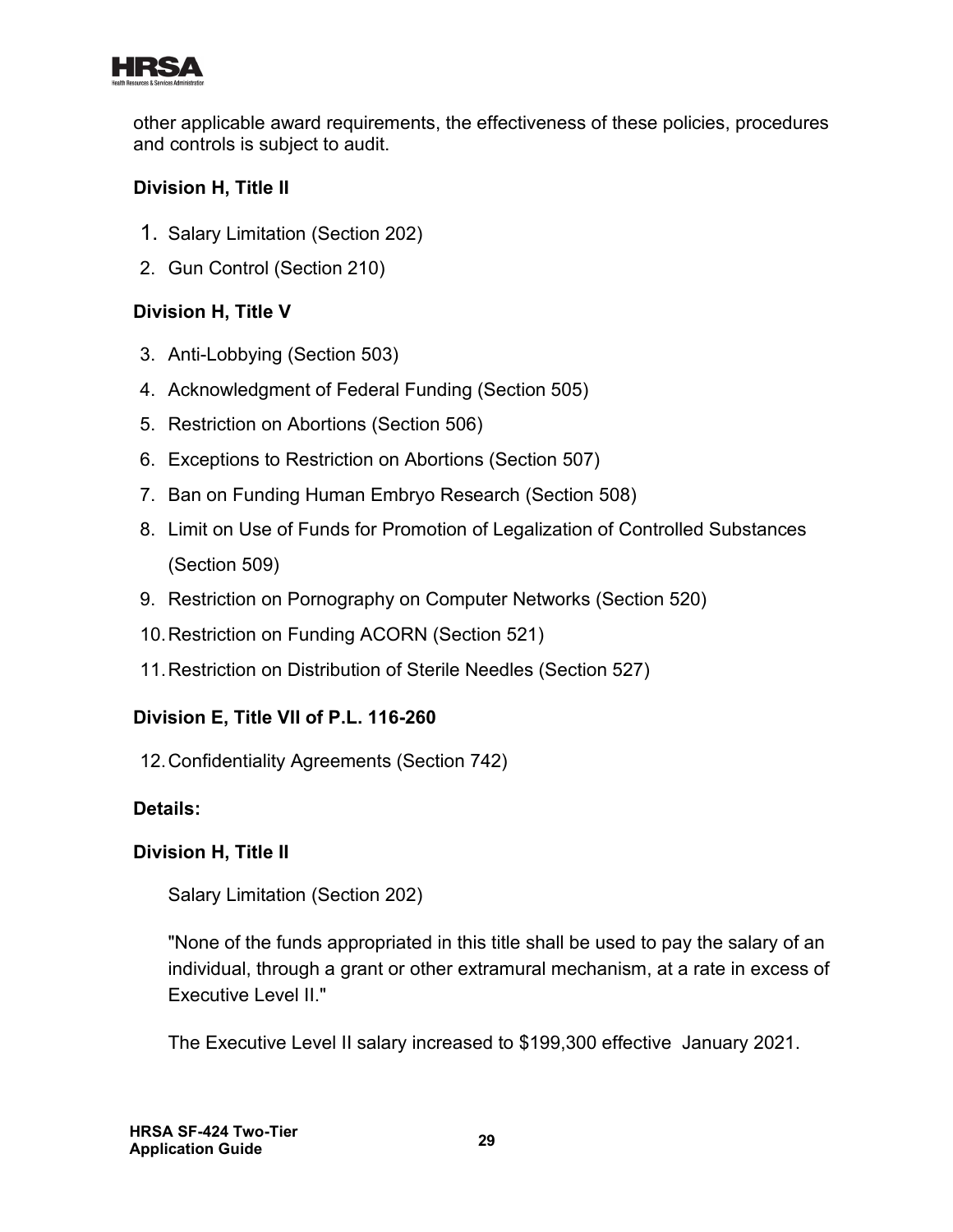other applicable award requirements, the effectiveness of these policies, procedures and controls is subject to audit.

**Division H, Title II**

1. Salary Limitation (Section 202)
2. Gun Control (Section 210)

**Division H, Title V**

3. Anti-Lobbying (Section 503)
4. Acknowledgment of Federal Funding (Section 505)
5. Restriction on Abortions (Section 506)
6. Exceptions to Restriction on Abortions (Section 507)
7. Ban on Funding Human Embryo Research (Section 508)
8. Limit on Use of Funds for Promotion of Legalization of Controlled Substances (Section 509)
9. Restriction on Pornography on Computer Networks (Section 520)
10. Restriction on Funding ACORN (Section 521)
11. Restriction on Distribution of Sterile Needles (Section 527)

**Division E, Title VII of P.L. 116-260**

12. Confidentiality Agreements (Section 742)

**Details:**

**Division H, Title II**

Salary Limitation (Section 202)

"None of the funds appropriated in this title shall be used to pay the salary of an individual, through a grant or other extramural mechanism, at a rate in excess of Executive Level II."

The Executive Level II salary increased to $199,300 effective January 2021.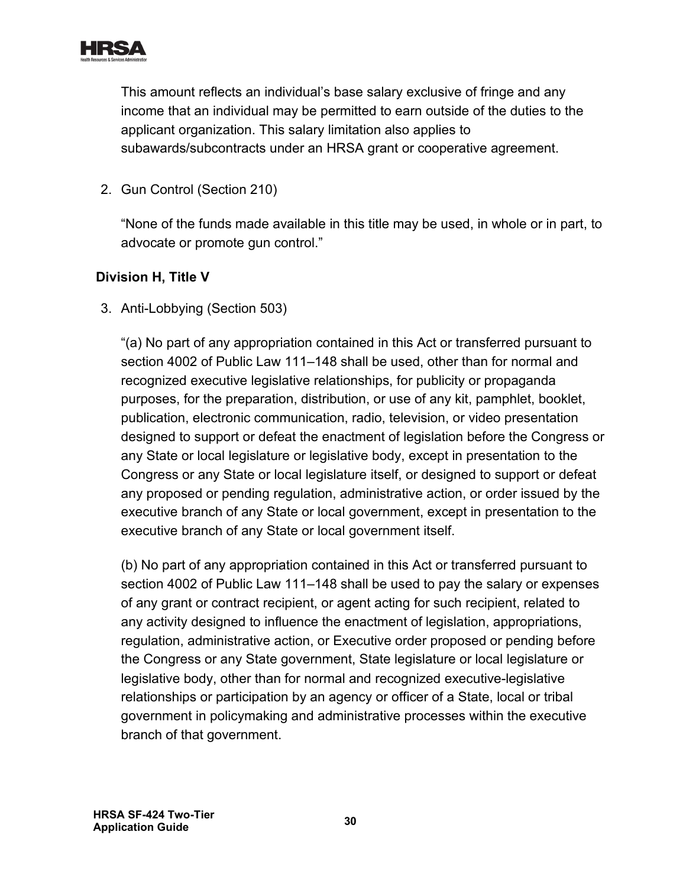This amount reflects an individual's base salary exclusive of fringe and any income that an individual may be permitted to earn outside of the duties to the applicant organization. This salary limitation also applies to subawards/subcontracts under an HRSA grant or cooperative agreement.

2. Gun Control (Section 210)

   "None of the funds made available in this title may be used, in whole or in part, to advocate or promote gun control."

**Division H, Title V**

3. Anti-Lobbying (Section 503)

   "(a) No part of any appropriation contained in this Act or transferred pursuant to section 4002 of Public Law 111–148 shall be used, other than for normal and recognized executive legislative relationships, for publicity or propaganda purposes, for the preparation, distribution, or use of any kit, pamphlet, booklet, publication, electronic communication, radio, television, or video presentation designed to support or defeat the enactment of legislation before the Congress or any State or local legislature or legislative body, except in presentation to the Congress or any State or local legislature itself, or designed to support or defeat any proposed or pending regulation, administrative action, or order issued by the executive branch of any State or local government, except in presentation to the executive branch of any State or local government itself.

   (b) No part of any appropriation contained in this Act or transferred pursuant to section 4002 of Public Law 111–148 shall be used to pay the salary or expenses of any grant or contract recipient, or agent acting for such recipient, related to any activity designed to influence the enactment of legislation, appropriations, regulation, administrative action, or Executive order proposed or pending before the Congress or any State government, State legislature or local legislature or legislative body, other than for normal and recognized executive-legislative relationships or participation by an agency or officer of a State, local or tribal government in policymaking and administrative processes within the executive branch of that government.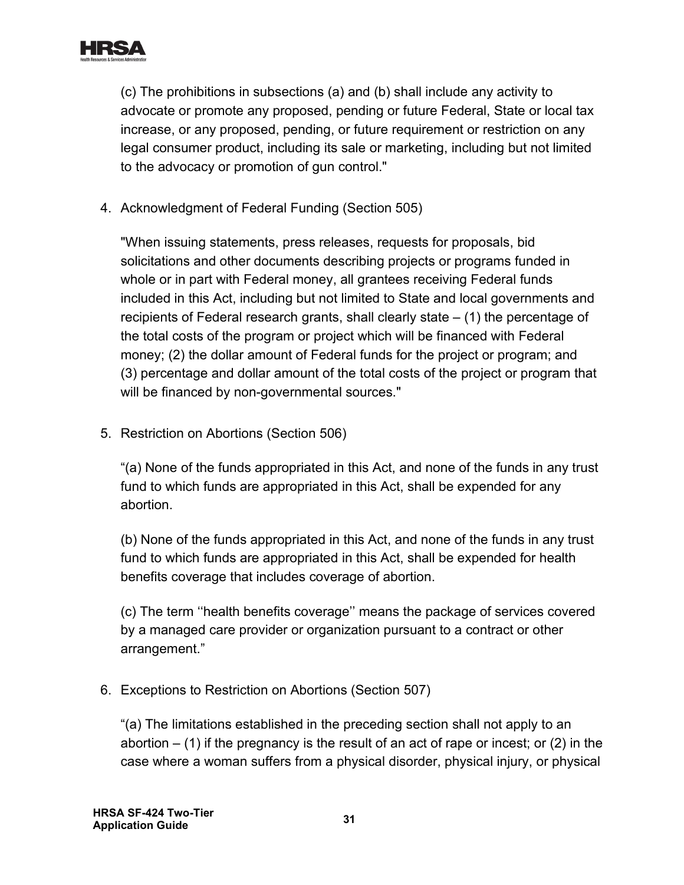(c) The prohibitions in subsections (a) and (b) shall include any activity to advocate or promote any proposed, pending or future Federal, State or local tax increase, or any proposed, pending, or future requirement or restriction on any legal consumer product, including its sale or marketing, including but not limited to the advocacy or promotion of gun control."

4. Acknowledgment of Federal Funding (Section 505)

   "When issuing statements, press releases, requests for proposals, bid solicitations and other documents describing projects or programs funded in whole or in part with Federal money, all grantees receiving Federal funds included in this Act, including but not limited to State and local governments and recipients of Federal research grants, shall clearly state – (1) the percentage of the total costs of the program or project which will be financed with Federal money; (2) the dollar amount of Federal funds for the project or program; and (3) percentage and dollar amount of the total costs of the project or program that will be financed by non-governmental sources."

5. Restriction on Abortions (Section 506)

   "(a) None of the funds appropriated in this Act, and none of the funds in any trust fund to which funds are appropriated in this Act, shall be expended for any abortion.

   (b) None of the funds appropriated in this Act, and none of the funds in any trust fund to which funds are appropriated in this Act, shall be expended for health benefits coverage that includes coverage of abortion.

   (c) The term ''health benefits coverage'' means the package of services covered by a managed care provider or organization pursuant to a contract or other arrangement."

6. Exceptions to Restriction on Abortions (Section 507)

   "(a) The limitations established in the preceding section shall not apply to an abortion – (1) if the pregnancy is the result of an act of rape or incest; or (2) in the case where a woman suffers from a physical disorder, physical injury, or physical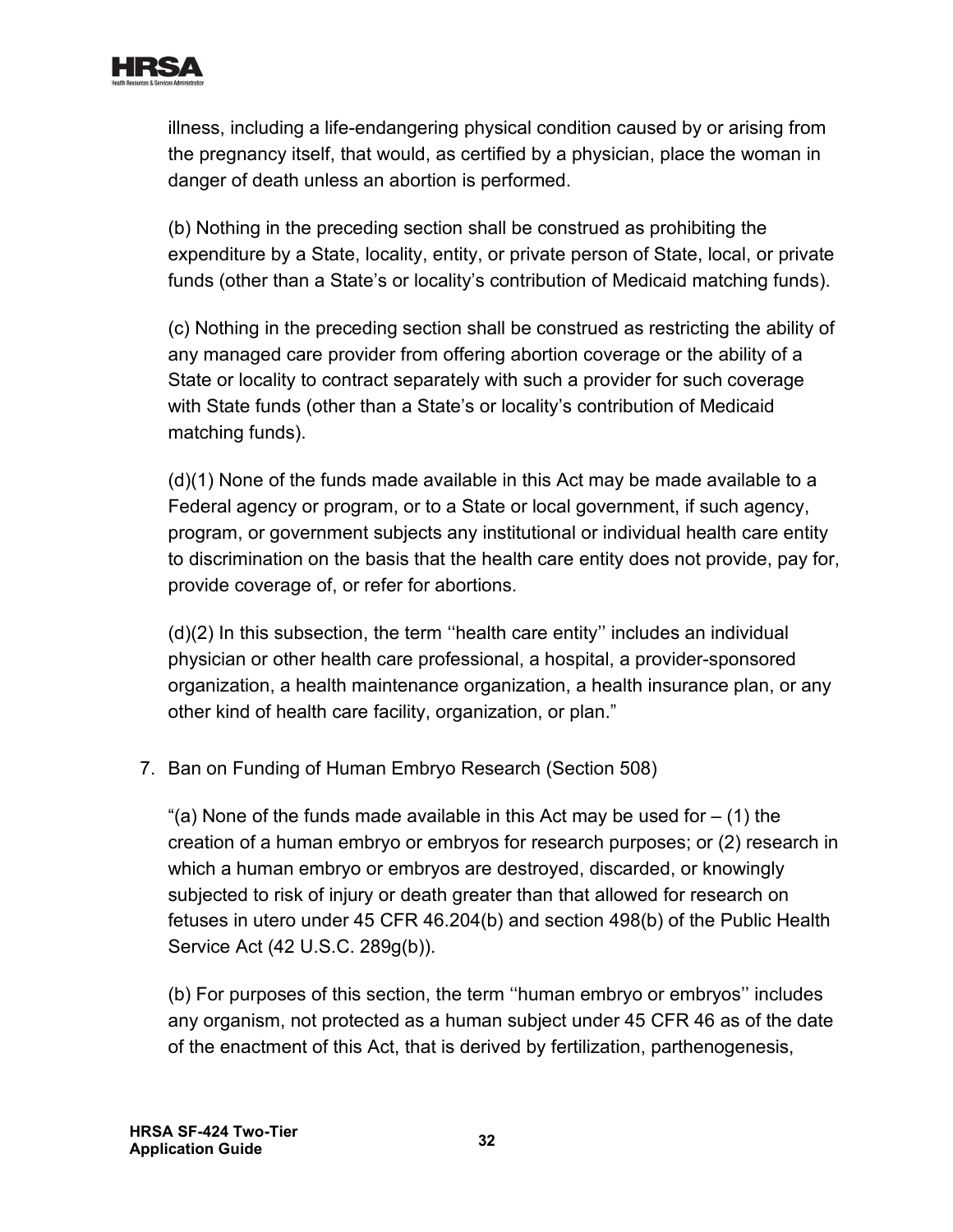illness, including a life-endangering physical condition caused by or arising from the pregnancy itself, that would, as certified by a physician, place the woman in danger of death unless an abortion is performed.

(b) Nothing in the preceding section shall be construed as prohibiting the expenditure by a State, locality, entity, or private person of State, local, or private funds (other than a State's or locality's contribution of Medicaid matching funds).

(c) Nothing in the preceding section shall be construed as restricting the ability of any managed care provider from offering abortion coverage or the ability of a State or locality to contract separately with such a provider for such coverage with State funds (other than a State's or locality's contribution of Medicaid matching funds).

(d)(1) None of the funds made available in this Act may be made available to a Federal agency or program, or to a State or local government, if such agency, program, or government subjects any institutional or individual health care entity to discrimination on the basis that the health care entity does not provide, pay for, provide coverage of, or refer for abortions.

(d)(2) In this subsection, the term ''health care entity'' includes an individual physician or other health care professional, a hospital, a provider-sponsored organization, a health maintenance organization, a health insurance plan, or any other kind of health care facility, organization, or plan."

7. Ban on Funding of Human Embryo Research (Section 508)

   "(a) None of the funds made available in this Act may be used for – (1) the creation of a human embryo or embryos for research purposes; or (2) research in which a human embryo or embryos are destroyed, discarded, or knowingly subjected to risk of injury or death greater than that allowed for research on fetuses in utero under 45 CFR 46.204(b) and section 498(b) of the Public Health Service Act (42 U.S.C. 289g(b)).

   (b) For purposes of this section, the term ''human embryo or embryos'' includes any organism, not protected as a human subject under 45 CFR 46 as of the date of the enactment of this Act, that is derived by fertilization, parthenogenesis,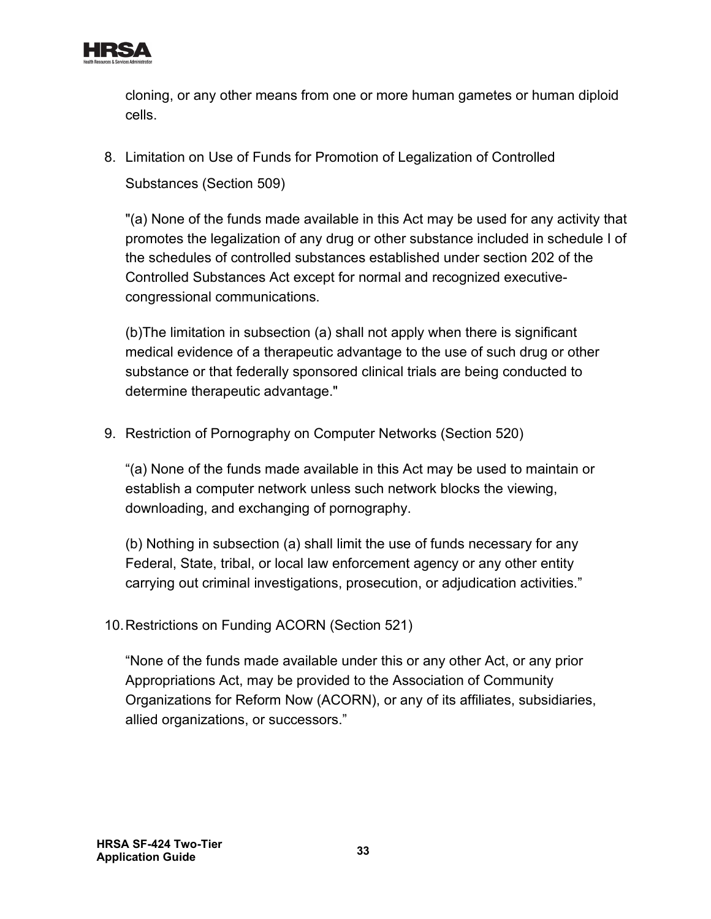cloning, or any other means from one or more human gametes or human diploid cells.

8. Limitation on Use of Funds for Promotion of Legalization of Controlled Substances (Section 509)

   "(a) None of the funds made available in this Act may be used for any activity that promotes the legalization of any drug or other substance included in schedule I of the schedules of controlled substances established under section 202 of the Controlled Substances Act except for normal and recognized executive-congressional communications.

   (b)The limitation in subsection (a) shall not apply when there is significant medical evidence of a therapeutic advantage to the use of such drug or other substance or that federally sponsored clinical trials are being conducted to determine therapeutic advantage."

9. Restriction of Pornography on Computer Networks (Section 520)

   "(a) None of the funds made available in this Act may be used to maintain or establish a computer network unless such network blocks the viewing, downloading, and exchanging of pornography.

   (b) Nothing in subsection (a) shall limit the use of funds necessary for any Federal, State, tribal, or local law enforcement agency or any other entity carrying out criminal investigations, prosecution, or adjudication activities."

10. Restrictions on Funding ACORN (Section 521)

    "None of the funds made available under this or any other Act, or any prior Appropriations Act, may be provided to the Association of Community Organizations for Reform Now (ACORN), or any of its affiliates, subsidiaries, allied organizations, or successors."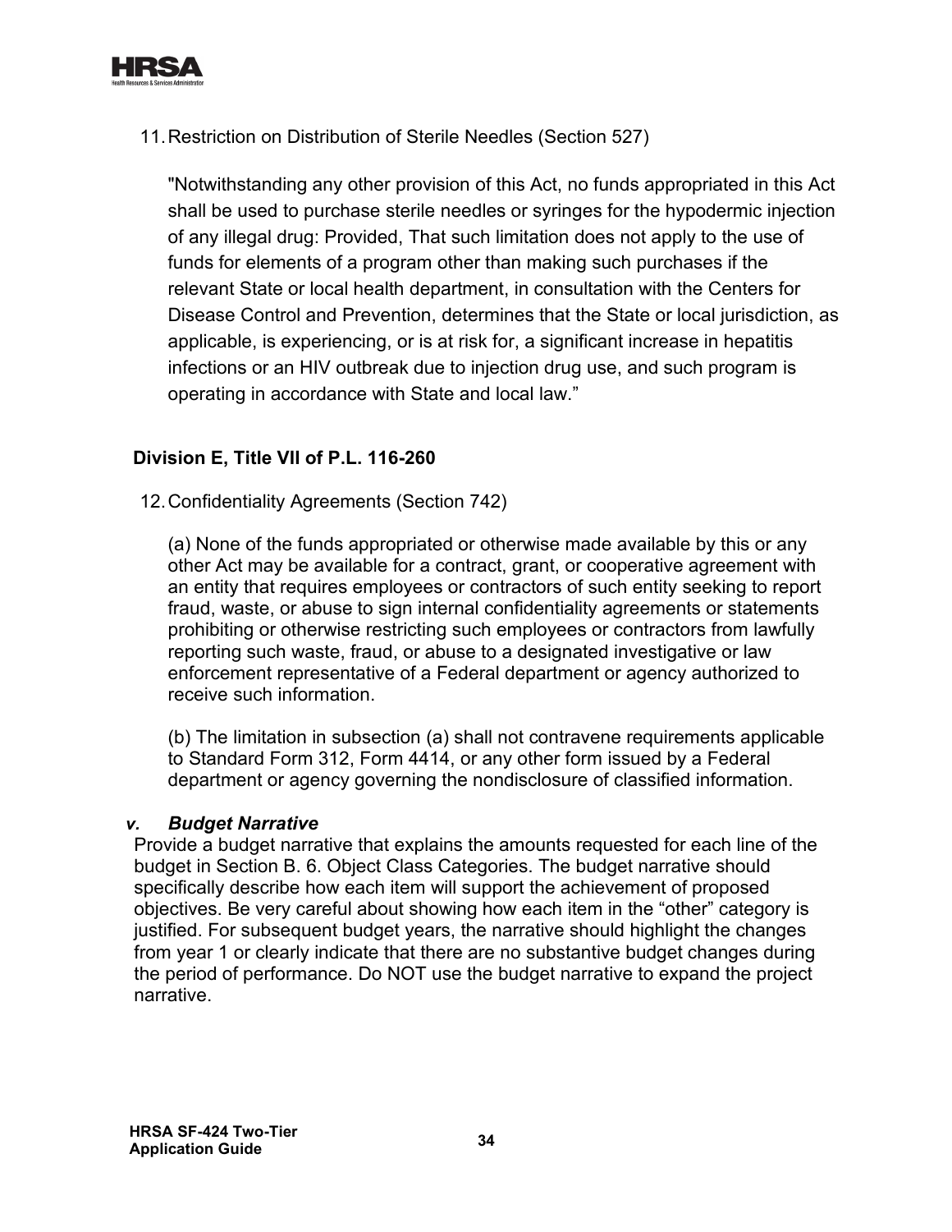11. Restriction on Distribution of Sterile Needles (Section 527)

    "Notwithstanding any other provision of this Act, no funds appropriated in this Act shall be used to purchase sterile needles or syringes for the hypodermic injection of any illegal drug: Provided, That such limitation does not apply to the use of funds for elements of a program other than making such purchases if the relevant State or local health department, in consultation with the Centers for Disease Control and Prevention, determines that the State or local jurisdiction, as applicable, is experiencing, or is at risk for, a significant increase in hepatitis infections or an HIV outbreak due to injection drug use, and such program is operating in accordance with State and local law."

**Division E, Title VII of P.L. 116-260**

12. Confidentiality Agreements (Section 742)

    (a) None of the funds appropriated or otherwise made available by this or any other Act may be available for a contract, grant, or cooperative agreement with an entity that requires employees or contractors of such entity seeking to report fraud, waste, or abuse to sign internal confidentiality agreements or statements prohibiting or otherwise restricting such employees or contractors from lawfully reporting such waste, fraud, or abuse to a designated investigative or law enforcement representative of a Federal department or agency authorized to receive such information.

    (b) The limitation in subsection (a) shall not contravene requirements applicable to Standard Form 312, Form 4414, or any other form issued by a Federal department or agency governing the nondisclosure of classified information.

### *v. Budget Narrative*

Provide a budget narrative that explains the amounts requested for each line of the budget in Section B. 6. Object Class Categories. The budget narrative should specifically describe how each item will support the achievement of proposed objectives. Be very careful about showing how each item in the "other" category is justified. For subsequent budget years, the narrative should highlight the changes from year 1 or clearly indicate that there are no substantive budget changes during the period of performance. Do NOT use the budget narrative to expand the project narrative.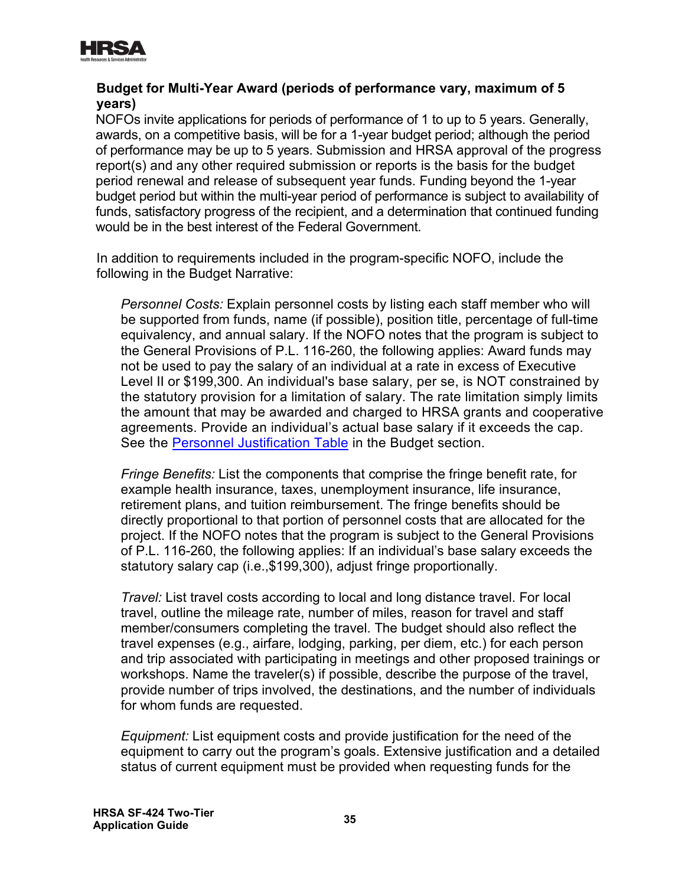**Budget for Multi-Year Award (periods of performance vary, maximum of 5 years)**

NOFOs invite applications for periods of performance of 1 to up to 5 years. Generally, awards, on a competitive basis, will be for a 1-year budget period; although the period of performance may be up to 5 years. Submission and HRSA approval of the progress report(s) and any other required submission or reports is the basis for the budget period renewal and release of subsequent year funds. Funding beyond the 1-year budget period but within the multi-year period of performance is subject to availability of funds, satisfactory progress of the recipient, and a determination that continued funding would be in the best interest of the Federal Government.

In addition to requirements included in the program-specific NOFO, include the following in the Budget Narrative:

*Personnel Costs:* Explain personnel costs by listing each staff member who will be supported from funds, name (if possible), position title, percentage of full-time equivalency, and annual salary. If the NOFO notes that the program is subject to the General Provisions of P.L. 116-260, the following applies: Award funds may not be used to pay the salary of an individual at a rate in excess of Executive Level II or $199,300. An individual's base salary, per se, is NOT constrained by the statutory provision for a limitation of salary. The rate limitation simply limits the amount that may be awarded and charged to HRSA grants and cooperative agreements. Provide an individual's actual base salary if it exceeds the cap. See the [Personnel Justification Table] in the Budget section.

*Fringe Benefits:* List the components that comprise the fringe benefit rate, for example health insurance, taxes, unemployment insurance, life insurance, retirement plans, and tuition reimbursement. The fringe benefits should be directly proportional to that portion of personnel costs that are allocated for the project. If the NOFO notes that the program is subject to the General Provisions of P.L. 116-260, the following applies: If an individual's base salary exceeds the statutory salary cap (i.e.,$199,300), adjust fringe proportionally.

*Travel:* List travel costs according to local and long distance travel. For local travel, outline the mileage rate, number of miles, reason for travel and staff member/consumers completing the travel. The budget should also reflect the travel expenses (e.g., airfare, lodging, parking, per diem, etc.) for each person and trip associated with participating in meetings and other proposed trainings or workshops. Name the traveler(s) if possible, describe the purpose of the travel, provide number of trips involved, the destinations, and the number of individuals for whom funds are requested.

*Equipment:* List equipment costs and provide justification for the need of the equipment to carry out the program's goals. Extensive justification and a detailed status of current equipment must be provided when requesting funds for the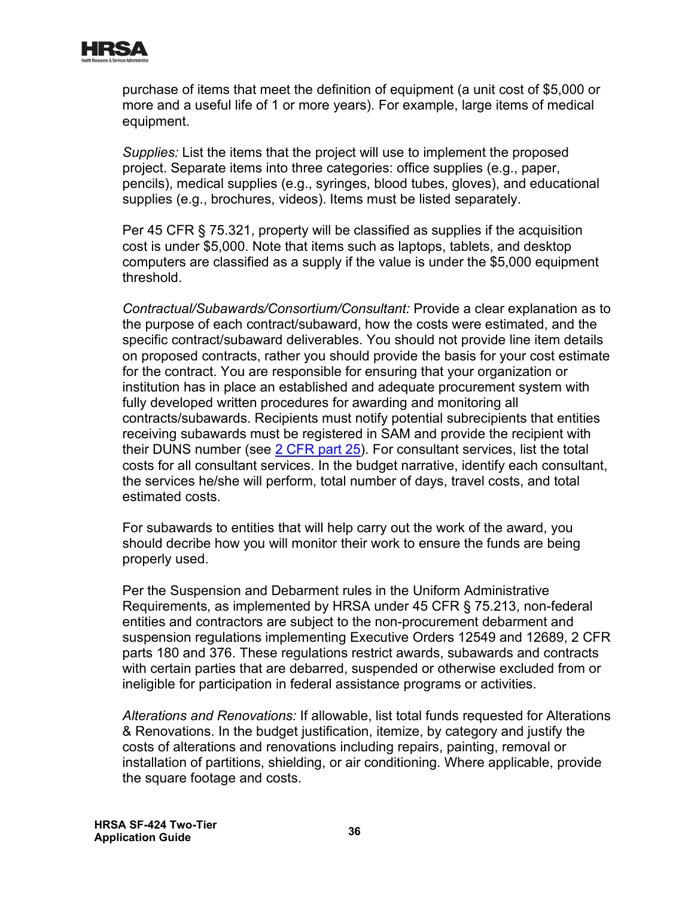purchase of items that meet the definition of equipment (a unit cost of $5,000 or more and a useful life of 1 or more years). For example, large items of medical equipment.

*Supplies:* List the items that the project will use to implement the proposed project. Separate items into three categories: office supplies (e.g., paper, pencils), medical supplies (e.g., syringes, blood tubes, gloves), and educational supplies (e.g., brochures, videos). Items must be listed separately.

Per 45 CFR § 75.321, property will be classified as supplies if the acquisition cost is under $5,000. Note that items such as laptops, tablets, and desktop computers are classified as a supply if the value is under the $5,000 equipment threshold.

*Contractual/Subawards/Consortium/Consultant:* Provide a clear explanation as to the purpose of each contract/subaward, how the costs were estimated, and the specific contract/subaward deliverables. You should not provide line item details on proposed contracts, rather you should provide the basis for your cost estimate for the contract. You are responsible for ensuring that your organization or institution has in place an established and adequate procurement system with fully developed written procedures for awarding and monitoring all contracts/subawards. Recipients must notify potential subrecipients that entities receiving subawards must be registered in SAM and provide the recipient with their DUNS number (see 2 CFR part 25). For consultant services, list the total costs for all consultant services. In the budget narrative, identify each consultant, the services he/she will perform, total number of days, travel costs, and total estimated costs.

For subawards to entities that will help carry out the work of the award, you should decribe how you will monitor their work to ensure the funds are being properly used.

Per the Suspension and Debarment rules in the Uniform Administrative Requirements, as implemented by HRSA under 45 CFR § 75.213, non-federal entities and contractors are subject to the non-procurement debarment and suspension regulations implementing Executive Orders 12549 and 12689, 2 CFR parts 180 and 376. These regulations restrict awards, subawards and contracts with certain parties that are debarred, suspended or otherwise excluded from or ineligible for participation in federal assistance programs or activities.

*Alterations and Renovations:* If allowable, list total funds requested for Alterations & Renovations. In the budget justification, itemize, by category and justify the costs of alterations and renovations including repairs, painting, removal or installation of partitions, shielding, or air conditioning. Where applicable, provide the square footage and costs.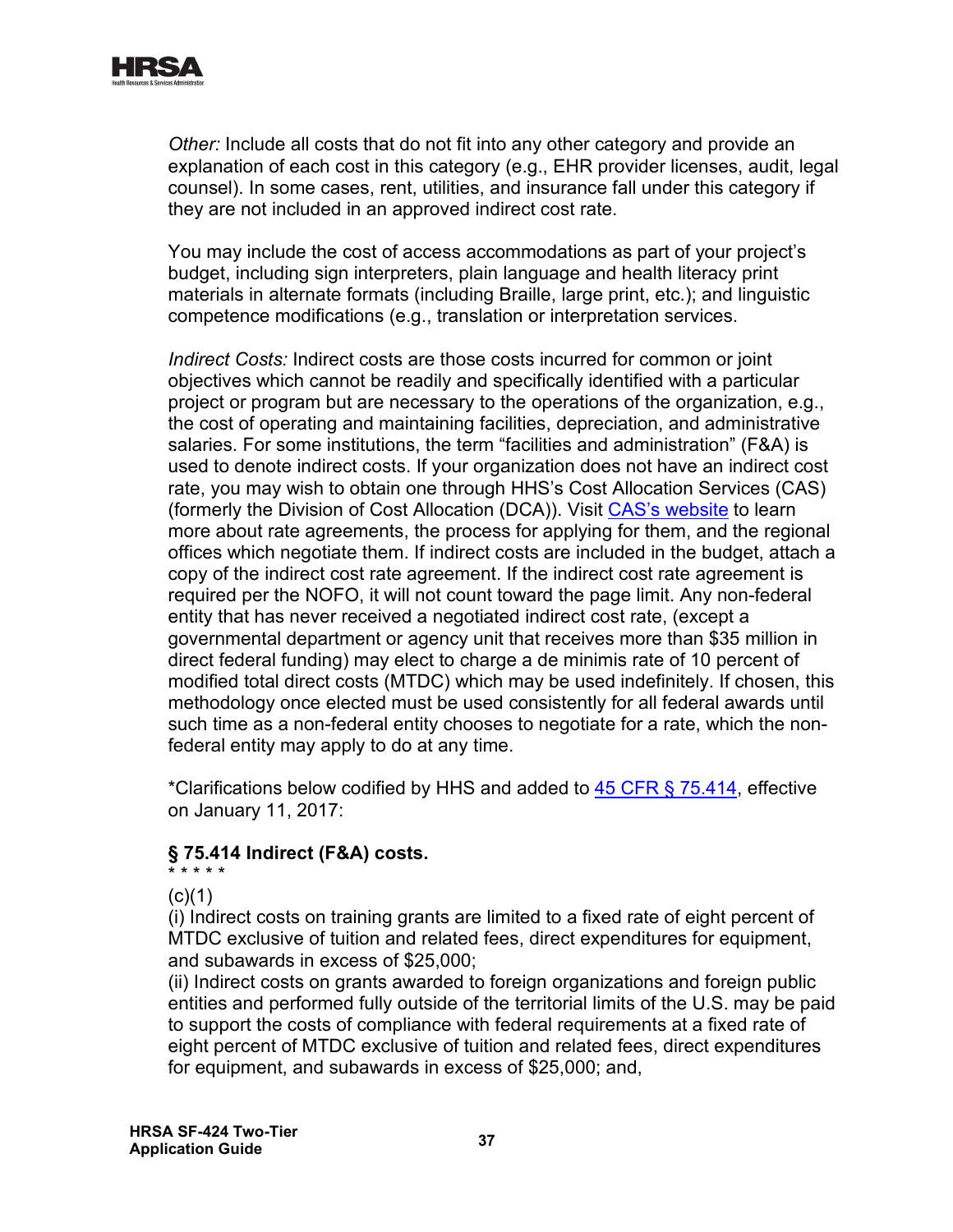*Other:* Include all costs that do not fit into any other category and provide an explanation of each cost in this category (e.g., EHR provider licenses, audit, legal counsel). In some cases, rent, utilities, and insurance fall under this category if they are not included in an approved indirect cost rate.

You may include the cost of access accommodations as part of your project's budget, including sign interpreters, plain language and health literacy print materials in alternate formats (including Braille, large print, etc.); and linguistic competence modifications (e.g., translation or interpretation services.

*Indirect Costs:* Indirect costs are those costs incurred for common or joint objectives which cannot be readily and specifically identified with a particular project or program but are necessary to the operations of the organization, e.g., the cost of operating and maintaining facilities, depreciation, and administrative salaries. For some institutions, the term "facilities and administration" (F&A) is used to denote indirect costs. If your organization does not have an indirect cost rate, you may wish to obtain one through HHS's Cost Allocation Services (CAS) (formerly the Division of Cost Allocation (DCA)). Visit CAS's website to learn more about rate agreements, the process for applying for them, and the regional offices which negotiate them. If indirect costs are included in the budget, attach a copy of the indirect cost rate agreement. If the indirect cost rate agreement is required per the NOFO, it will not count toward the page limit. Any non-federal entity that has never received a negotiated indirect cost rate, (except a governmental department or agency unit that receives more than $35 million in direct federal funding) may elect to charge a de minimis rate of 10 percent of modified total direct costs (MTDC) which may be used indefinitely. If chosen, this methodology once elected must be used consistently for all federal awards until such time as a non-federal entity chooses to negotiate for a rate, which the non-federal entity may apply to do at any time.

*Clarifications below codified by HHS and added to 45 CFR § 75.414, effective on January 11, 2017:

**§ 75.414 Indirect (F&A) costs.**

\* \* \* \* \*

(c)(1)

(i) Indirect costs on training grants are limited to a fixed rate of eight percent of MTDC exclusive of tuition and related fees, direct expenditures for equipment, and subawards in excess of $25,000;

(ii) Indirect costs on grants awarded to foreign organizations and foreign public entities and performed fully outside of the territorial limits of the U.S. may be paid to support the costs of compliance with federal requirements at a fixed rate of eight percent of MTDC exclusive of tuition and related fees, direct expenditures for equipment, and subawards in excess of $25,000; and,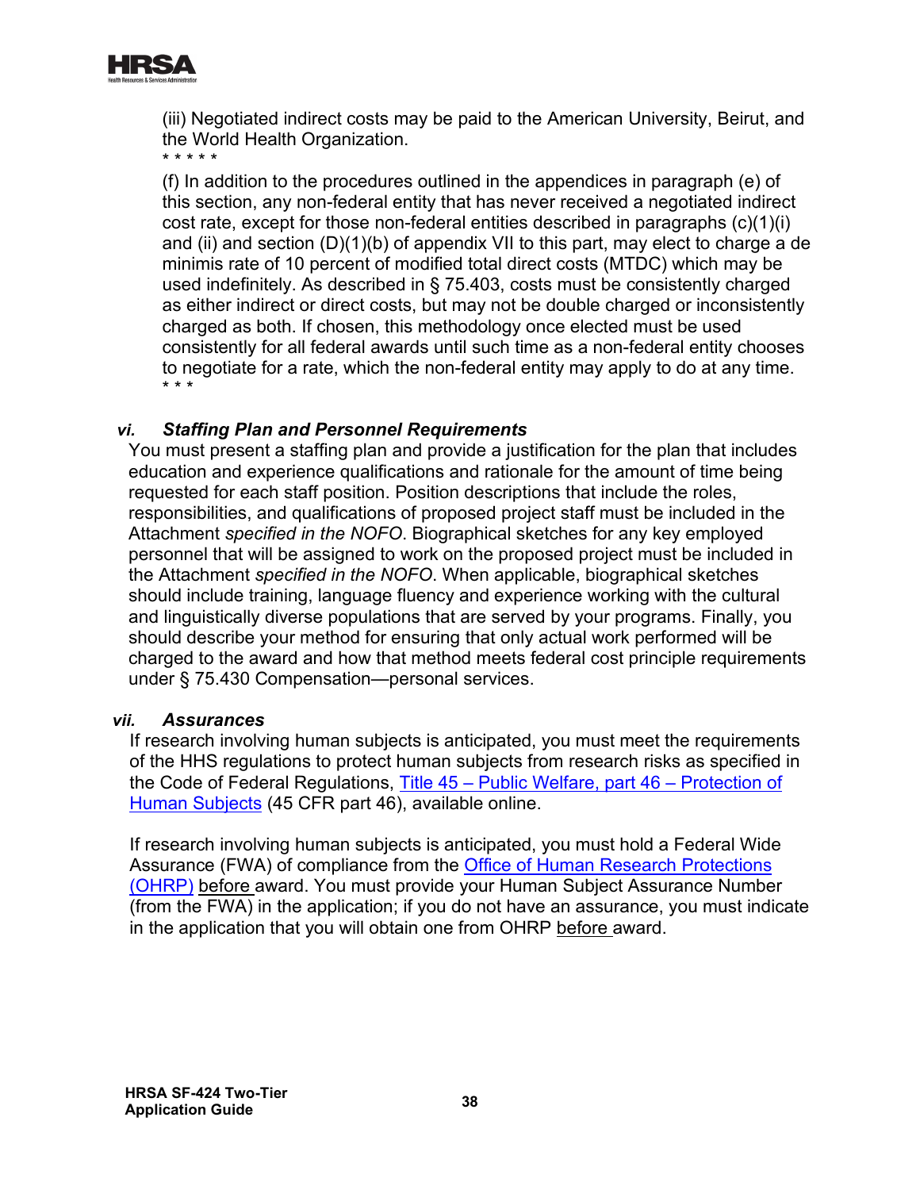(iii) Negotiated indirect costs may be paid to the American University, Beirut, and the World Health Organization.
* * * * *
(f) In addition to the procedures outlined in the appendices in paragraph (e) of this section, any non-federal entity that has never received a negotiated indirect cost rate, except for those non-federal entities described in paragraphs (c)(1)(i) and (ii) and section (D)(1)(b) of appendix VII to this part, may elect to charge a de minimis rate of 10 percent of modified total direct costs (MTDC) which may be used indefinitely. As described in § 75.403, costs must be consistently charged as either indirect or direct costs, but may not be double charged or inconsistently charged as both. If chosen, this methodology once elected must be used consistently for all federal awards until such time as a non-federal entity chooses to negotiate for a rate, which the non-federal entity may apply to do at any time.
* * *

### *vi. Staffing Plan and Personnel Requirements*

You must present a staffing plan and provide a justification for the plan that includes education and experience qualifications and rationale for the amount of time being requested for each staff position. Position descriptions that include the roles, responsibilities, and qualifications of proposed project staff must be included in the Attachment *specified in the NOFO*. Biographical sketches for any key employed personnel that will be assigned to work on the proposed project must be included in the Attachment *specified in the NOFO*. When applicable, biographical sketches should include training, language fluency and experience working with the cultural and linguistically diverse populations that are served by your programs. Finally, you should describe your method for ensuring that only actual work performed will be charged to the award and how that method meets federal cost principle requirements under § 75.430 Compensation—personal services.

### *vii. Assurances*

If research involving human subjects is anticipated, you must meet the requirements of the HHS regulations to protect human subjects from research risks as specified in the Code of Federal Regulations, Title 45 – Public Welfare, part 46 – Protection of Human Subjects (45 CFR part 46), available online.

If research involving human subjects is anticipated, you must hold a Federal Wide Assurance (FWA) of compliance from the Office of Human Research Protections (OHRP) before award. You must provide your Human Subject Assurance Number (from the FWA) in the application; if you do not have an assurance, you must indicate in the application that you will obtain one from OHRP before award.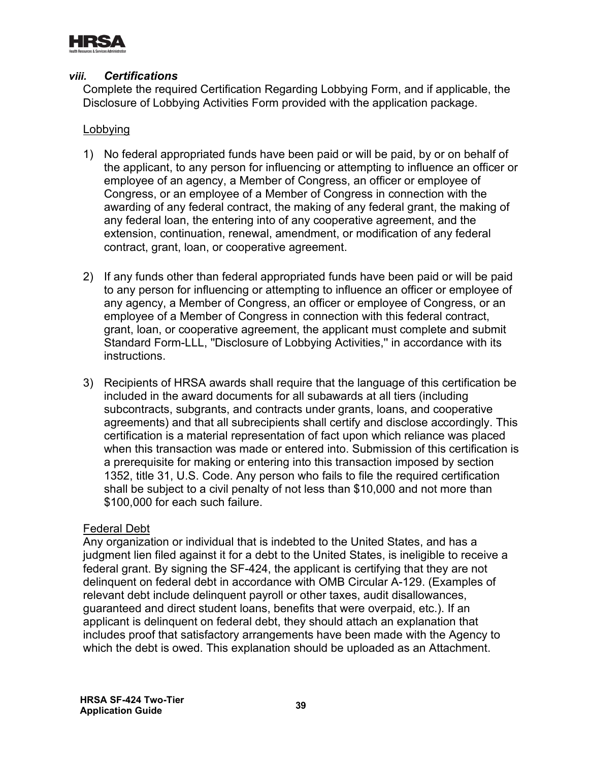### *viii. Certifications*

Complete the required Certification Regarding Lobbying Form, and if applicable, the Disclosure of Lobbying Activities Form provided with the application package.

<u>Lobbying</u>

1) No federal appropriated funds have been paid or will be paid, by or on behalf of the applicant, to any person for influencing or attempting to influence an officer or employee of an agency, a Member of Congress, an officer or employee of Congress, or an employee of a Member of Congress in connection with the awarding of any federal contract, the making of any federal grant, the making of any federal loan, the entering into of any cooperative agreement, and the extension, continuation, renewal, amendment, or modification of any federal contract, grant, loan, or cooperative agreement.

2) If any funds other than federal appropriated funds have been paid or will be paid to any person for influencing or attempting to influence an officer or employee of any agency, a Member of Congress, an officer or employee of Congress, or an employee of a Member of Congress in connection with this federal contract, grant, loan, or cooperative agreement, the applicant must complete and submit Standard Form-LLL, "Disclosure of Lobbying Activities," in accordance with its instructions.

3) Recipients of HRSA awards shall require that the language of this certification be included in the award documents for all subawards at all tiers (including subcontracts, subgrants, and contracts under grants, loans, and cooperative agreements) and that all subrecipients shall certify and disclose accordingly. This certification is a material representation of fact upon which reliance was placed when this transaction was made or entered into. Submission of this certification is a prerequisite for making or entering into this transaction imposed by section 1352, title 31, U.S. Code. Any person who fails to file the required certification shall be subject to a civil penalty of not less than $10,000 and not more than $100,000 for each such failure.

<u>Federal Debt</u>

Any organization or individual that is indebted to the United States, and has a judgment lien filed against it for a debt to the United States, is ineligible to receive a federal grant. By signing the SF-424, the applicant is certifying that they are not delinquent on federal debt in accordance with OMB Circular A-129. (Examples of relevant debt include delinquent payroll or other taxes, audit disallowances, guaranteed and direct student loans, benefits that were overpaid, etc.). If an applicant is delinquent on federal debt, they should attach an explanation that includes proof that satisfactory arrangements have been made with the Agency to which the debt is owed. This explanation should be uploaded as an Attachment.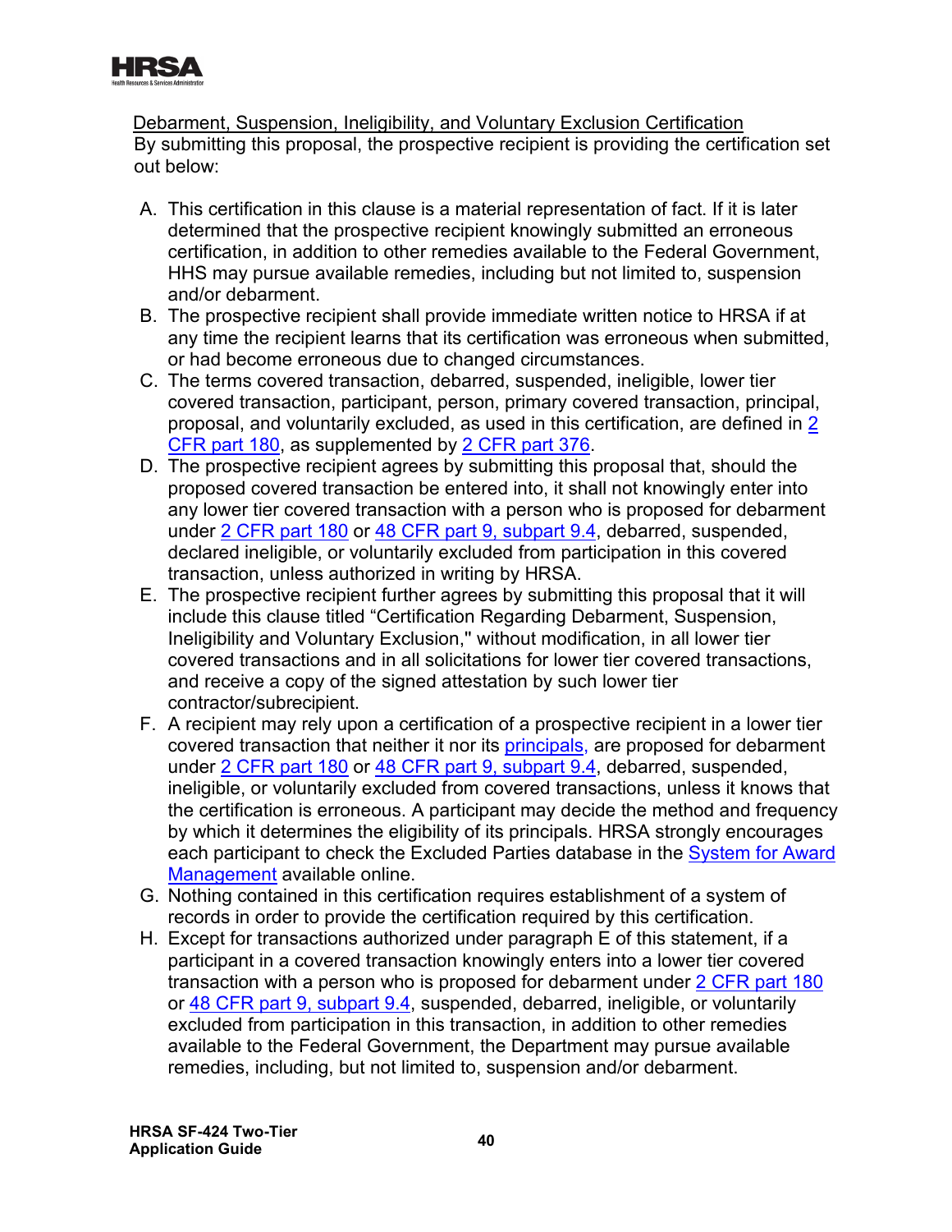Debarment, Suspension, Ineligibility, and Voluntary Exclusion Certification

By submitting this proposal, the prospective recipient is providing the certification set out below:

A. This certification in this clause is a material representation of fact. If it is later determined that the prospective recipient knowingly submitted an erroneous certification, in addition to other remedies available to the Federal Government, HHS may pursue available remedies, including but not limited to, suspension and/or debarment.
B. The prospective recipient shall provide immediate written notice to HRSA if at any time the recipient learns that its certification was erroneous when submitted, or had become erroneous due to changed circumstances.
C. The terms covered transaction, debarred, suspended, ineligible, lower tier covered transaction, participant, person, primary covered transaction, principal, proposal, and voluntarily excluded, as used in this certification, are defined in 2 CFR part 180, as supplemented by 2 CFR part 376.
D. The prospective recipient agrees by submitting this proposal that, should the proposed covered transaction be entered into, it shall not knowingly enter into any lower tier covered transaction with a person who is proposed for debarment under 2 CFR part 180 or 48 CFR part 9, subpart 9.4, debarred, suspended, declared ineligible, or voluntarily excluded from participation in this covered transaction, unless authorized in writing by HRSA.
E. The prospective recipient further agrees by submitting this proposal that it will include this clause titled "Certification Regarding Debarment, Suspension, Ineligibility and Voluntary Exclusion," without modification, in all lower tier covered transactions and in all solicitations for lower tier covered transactions, and receive a copy of the signed attestation by such lower tier contractor/subrecipient.
F. A recipient may rely upon a certification of a prospective recipient in a lower tier covered transaction that neither it nor its principals, are proposed for debarment under 2 CFR part 180 or 48 CFR part 9, subpart 9.4, debarred, suspended, ineligible, or voluntarily excluded from covered transactions, unless it knows that the certification is erroneous. A participant may decide the method and frequency by which it determines the eligibility of its principals. HRSA strongly encourages each participant to check the Excluded Parties database in the System for Award Management available online.
G. Nothing contained in this certification requires establishment of a system of records in order to provide the certification required by this certification.
H. Except for transactions authorized under paragraph E of this statement, if a participant in a covered transaction knowingly enters into a lower tier covered transaction with a person who is proposed for debarment under 2 CFR part 180 or 48 CFR part 9, subpart 9.4, suspended, debarred, ineligible, or voluntarily excluded from participation in this transaction, in addition to other remedies available to the Federal Government, the Department may pursue available remedies, including, but not limited to, suspension and/or debarment.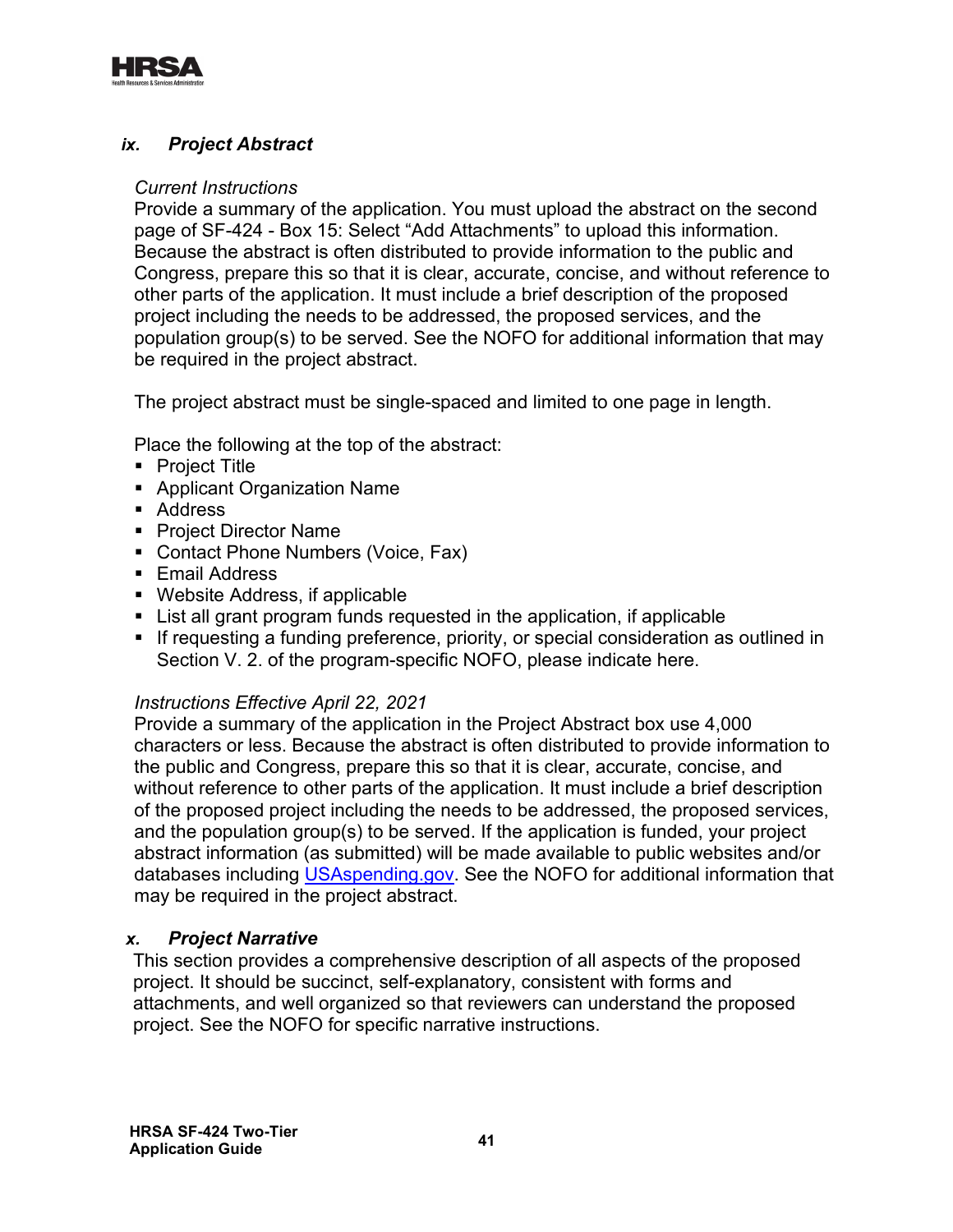### *ix. Project Abstract*

*Current Instructions*

Provide a summary of the application. You must upload the abstract on the second page of SF-424 - Box 15: Select "Add Attachments" to upload this information. Because the abstract is often distributed to provide information to the public and Congress, prepare this so that it is clear, accurate, concise, and without reference to other parts of the application. It must include a brief description of the proposed project including the needs to be addressed, the proposed services, and the population group(s) to be served. See the NOFO for additional information that may be required in the project abstract.

The project abstract must be single-spaced and limited to one page in length.

Place the following at the top of the abstract:

- Project Title
- Applicant Organization Name
- Address
- Project Director Name
- Contact Phone Numbers (Voice, Fax)
- Email Address
- Website Address, if applicable
- List all grant program funds requested in the application, if applicable
- If requesting a funding preference, priority, or special consideration as outlined in Section V. 2. of the program-specific NOFO, please indicate here.

*Instructions Effective April 22, 2021*

Provide a summary of the application in the Project Abstract box use 4,000 characters or less. Because the abstract is often distributed to provide information to the public and Congress, prepare this so that it is clear, accurate, concise, and without reference to other parts of the application. It must include a brief description of the proposed project including the needs to be addressed, the proposed services, and the population group(s) to be served. If the application is funded, your project abstract information (as submitted) will be made available to public websites and/or databases including [USAspending.gov](https://www.usaspending.gov). See the NOFO for additional information that may be required in the project abstract.

### *x. Project Narrative*

This section provides a comprehensive description of all aspects of the proposed project. It should be succinct, self-explanatory, consistent with forms and attachments, and well organized so that reviewers can understand the proposed project. See the NOFO for specific narrative instructions.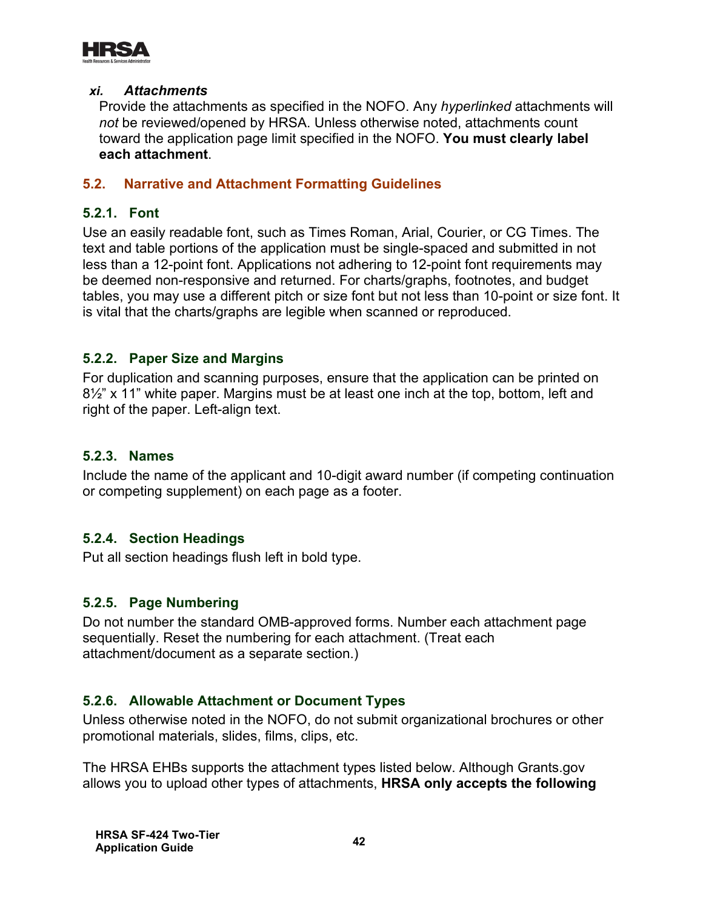#### *xi. Attachments*

Provide the attachments as specified in the NOFO. Any *hyperlinked* attachments will *not* be reviewed/opened by HRSA. Unless otherwise noted, attachments count toward the application page limit specified in the NOFO. **You must clearly label each attachment**.

## 5.2. Narrative and Attachment Formatting Guidelines

### 5.2.1. Font

Use an easily readable font, such as Times Roman, Arial, Courier, or CG Times. The text and table portions of the application must be single-spaced and submitted in not less than a 12-point font. Applications not adhering to 12-point font requirements may be deemed non-responsive and returned. For charts/graphs, footnotes, and budget tables, you may use a different pitch or size font but not less than 10-point or size font. It is vital that the charts/graphs are legible when scanned or reproduced.

### 5.2.2. Paper Size and Margins

For duplication and scanning purposes, ensure that the application can be printed on 8½" x 11" white paper. Margins must be at least one inch at the top, bottom, left and right of the paper. Left-align text.

### 5.2.3. Names

Include the name of the applicant and 10-digit award number (if competing continuation or competing supplement) on each page as a footer.

### 5.2.4. Section Headings

Put all section headings flush left in bold type.

### 5.2.5. Page Numbering

Do not number the standard OMB-approved forms. Number each attachment page sequentially. Reset the numbering for each attachment. (Treat each attachment/document as a separate section.)

### 5.2.6. Allowable Attachment or Document Types

Unless otherwise noted in the NOFO, do not submit organizational brochures or other promotional materials, slides, films, clips, etc.

The HRSA EHBs supports the attachment types listed below. Although Grants.gov allows you to upload other types of attachments, **HRSA only accepts the following**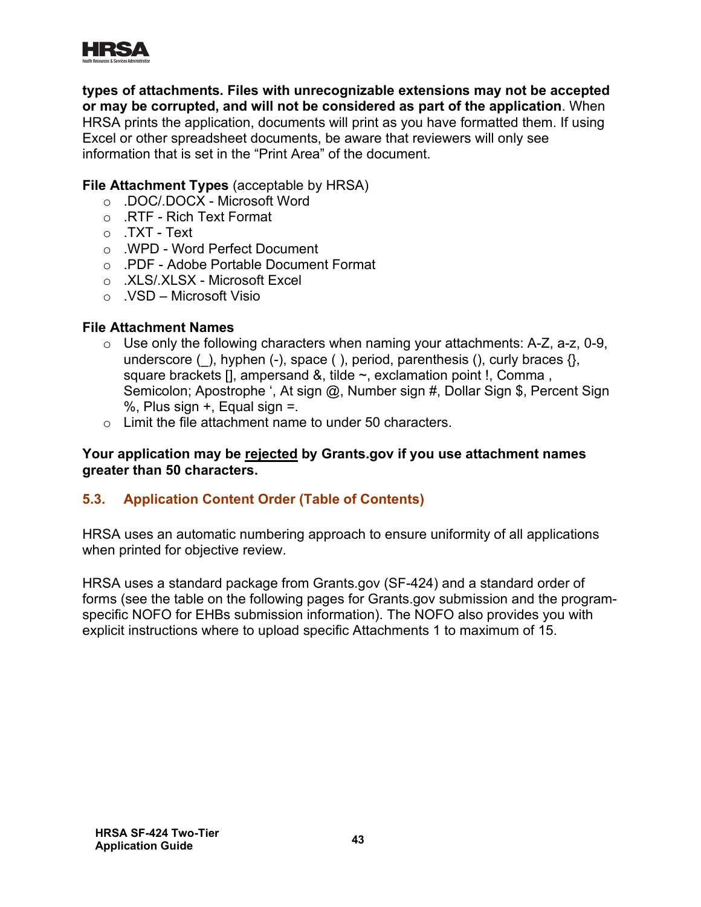**types of attachments. Files with unrecognizable extensions may not be accepted or may be corrupted, and will not be considered as part of the application**. When HRSA prints the application, documents will print as you have formatted them. If using Excel or other spreadsheet documents, be aware that reviewers will only see information that is set in the "Print Area" of the document.

**File Attachment Types** (acceptable by HRSA)

- .DOC/.DOCX - Microsoft Word
- .RTF - Rich Text Format
- .TXT - Text
- .WPD - Word Perfect Document
- .PDF - Adobe Portable Document Format
- .XLS/.XLSX - Microsoft Excel
- .VSD – Microsoft Visio

**File Attachment Names**

- Use only the following characters when naming your attachments: A-Z, a-z, 0-9, underscore (_), hyphen (-), space ( ), period, parenthesis (), curly braces {}, square brackets [], ampersand &, tilde ~, exclamation point !, Comma , Semicolon; Apostrophe ', At sign @, Number sign #, Dollar Sign $, Percent Sign %, Plus sign +, Equal sign =.
- Limit the file attachment name to under 50 characters.

**Your application may be <u>rejected</u> by Grants.gov if you use attachment names greater than 50 characters.**

### 5.3. Application Content Order (Table of Contents)

HRSA uses an automatic numbering approach to ensure uniformity of all applications when printed for objective review.

HRSA uses a standard package from Grants.gov (SF-424) and a standard order of forms (see the table on the following pages for Grants.gov submission and the program-specific NOFO for EHBs submission information). The NOFO also provides you with explicit instructions where to upload specific Attachments 1 to maximum of 15.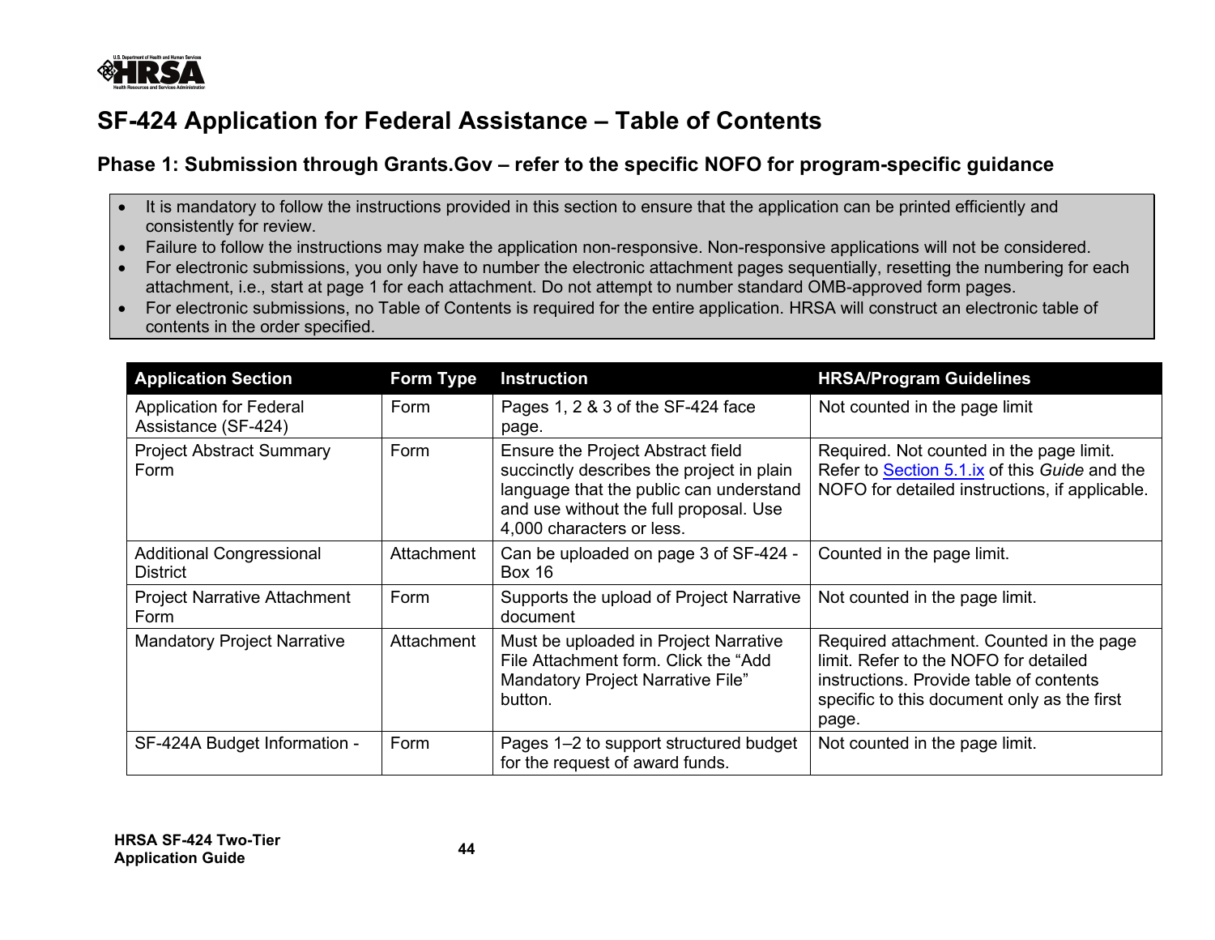# SF-424 Application for Federal Assistance – Table of Contents

## Phase 1: Submission through Grants.Gov – refer to the specific NOFO for program-specific guidance

- It is mandatory to follow the instructions provided in this section to ensure that the application can be printed efficiently and consistently for review.
- Failure to follow the instructions may make the application non-responsive. Non-responsive applications will not be considered.
- For electronic submissions, you only have to number the electronic attachment pages sequentially, resetting the numbering for each attachment, i.e., start at page 1 for each attachment. Do not attempt to number standard OMB-approved form pages.
- For electronic submissions, no Table of Contents is required for the entire application. HRSA will construct an electronic table of contents in the order specified.

| Application Section | Form Type | Instruction | HRSA/Program Guidelines |
|---|---|---|---|
| Application for Federal Assistance (SF-424) | Form | Pages 1, 2 & 3 of the SF-424 face page. | Not counted in the page limit |
| Project Abstract Summary Form | Form | Ensure the Project Abstract field succinctly describes the project in plain language that the public can understand and use without the full proposal. Use 4,000 characters or less. | Required. Not counted in the page limit. Refer to Section 5.1.ix of this *Guide* and the NOFO for detailed instructions, if applicable. |
| Additional Congressional District | Attachment | Can be uploaded on page 3 of SF-424 - Box 16 | Counted in the page limit. |
| Project Narrative Attachment Form | Form | Supports the upload of Project Narrative document | Not counted in the page limit. |
| Mandatory Project Narrative | Attachment | Must be uploaded in Project Narrative File Attachment form. Click the "Add Mandatory Project Narrative File" button. | Required attachment. Counted in the page limit. Refer to the NOFO for detailed instructions. Provide table of contents specific to this document only as the first page. |
| SF-424A Budget Information - | Form | Pages 1–2 to support structured budget for the request of award funds. | Not counted in the page limit. |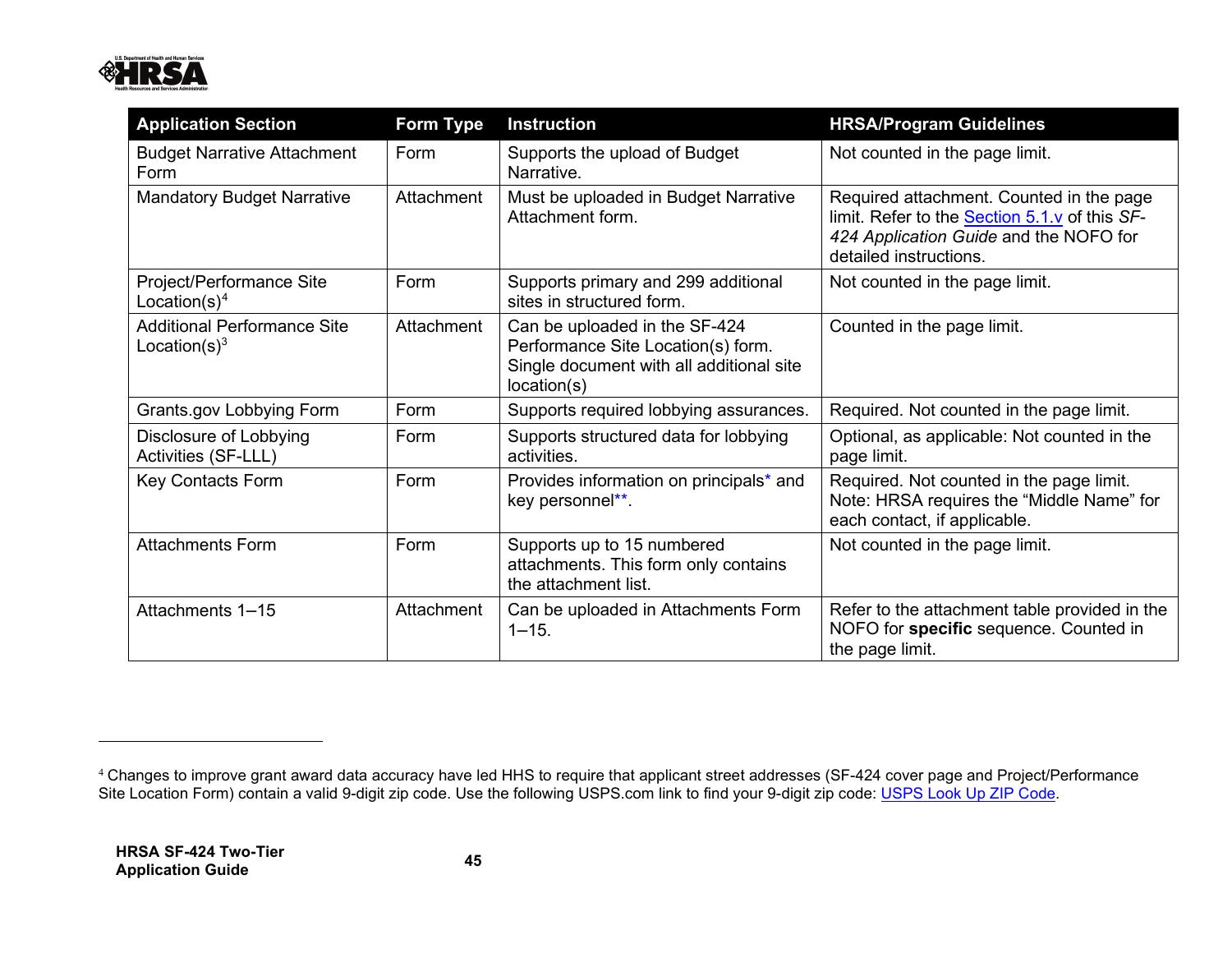| Application Section | Form Type | Instruction | HRSA/Program Guidelines |
|---|---|---|---|
| Budget Narrative Attachment Form | Form | Supports the upload of Budget Narrative. | Not counted in the page limit. |
| Mandatory Budget Narrative | Attachment | Must be uploaded in Budget Narrative Attachment form. | Required attachment. Counted in the page limit. Refer to the Section 5.1.v of this *SF-424 Application Guide* and the NOFO for detailed instructions. |
| Project/Performance Site Location(s)[4] | Form | Supports primary and 299 additional sites in structured form. | Not counted in the page limit. |
| Additional Performance Site Location(s)[3] | Attachment | Can be uploaded in the SF-424 Performance Site Location(s) form. Single document with all additional site location(s) | Counted in the page limit. |
| Grants.gov Lobbying Form | Form | Supports required lobbying assurances. | Required. Not counted in the page limit. |
| Disclosure of Lobbying Activities (SF-LLL) | Form | Supports structured data for lobbying activities. | Optional, as applicable: Not counted in the page limit. |
| Key Contacts Form | Form | Provides information on principals* and key personnel**. | Required. Not counted in the page limit. Note: HRSA requires the "Middle Name" for each contact, if applicable. |
| Attachments Form | Form | Supports up to 15 numbered attachments. This form only contains the attachment list. | Not counted in the page limit. |
| Attachments 1–15 | Attachment | Can be uploaded in Attachments Form 1–15. | Refer to the attachment table provided in the NOFO for **specific** sequence. Counted in the page limit. |

[4] Changes to improve grant award data accuracy have led HHS to require that applicant street addresses (SF-424 cover page and Project/Performance Site Location Form) contain a valid 9-digit zip code. Use the following USPS.com link to find your 9-digit zip code: USPS Look Up ZIP Code.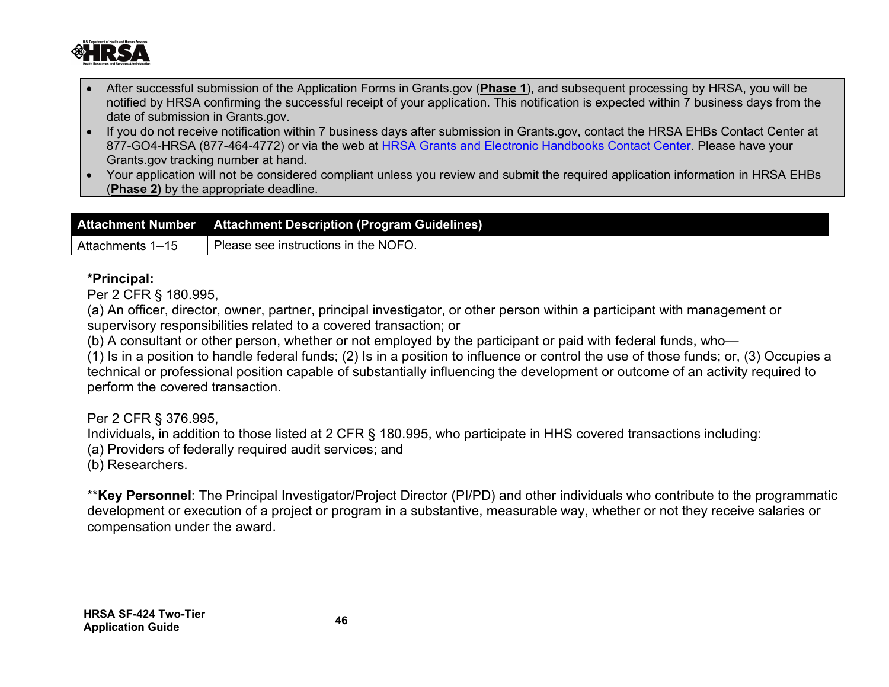- After successful submission of the Application Forms in Grants.gov (**Phase 1**), and subsequent processing by HRSA, you will be notified by HRSA confirming the successful receipt of your application. This notification is expected within 7 business days from the date of submission in Grants.gov.
- If you do not receive notification within 7 business days after submission in Grants.gov, contact the HRSA EHBs Contact Center at 877-GO4-HRSA (877-464-4772) or via the web at HRSA Grants and Electronic Handbooks Contact Center. Please have your Grants.gov tracking number at hand.
- Your application will not be considered compliant unless you review and submit the required application information in HRSA EHBs (**Phase 2)** by the appropriate deadline.

| Attachment Number | Attachment Description (Program Guidelines) |
|---|---|
| Attachments 1–15 | Please see instructions in the NOFO. |

**\*Principal:**
Per 2 CFR § 180.995,
(a) An officer, director, owner, partner, principal investigator, or other person within a participant with management or supervisory responsibilities related to a covered transaction; or
(b) A consultant or other person, whether or not employed by the participant or paid with federal funds, who—
(1) Is in a position to handle federal funds; (2) Is in a position to influence or control the use of those funds; or, (3) Occupies a technical or professional position capable of substantially influencing the development or outcome of an activity required to perform the covered transaction.

Per 2 CFR § 376.995,
Individuals, in addition to those listed at 2 CFR § 180.995, who participate in HHS covered transactions including:
(a) Providers of federally required audit services; and
(b) Researchers.

\*\***Key Personnel**: The Principal Investigator/Project Director (PI/PD) and other individuals who contribute to the programmatic development or execution of a project or program in a substantive, measurable way, whether or not they receive salaries or compensation under the award.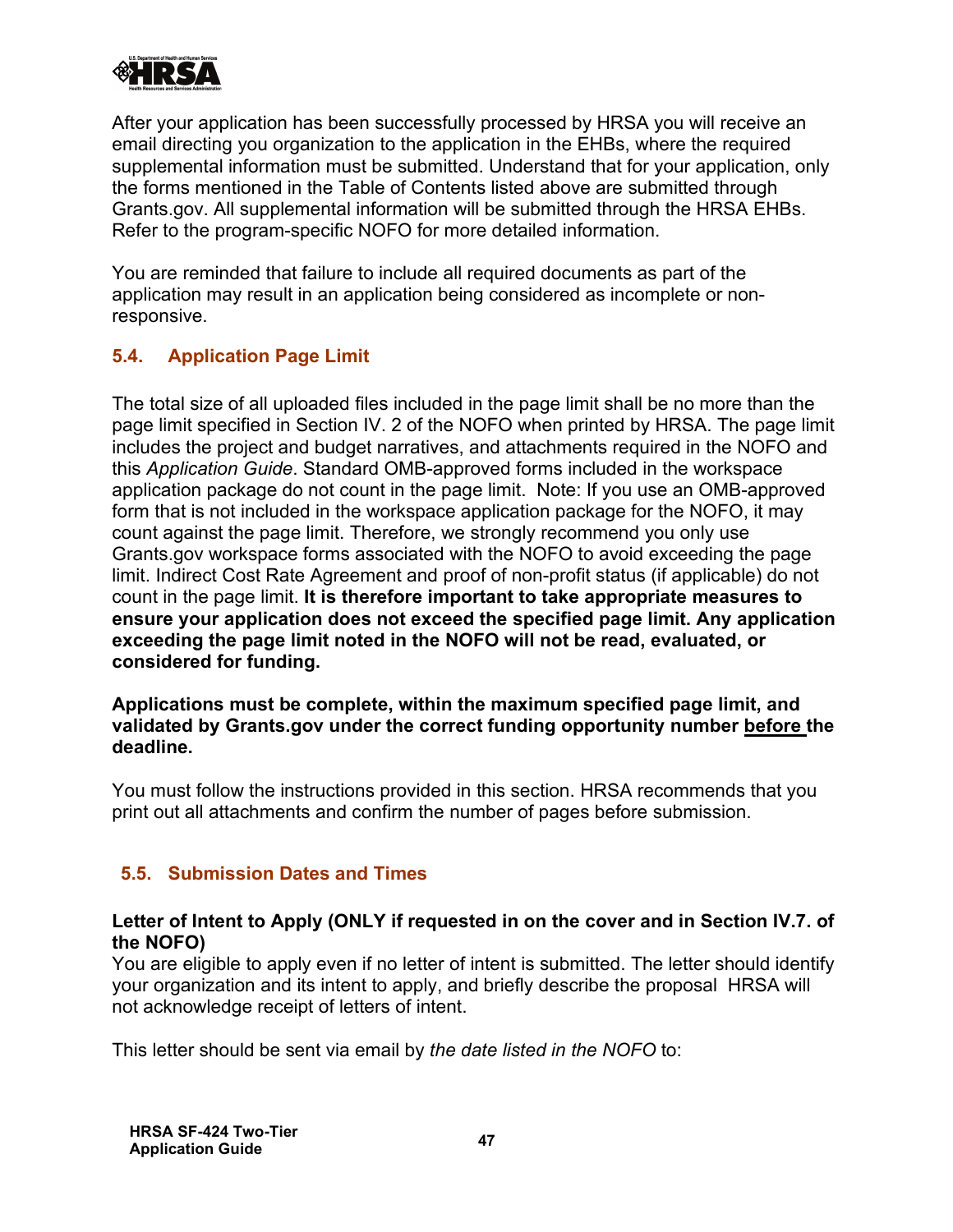After your application has been successfully processed by HRSA you will receive an email directing you organization to the application in the EHBs, where the required supplemental information must be submitted. Understand that for your application, only the forms mentioned in the Table of Contents listed above are submitted through Grants.gov. All supplemental information will be submitted through the HRSA EHBs. Refer to the program-specific NOFO for more detailed information.

You are reminded that failure to include all required documents as part of the application may result in an application being considered as incomplete or non-responsive.

## 5.4. Application Page Limit

The total size of all uploaded files included in the page limit shall be no more than the page limit specified in Section IV. 2 of the NOFO when printed by HRSA. The page limit includes the project and budget narratives, and attachments required in the NOFO and this *Application Guide*. Standard OMB-approved forms included in the workspace application package do not count in the page limit. Note: If you use an OMB-approved form that is not included in the workspace application package for the NOFO, it may count against the page limit. Therefore, we strongly recommend you only use Grants.gov workspace forms associated with the NOFO to avoid exceeding the page limit. Indirect Cost Rate Agreement and proof of non-profit status (if applicable) do not count in the page limit. **It is therefore important to take appropriate measures to ensure your application does not exceed the specified page limit. Any application exceeding the page limit noted in the NOFO will not be read, evaluated, or considered for funding.**

**Applications must be complete, within the maximum specified page limit, and validated by Grants.gov under the correct funding opportunity number <u>before</u> the deadline.**

You must follow the instructions provided in this section. HRSA recommends that you print out all attachments and confirm the number of pages before submission.

## 5.5. Submission Dates and Times

**Letter of Intent to Apply (ONLY if requested in on the cover and in Section IV.7. of the NOFO)**

You are eligible to apply even if no letter of intent is submitted. The letter should identify your organization and its intent to apply, and briefly describe the proposal HRSA will not acknowledge receipt of letters of intent.

This letter should be sent via email by *the date listed in the NOFO* to: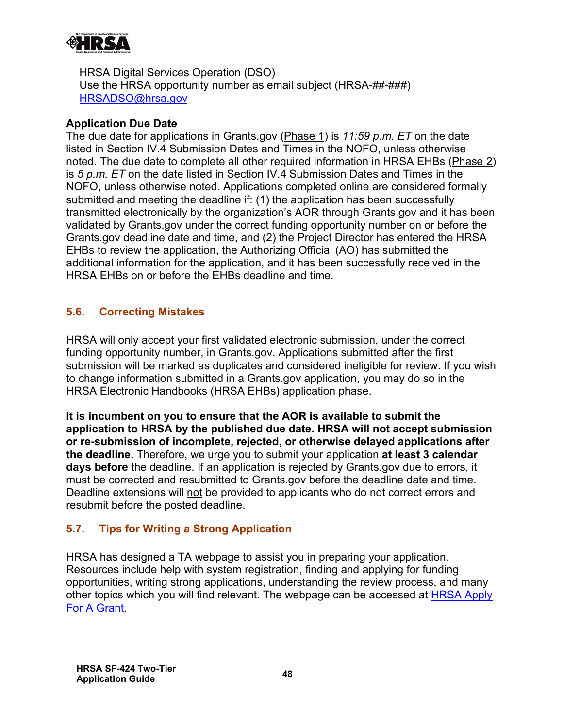HRSA Digital Services Operation (DSO)
Use the HRSA opportunity number as email subject (HRSA-##-###)
HRSADSO@hrsa.gov

**Application Due Date**
The due date for applications in Grants.gov (Phase 1) is *11:59 p.m. ET* on the date listed in Section IV.4 Submission Dates and Times in the NOFO, unless otherwise noted. The due date to complete all other required information in HRSA EHBs (Phase 2) is *5 p.m. ET* on the date listed in Section IV.4 Submission Dates and Times in the NOFO, unless otherwise noted. Applications completed online are considered formally submitted and meeting the deadline if: (1) the application has been successfully transmitted electronically by the organization's AOR through Grants.gov and it has been validated by Grants.gov under the correct funding opportunity number on or before the Grants.gov deadline date and time, and (2) the Project Director has entered the HRSA EHBs to review the application, the Authorizing Official (AO) has submitted the additional information for the application, and it has been successfully received in the HRSA EHBs on or before the EHBs deadline and time.

## 5.6. Correcting Mistakes

HRSA will only accept your first validated electronic submission, under the correct funding opportunity number, in Grants.gov. Applications submitted after the first submission will be marked as duplicates and considered ineligible for review. If you wish to change information submitted in a Grants.gov application, you may do so in the HRSA Electronic Handbooks (HRSA EHBs) application phase.

**It is incumbent on you to ensure that the AOR is available to submit the application to HRSA by the published due date. HRSA will not accept submission or re-submission of incomplete, rejected, or otherwise delayed applications after the deadline.** Therefore, we urge you to submit your application **at least 3 calendar days before** the deadline. If an application is rejected by Grants.gov due to errors, it must be corrected and resubmitted to Grants.gov before the deadline date and time. Deadline extensions will not be provided to applicants who do not correct errors and resubmit before the posted deadline.

## 5.7. Tips for Writing a Strong Application

HRSA has designed a TA webpage to assist you in preparing your application. Resources include help with system registration, finding and applying for funding opportunities, writing strong applications, understanding the review process, and many other topics which you will find relevant. The webpage can be accessed at HRSA Apply For A Grant.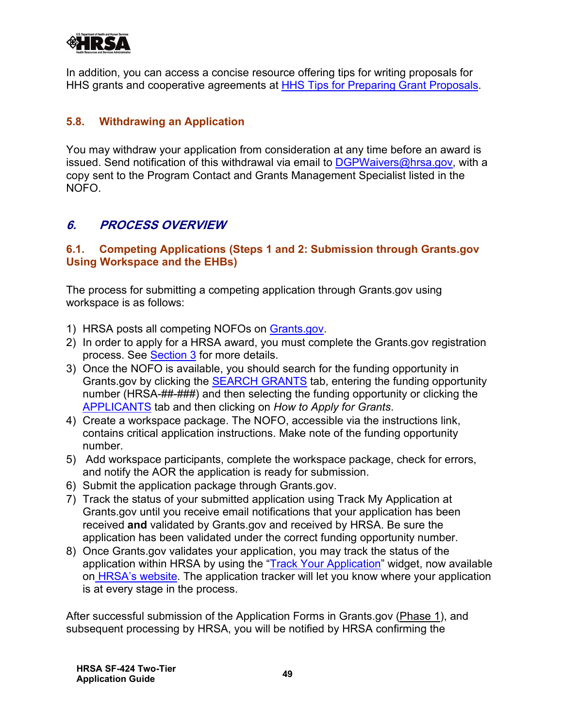In addition, you can access a concise resource offering tips for writing proposals for HHS grants and cooperative agreements at [HHS Tips for Preparing Grant Proposals](#).

### 5.8. Withdrawing an Application

You may withdraw your application from consideration at any time before an award is issued. Send notification of this withdrawal via email to DGPWaivers@hrsa.gov, with a copy sent to the Program Contact and Grants Management Specialist listed in the NOFO.

## *6. PROCESS OVERVIEW*

### 6.1. Competing Applications (Steps 1 and 2: Submission through Grants.gov Using Workspace and the EHBs)

The process for submitting a competing application through Grants.gov using workspace is as follows:

1) HRSA posts all competing NOFOs on Grants.gov.
2) In order to apply for a HRSA award, you must complete the Grants.gov registration process. See Section 3 for more details.
3) Once the NOFO is available, you should search for the funding opportunity in Grants.gov by clicking the SEARCH GRANTS tab, entering the funding opportunity number (HRSA-##-###) and then selecting the funding opportunity or clicking the APPLICANTS tab and then clicking on *How to Apply for Grants*.
4) Create a workspace package. The NOFO, accessible via the instructions link, contains critical application instructions. Make note of the funding opportunity number.
5) Add workspace participants, complete the workspace package, check for errors, and notify the AOR the application is ready for submission.
6) Submit the application package through Grants.gov.
7) Track the status of your submitted application using Track My Application at Grants.gov until you receive email notifications that your application has been received **and** validated by Grants.gov and received by HRSA. Be sure the application has been validated under the correct funding opportunity number.
8) Once Grants.gov validates your application, you may track the status of the application within HRSA by using the "Track Your Application" widget, now available on HRSA's website. The application tracker will let you know where your application is at every stage in the process.

After successful submission of the Application Forms in Grants.gov (Phase 1), and subsequent processing by HRSA, you will be notified by HRSA confirming the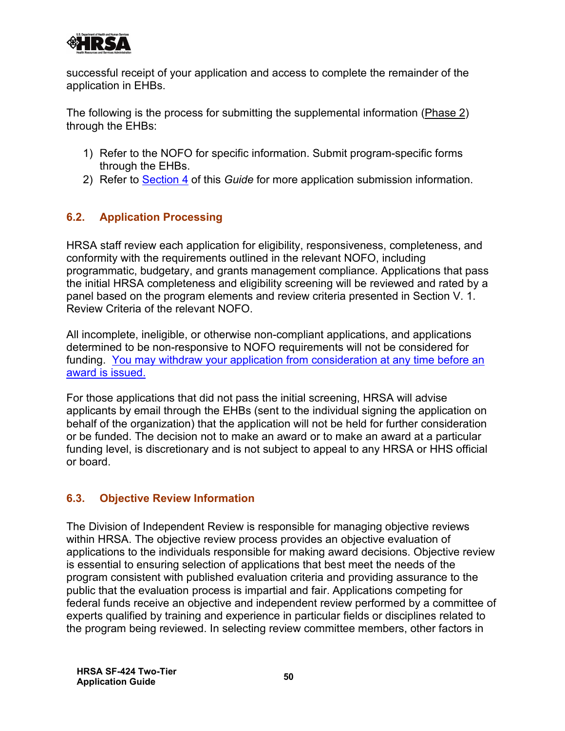successful receipt of your application and access to complete the remainder of the application in EHBs.

The following is the process for submitting the supplemental information (Phase 2) through the EHBs:

1) Refer to the NOFO for specific information. Submit program-specific forms through the EHBs.
2) Refer to Section 4 of this *Guide* for more application submission information.

## 6.2. Application Processing

HRSA staff review each application for eligibility, responsiveness, completeness, and conformity with the requirements outlined in the relevant NOFO, including programmatic, budgetary, and grants management compliance. Applications that pass the initial HRSA completeness and eligibility screening will be reviewed and rated by a panel based on the program elements and review criteria presented in Section V. 1. Review Criteria of the relevant NOFO.

All incomplete, ineligible, or otherwise non-compliant applications, and applications determined to be non-responsive to NOFO requirements will not be considered for funding. You may withdraw your application from consideration at any time before an award is issued.

For those applications that did not pass the initial screening, HRSA will advise applicants by email through the EHBs (sent to the individual signing the application on behalf of the organization) that the application will not be held for further consideration or be funded. The decision not to make an award or to make an award at a particular funding level, is discretionary and is not subject to appeal to any HRSA or HHS official or board.

## 6.3. Objective Review Information

The Division of Independent Review is responsible for managing objective reviews within HRSA. The objective review process provides an objective evaluation of applications to the individuals responsible for making award decisions. Objective review is essential to ensuring selection of applications that best meet the needs of the program consistent with published evaluation criteria and providing assurance to the public that the evaluation process is impartial and fair. Applications competing for federal funds receive an objective and independent review performed by a committee of experts qualified by training and experience in particular fields or disciplines related to the program being reviewed. In selecting review committee members, other factors in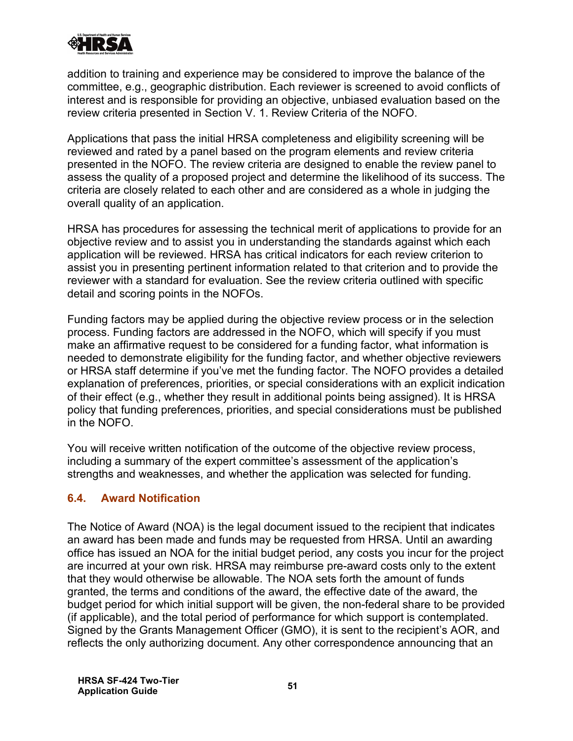addition to training and experience may be considered to improve the balance of the committee, e.g., geographic distribution. Each reviewer is screened to avoid conflicts of interest and is responsible for providing an objective, unbiased evaluation based on the review criteria presented in Section V. 1. Review Criteria of the NOFO.

Applications that pass the initial HRSA completeness and eligibility screening will be reviewed and rated by a panel based on the program elements and review criteria presented in the NOFO. The review criteria are designed to enable the review panel to assess the quality of a proposed project and determine the likelihood of its success. The criteria are closely related to each other and are considered as a whole in judging the overall quality of an application.

HRSA has procedures for assessing the technical merit of applications to provide for an objective review and to assist you in understanding the standards against which each application will be reviewed. HRSA has critical indicators for each review criterion to assist you in presenting pertinent information related to that criterion and to provide the reviewer with a standard for evaluation. See the review criteria outlined with specific detail and scoring points in the NOFOs.

Funding factors may be applied during the objective review process or in the selection process. Funding factors are addressed in the NOFO, which will specify if you must make an affirmative request to be considered for a funding factor, what information is needed to demonstrate eligibility for the funding factor, and whether objective reviewers or HRSA staff determine if you've met the funding factor. The NOFO provides a detailed explanation of preferences, priorities, or special considerations with an explicit indication of their effect (e.g., whether they result in additional points being assigned). It is HRSA policy that funding preferences, priorities, and special considerations must be published in the NOFO.

You will receive written notification of the outcome of the objective review process, including a summary of the expert committee's assessment of the application's strengths and weaknesses, and whether the application was selected for funding.

### 6.4. Award Notification

The Notice of Award (NOA) is the legal document issued to the recipient that indicates an award has been made and funds may be requested from HRSA. Until an awarding office has issued an NOA for the initial budget period, any costs you incur for the project are incurred at your own risk. HRSA may reimburse pre-award costs only to the extent that they would otherwise be allowable. The NOA sets forth the amount of funds granted, the terms and conditions of the award, the effective date of the award, the budget period for which initial support will be given, the non-federal share to be provided (if applicable), and the total period of performance for which support is contemplated. Signed by the Grants Management Officer (GMO), it is sent to the recipient's AOR, and reflects the only authorizing document. Any other correspondence announcing that an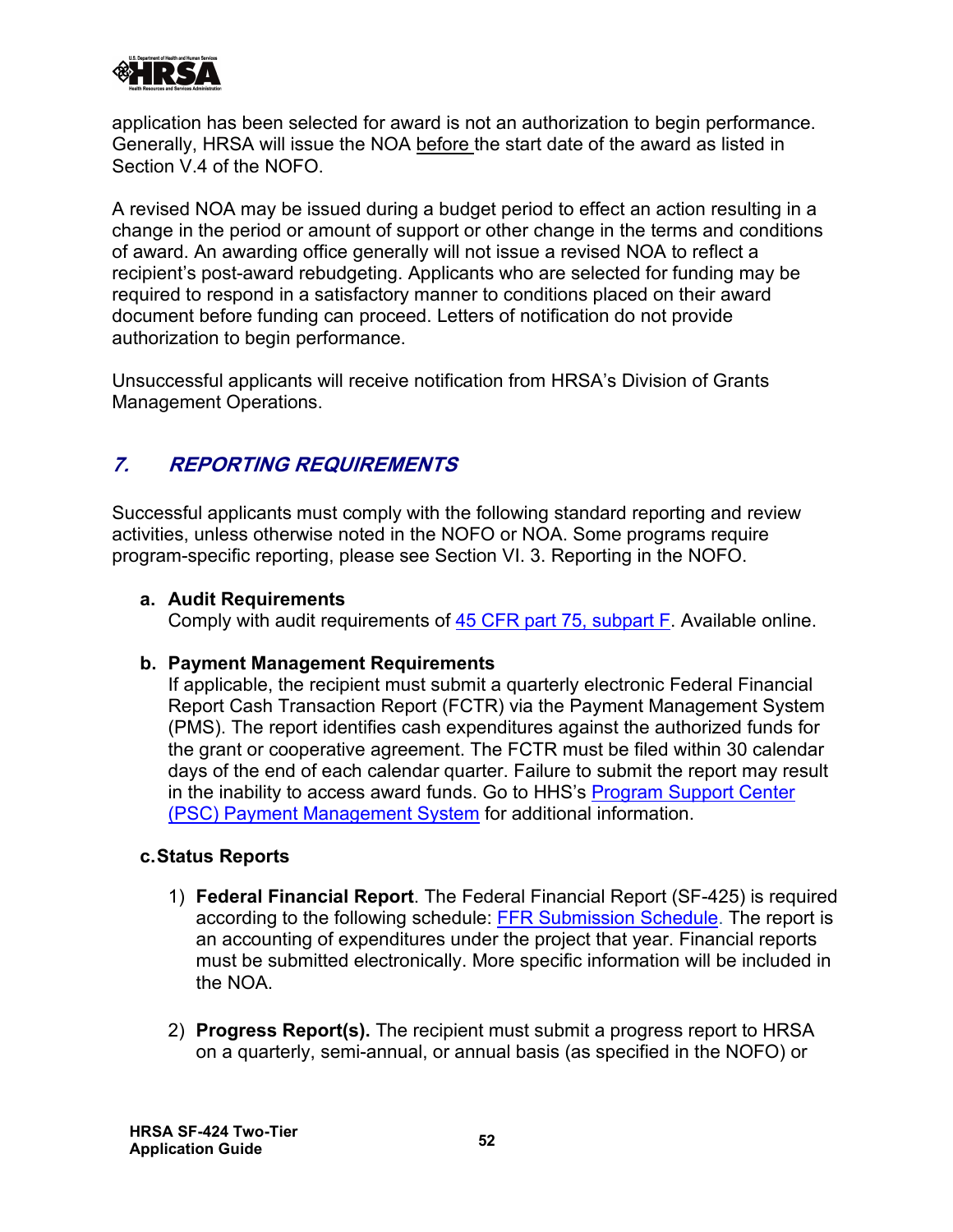application has been selected for award is not an authorization to begin performance. Generally, HRSA will issue the NOA before the start date of the award as listed in Section V.4 of the NOFO.

A revised NOA may be issued during a budget period to effect an action resulting in a change in the period or amount of support or other change in the terms and conditions of award. An awarding office generally will not issue a revised NOA to reflect a recipient's post-award rebudgeting. Applicants who are selected for funding may be required to respond in a satisfactory manner to conditions placed on their award document before funding can proceed. Letters of notification do not provide authorization to begin performance.

Unsuccessful applicants will receive notification from HRSA's Division of Grants Management Operations.

## *7. REPORTING REQUIREMENTS*

Successful applicants must comply with the following standard reporting and review activities, unless otherwise noted in the NOFO or NOA. Some programs require program-specific reporting, please see Section VI. 3. Reporting in the NOFO.

**a. Audit Requirements**
Comply with audit requirements of 45 CFR part 75, subpart F. Available online.

**b. Payment Management Requirements**
If applicable, the recipient must submit a quarterly electronic Federal Financial Report Cash Transaction Report (FCTR) via the Payment Management System (PMS). The report identifies cash expenditures against the authorized funds for the grant or cooperative agreement. The FCTR must be filed within 30 calendar days of the end of each calendar quarter. Failure to submit the report may result in the inability to access award funds. Go to HHS's Program Support Center (PSC) Payment Management System for additional information.

**c. Status Reports**

1) **Federal Financial Report**. The Federal Financial Report (SF-425) is required according to the following schedule: FFR Submission Schedule. The report is an accounting of expenditures under the project that year. Financial reports must be submitted electronically. More specific information will be included in the NOA.

2) **Progress Report(s).** The recipient must submit a progress report to HRSA on a quarterly, semi-annual, or annual basis (as specified in the NOFO) or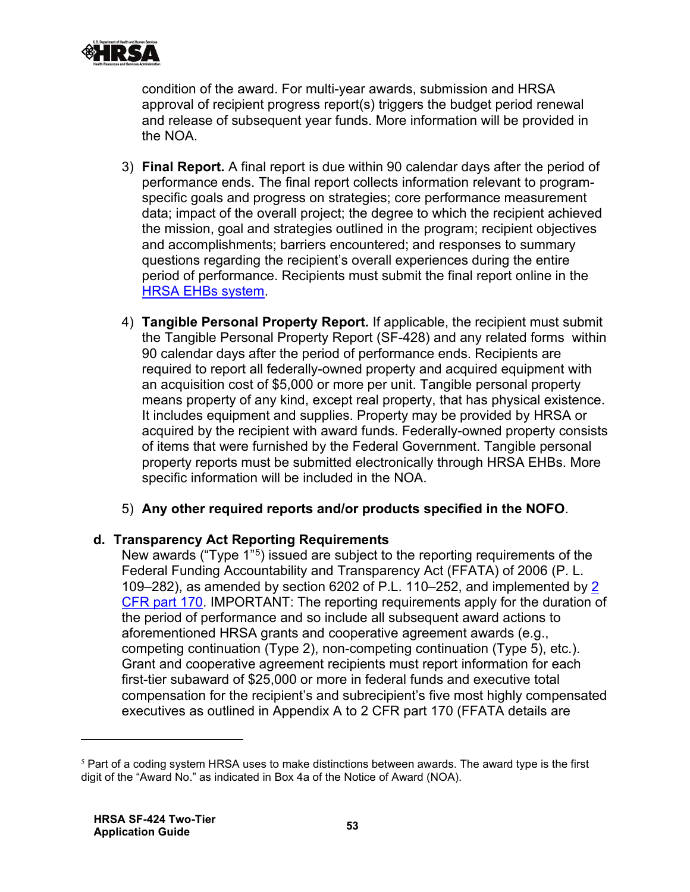condition of the award. For multi-year awards, submission and HRSA approval of recipient progress report(s) triggers the budget period renewal and release of subsequent year funds. More information will be provided in the NOA.

3) **Final Report.** A final report is due within 90 calendar days after the period of performance ends. The final report collects information relevant to program-specific goals and progress on strategies; core performance measurement data; impact of the overall project; the degree to which the recipient achieved the mission, goal and strategies outlined in the program; recipient objectives and accomplishments; barriers encountered; and responses to summary questions regarding the recipient's overall experiences during the entire period of performance. Recipients must submit the final report online in the [HRSA EHBs system](#).

4) **Tangible Personal Property Report.** If applicable, the recipient must submit the Tangible Personal Property Report (SF-428) and any related forms within 90 calendar days after the period of performance ends. Recipients are required to report all federally-owned property and acquired equipment with an acquisition cost of $5,000 or more per unit. Tangible personal property means property of any kind, except real property, that has physical existence. It includes equipment and supplies. Property may be provided by HRSA or acquired by the recipient with award funds. Federally-owned property consists of items that were furnished by the Federal Government. Tangible personal property reports must be submitted electronically through HRSA EHBs. More specific information will be included in the NOA.

5) **Any other required reports and/or products specified in the NOFO**.

**d. Transparency Act Reporting Requirements**

New awards ("Type 1"[5]) issued are subject to the reporting requirements of the Federal Funding Accountability and Transparency Act (FFATA) of 2006 (P. L. 109–282), as amended by section 6202 of P.L. 110–252, and implemented by [2 CFR part 170](#). IMPORTANT: The reporting requirements apply for the duration of the period of performance and so include all subsequent award actions to aforementioned HRSA grants and cooperative agreement awards (e.g., competing continuation (Type 2), non-competing continuation (Type 5), etc.). Grant and cooperative agreement recipients must report information for each first-tier subaward of $25,000 or more in federal funds and executive total compensation for the recipient's and subrecipient's five most highly compensated executives as outlined in Appendix A to 2 CFR part 170 (FFATA details are

[5] Part of a coding system HRSA uses to make distinctions between awards. The award type is the first digit of the "Award No." as indicated in Box 4a of the Notice of Award (NOA).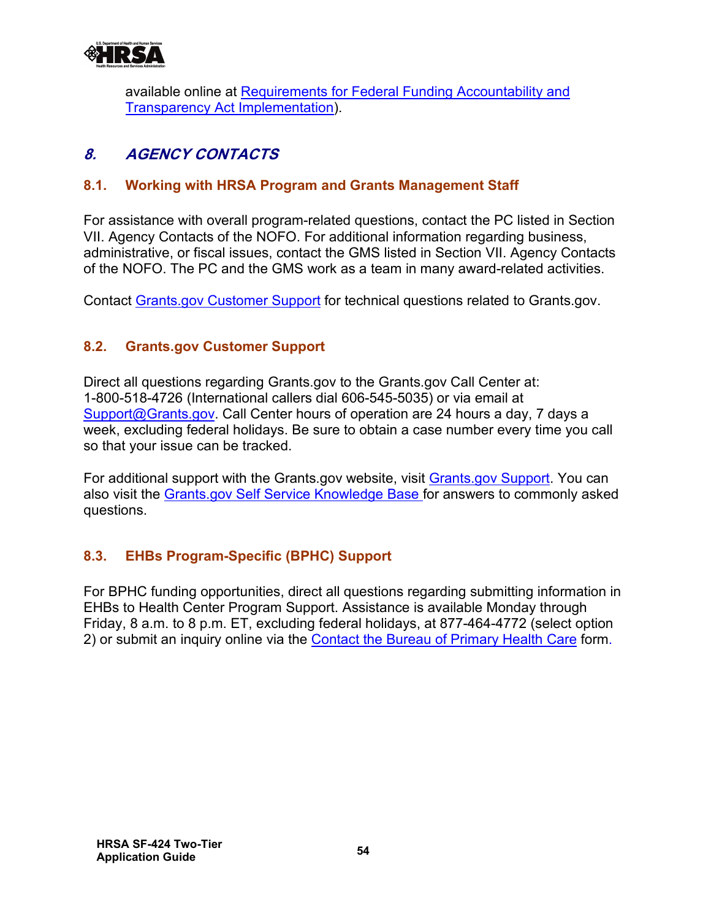available online at Requirements for Federal Funding Accountability and Transparency Act Implementation).

# *8. AGENCY CONTACTS*

## 8.1. Working with HRSA Program and Grants Management Staff

For assistance with overall program-related questions, contact the PC listed in Section VII. Agency Contacts of the NOFO. For additional information regarding business, administrative, or fiscal issues, contact the GMS listed in Section VII. Agency Contacts of the NOFO. The PC and the GMS work as a team in many award-related activities.

Contact Grants.gov Customer Support for technical questions related to Grants.gov.

## 8.2. Grants.gov Customer Support

Direct all questions regarding Grants.gov to the Grants.gov Call Center at: 1-800-518-4726 (International callers dial 606-545-5035) or via email at Support@Grants.gov. Call Center hours of operation are 24 hours a day, 7 days a week, excluding federal holidays. Be sure to obtain a case number every time you call so that your issue can be tracked.

For additional support with the Grants.gov website, visit Grants.gov Support. You can also visit the Grants.gov Self Service Knowledge Base for answers to commonly asked questions.

## 8.3. EHBs Program-Specific (BPHC) Support

For BPHC funding opportunities, direct all questions regarding submitting information in EHBs to Health Center Program Support. Assistance is available Monday through Friday, 8 a.m. to 8 p.m. ET, excluding federal holidays, at 877-464-4772 (select option 2) or submit an inquiry online via the Contact the Bureau of Primary Health Care form.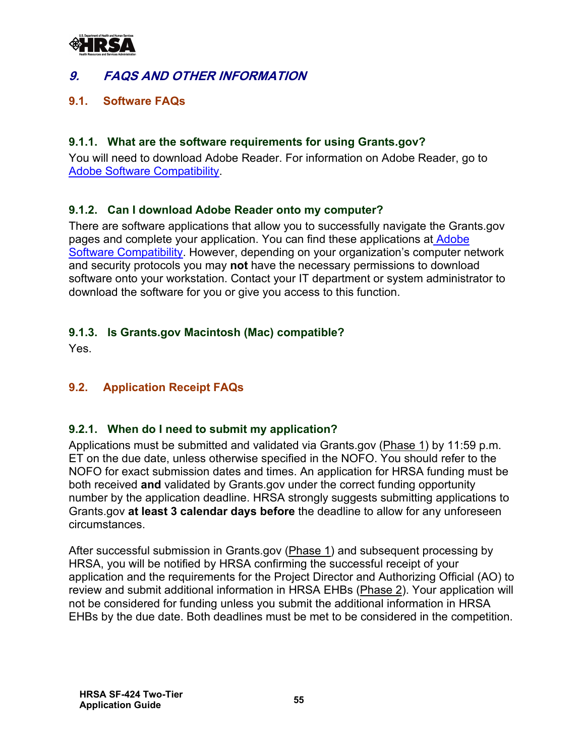# 9. FAQS AND OTHER INFORMATION

## 9.1. Software FAQs

### 9.1.1. What are the software requirements for using Grants.gov?

You will need to download Adobe Reader. For information on Adobe Reader, go to Adobe Software Compatibility.

### 9.1.2. Can I download Adobe Reader onto my computer?

There are software applications that allow you to successfully navigate the Grants.gov pages and complete your application. You can find these applications at Adobe Software Compatibility. However, depending on your organization's computer network and security protocols you may **not** have the necessary permissions to download software onto your workstation. Contact your IT department or system administrator to download the software for you or give you access to this function.

### 9.1.3. Is Grants.gov Macintosh (Mac) compatible?

Yes.

## 9.2. Application Receipt FAQs

### 9.2.1. When do I need to submit my application?

Applications must be submitted and validated via Grants.gov (Phase 1) by 11:59 p.m. ET on the due date, unless otherwise specified in the NOFO. You should refer to the NOFO for exact submission dates and times. An application for HRSA funding must be both received **and** validated by Grants.gov under the correct funding opportunity number by the application deadline. HRSA strongly suggests submitting applications to Grants.gov **at least 3 calendar days before** the deadline to allow for any unforeseen circumstances.

After successful submission in Grants.gov (Phase 1) and subsequent processing by HRSA, you will be notified by HRSA confirming the successful receipt of your application and the requirements for the Project Director and Authorizing Official (AO) to review and submit additional information in HRSA EHBs (Phase 2). Your application will not be considered for funding unless you submit the additional information in HRSA EHBs by the due date. Both deadlines must be met to be considered in the competition.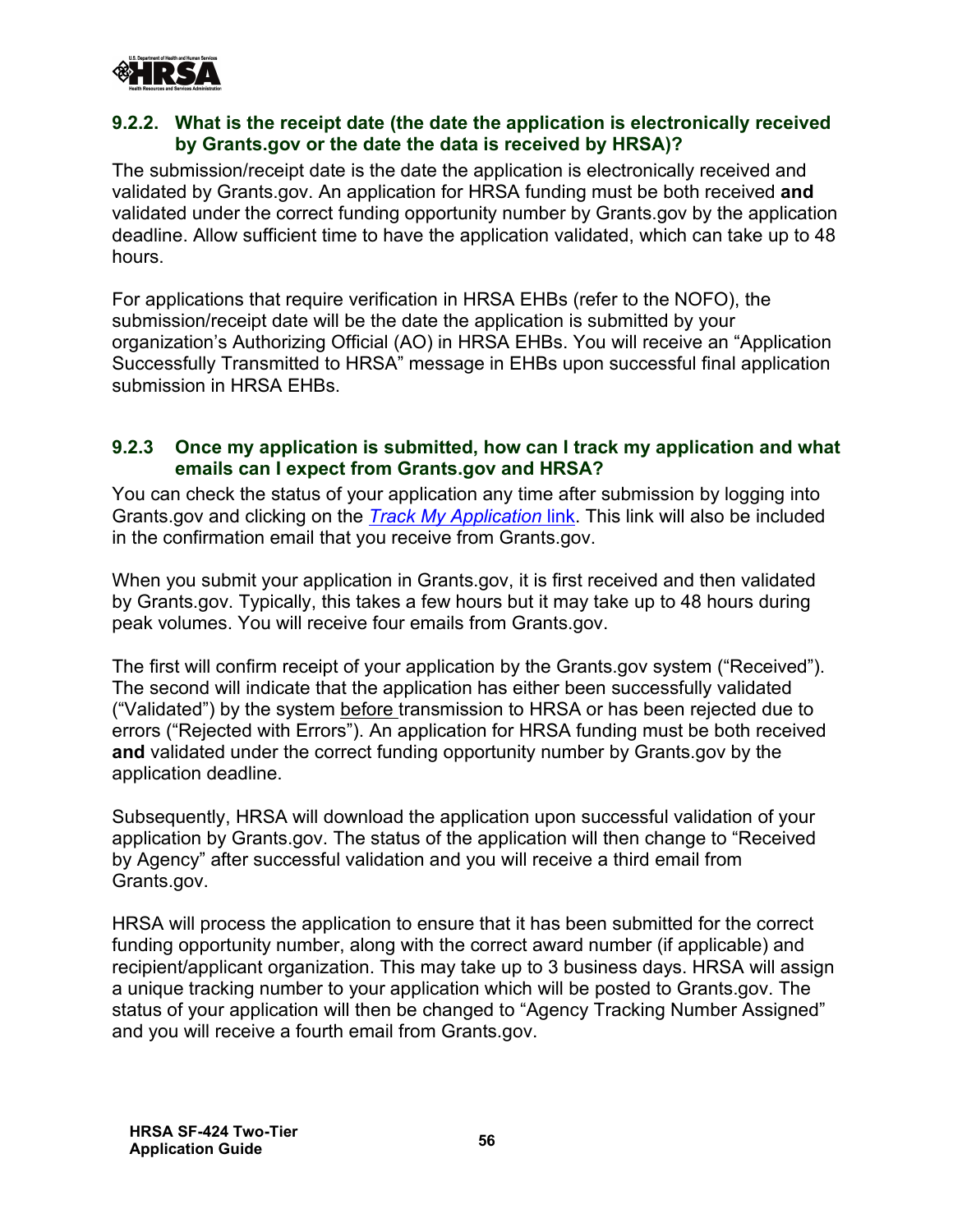### 9.2.2. What is the receipt date (the date the application is electronically received by Grants.gov or the date the data is received by HRSA)?

The submission/receipt date is the date the application is electronically received and validated by Grants.gov. An application for HRSA funding must be both received **and** validated under the correct funding opportunity number by Grants.gov by the application deadline. Allow sufficient time to have the application validated, which can take up to 48 hours.

For applications that require verification in HRSA EHBs (refer to the NOFO), the submission/receipt date will be the date the application is submitted by your organization's Authorizing Official (AO) in HRSA EHBs. You will receive an "Application Successfully Transmitted to HRSA" message in EHBs upon successful final application submission in HRSA EHBs.

### 9.2.3 Once my application is submitted, how can I track my application and what emails can I expect from Grants.gov and HRSA?

You can check the status of your application any time after submission by logging into Grants.gov and clicking on the *Track My Application* link. This link will also be included in the confirmation email that you receive from Grants.gov.

When you submit your application in Grants.gov, it is first received and then validated by Grants.gov. Typically, this takes a few hours but it may take up to 48 hours during peak volumes. You will receive four emails from Grants.gov.

The first will confirm receipt of your application by the Grants.gov system ("Received"). The second will indicate that the application has either been successfully validated ("Validated") by the system before transmission to HRSA or has been rejected due to errors ("Rejected with Errors"). An application for HRSA funding must be both received **and** validated under the correct funding opportunity number by Grants.gov by the application deadline.

Subsequently, HRSA will download the application upon successful validation of your application by Grants.gov. The status of the application will then change to "Received by Agency" after successful validation and you will receive a third email from Grants.gov.

HRSA will process the application to ensure that it has been submitted for the correct funding opportunity number, along with the correct award number (if applicable) and recipient/applicant organization. This may take up to 3 business days. HRSA will assign a unique tracking number to your application which will be posted to Grants.gov. The status of your application will then be changed to "Agency Tracking Number Assigned" and you will receive a fourth email from Grants.gov.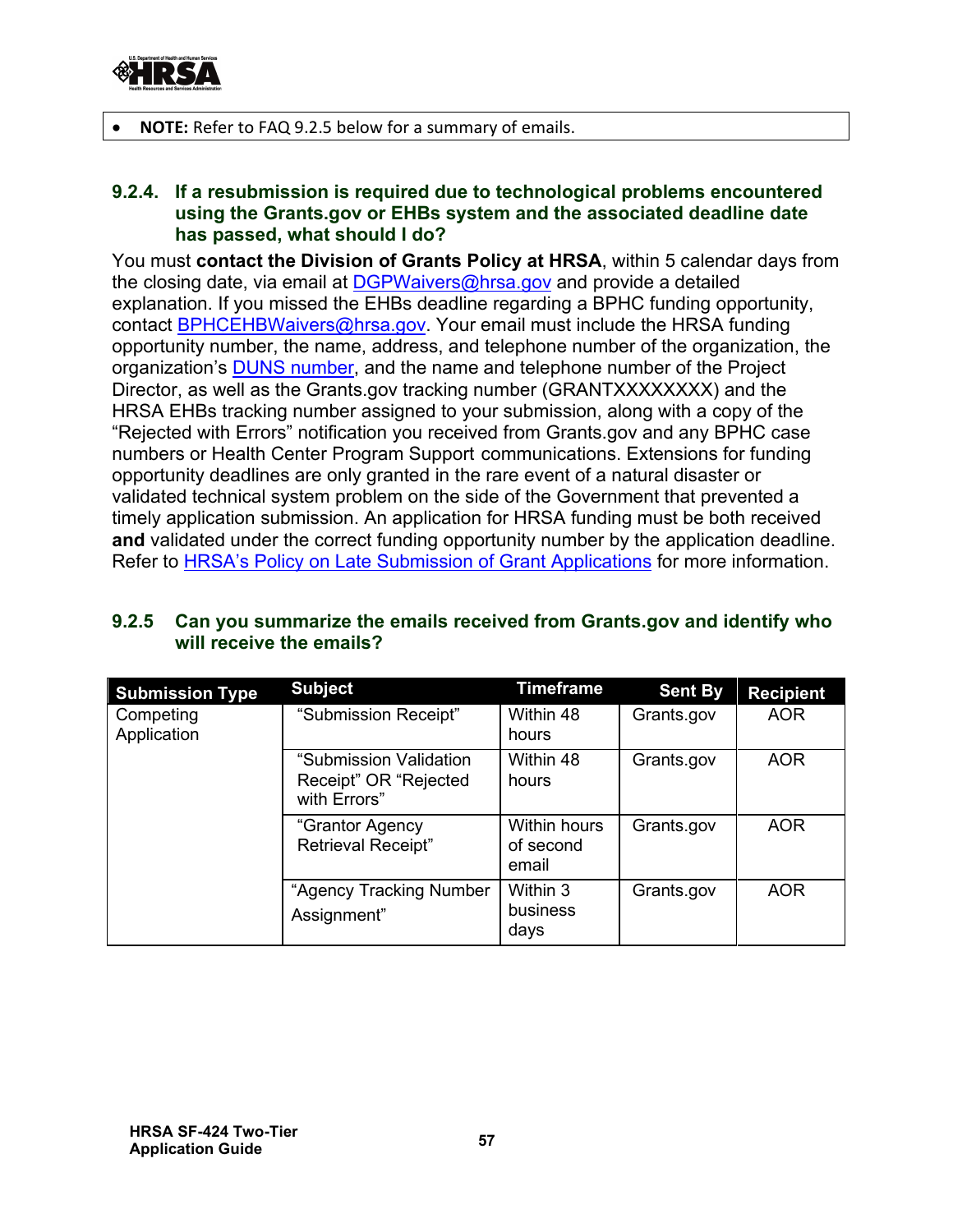- **NOTE:** Refer to FAQ 9.2.5 below for a summary of emails.

### 9.2.4. If a resubmission is required due to technological problems encountered using the Grants.gov or EHBs system and the associated deadline date has passed, what should I do?

You must **contact the Division of Grants Policy at HRSA**, within 5 calendar days from the closing date, via email at DGPWaivers@hrsa.gov and provide a detailed explanation. If you missed the EHBs deadline regarding a BPHC funding opportunity, contact BPHCEHBWaivers@hrsa.gov. Your email must include the HRSA funding opportunity number, the name, address, and telephone number of the organization, the organization's DUNS number, and the name and telephone number of the Project Director, as well as the Grants.gov tracking number (GRANTXXXXXXXX) and the HRSA EHBs tracking number assigned to your submission, along with a copy of the "Rejected with Errors" notification you received from Grants.gov and any BPHC case numbers or Health Center Program Support communications. Extensions for funding opportunity deadlines are only granted in the rare event of a natural disaster or validated technical system problem on the side of the Government that prevented a timely application submission. An application for HRSA funding must be both received **and** validated under the correct funding opportunity number by the application deadline. Refer to HRSA's Policy on Late Submission of Grant Applications for more information.

### 9.2.5 Can you summarize the emails received from Grants.gov and identify who will receive the emails?

| Submission Type | Subject | Timeframe | Sent By | Recipient |
|---|---|---|---|---|
| Competing Application | "Submission Receipt" | Within 48 hours | Grants.gov | AOR |
| | "Submission Validation Receipt" OR "Rejected with Errors" | Within 48 hours | Grants.gov | AOR |
| | "Grantor Agency Retrieval Receipt" | Within hours of second email | Grants.gov | AOR |
| | "Agency Tracking Number Assignment" | Within 3 business days | Grants.gov | AOR |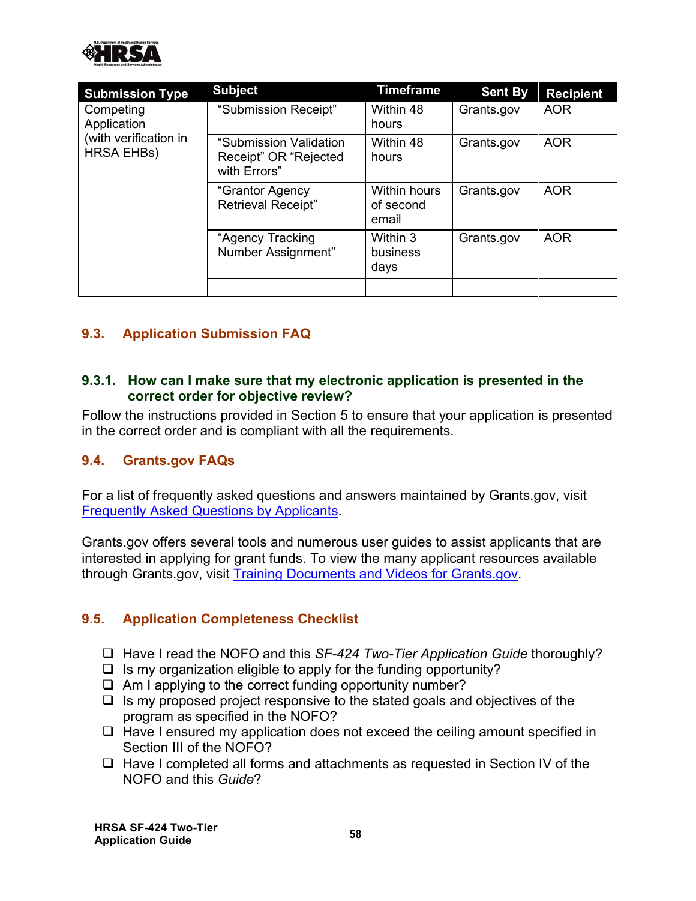| Submission Type | Subject | Timeframe | Sent By | Recipient |
|---|---|---|---|---|
| Competing Application (with verification in HRSA EHBs) | "Submission Receipt" | Within 48 hours | Grants.gov | AOR |
| | "Submission Validation Receipt" OR "Rejected with Errors" | Within 48 hours | Grants.gov | AOR |
| | "Grantor Agency Retrieval Receipt" | Within hours of second email | Grants.gov | AOR |
| | "Agency Tracking Number Assignment" | Within 3 business days | Grants.gov | AOR |
| | | | | |

## 9.3. Application Submission FAQ

### 9.3.1. How can I make sure that my electronic application is presented in the correct order for objective review?

Follow the instructions provided in Section 5 to ensure that your application is presented in the correct order and is compliant with all the requirements.

## 9.4. Grants.gov FAQs

For a list of frequently asked questions and answers maintained by Grants.gov, visit Frequently Asked Questions by Applicants.

Grants.gov offers several tools and numerous user guides to assist applicants that are interested in applying for grant funds. To view the many applicant resources available through Grants.gov, visit Training Documents and Videos for Grants.gov.

## 9.5. Application Completeness Checklist

- ❑ Have I read the NOFO and this *SF-424 Two-Tier Application Guide* thoroughly?
- ❑ Is my organization eligible to apply for the funding opportunity?
- ❑ Am I applying to the correct funding opportunity number?
- ❑ Is my proposed project responsive to the stated goals and objectives of the program as specified in the NOFO?
- ❑ Have I ensured my application does not exceed the ceiling amount specified in Section III of the NOFO?
- ❑ Have I completed all forms and attachments as requested in Section IV of the NOFO and this *Guide*?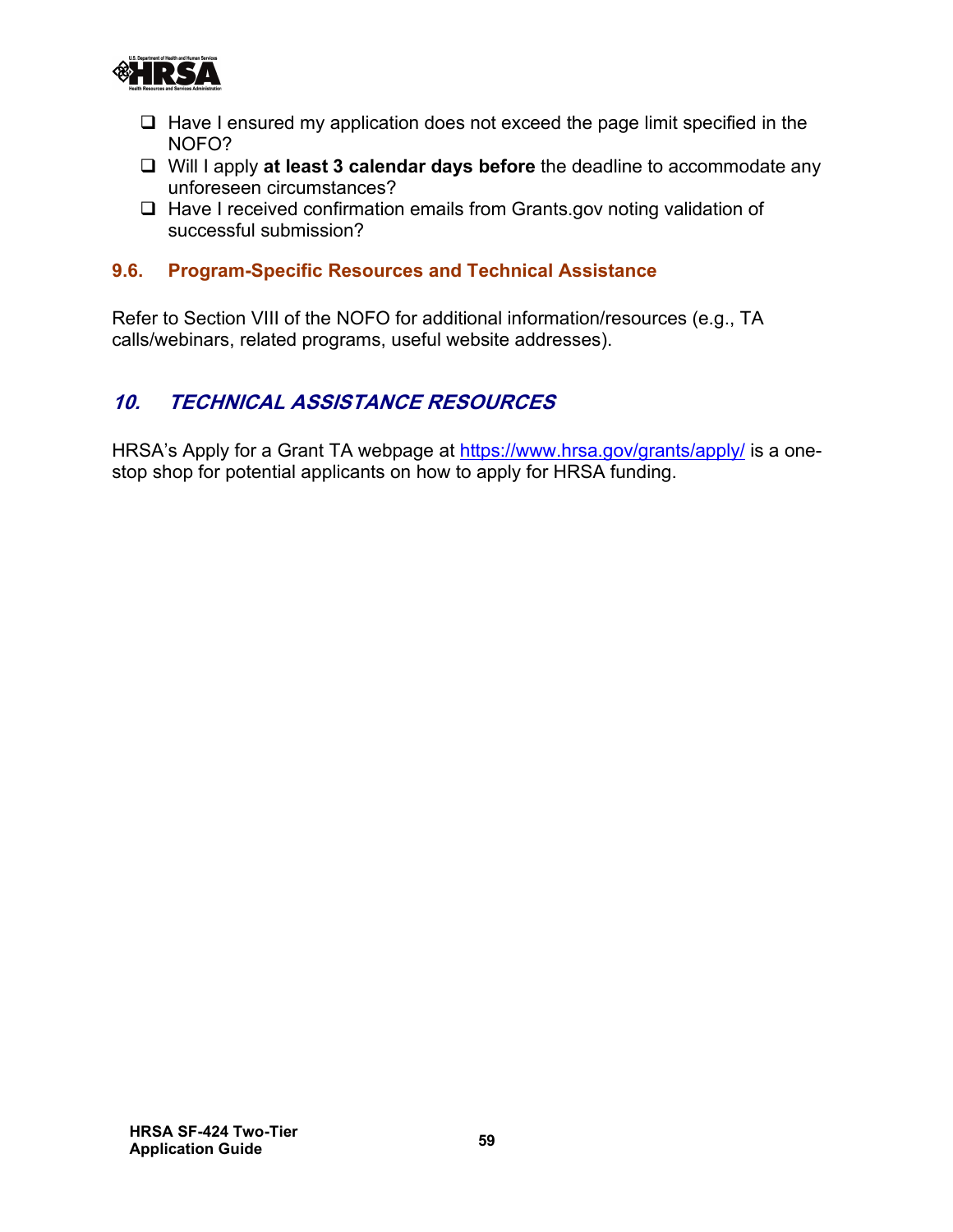- ❑ Have I ensured my application does not exceed the page limit specified in the NOFO?
- ❑ Will I apply **at least 3 calendar days before** the deadline to accommodate any unforeseen circumstances?
- ❑ Have I received confirmation emails from Grants.gov noting validation of successful submission?

### 9.6. Program-Specific Resources and Technical Assistance

Refer to Section VIII of the NOFO for additional information/resources (e.g., TA calls/webinars, related programs, useful website addresses).

## *10. TECHNICAL ASSISTANCE RESOURCES*

HRSA's Apply for a Grant TA webpage at https://www.hrsa.gov/grants/apply/ is a one-stop shop for potential applicants on how to apply for HRSA funding.